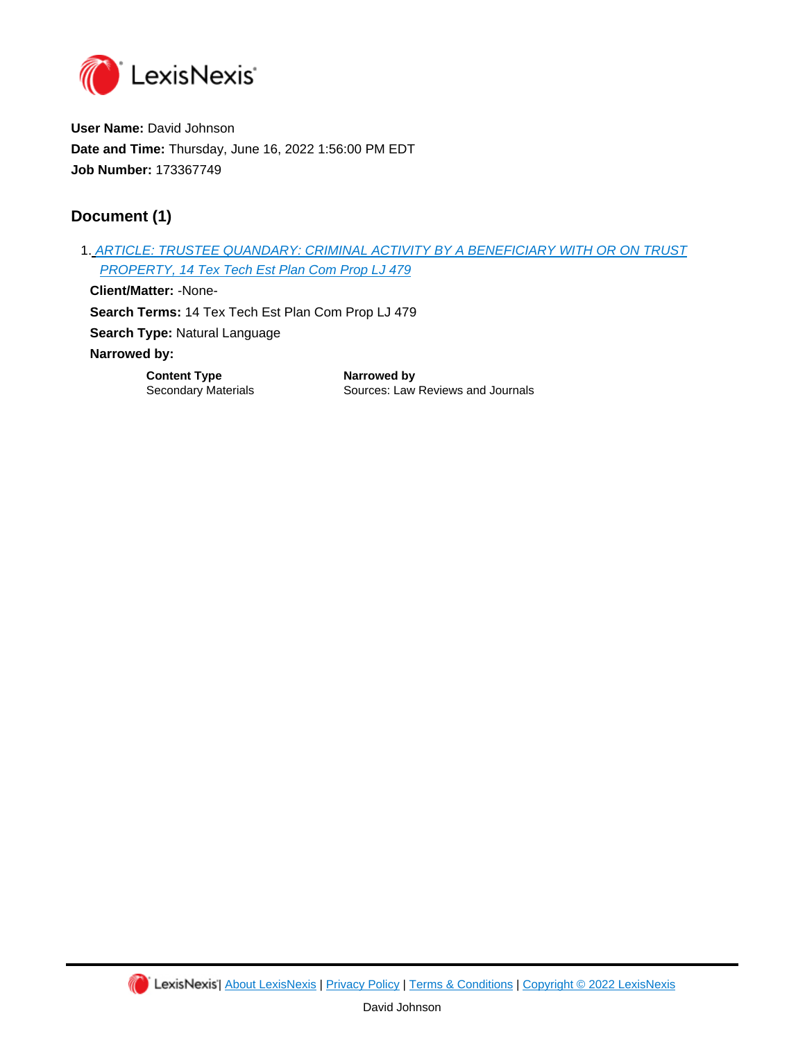**User Name:** David Johnson

**Date and Time:** Thursday, June 16, 2022 1:56:00 PM EDT

**Job Number:** 173367749

## Document (1)

1. ARTICLE: TRUSTEE QUANDARY: CRIMINAL ACTIVITY BY A BENEFICIARY WITH OR ON TRUST PROPERTY, 14 Tex Tech Est Plan Com Prop LJ 479

   **Client/Matter:** -None-

   **Search Terms:** 14 Tex Tech Est Plan Com Prop LJ 479

   **Search Type:** Natural Language

   **Narrowed by:**

| Content Type | Narrowed by |
| --- | --- |
| Secondary Materials | Sources: Law Reviews and Journals |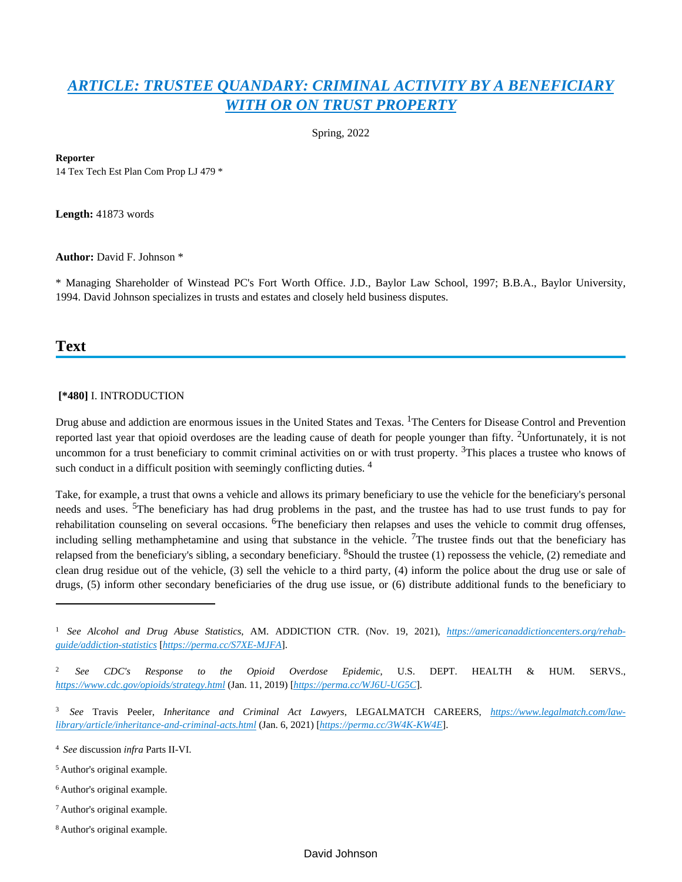# *ARTICLE: TRUSTEE QUANDARY: CRIMINAL ACTIVITY BY A BENEFICIARY WITH OR ON TRUST PROPERTY*

Spring, 2022

**Reporter**
14 Tex Tech Est Plan Com Prop LJ 479 *

**Length:** 41873 words

**Author:** David F. Johnson *

* Managing Shareholder of Winstead PC's Fort Worth Office. J.D., Baylor Law School, 1997; B.B.A., Baylor University, 1994. David Johnson specializes in trusts and estates and closely held business disputes.

## Text

**[*480]** I. INTRODUCTION

Drug abuse and addiction are enormous issues in the United States and Texas. [1]The Centers for Disease Control and Prevention reported last year that opioid overdoses are the leading cause of death for people younger than fifty. [2]Unfortunately, it is not uncommon for a trust beneficiary to commit criminal activities on or with trust property. [3]This places a trustee who knows of such conduct in a difficult position with seemingly conflicting duties. [4]

Take, for example, a trust that owns a vehicle and allows its primary beneficiary to use the vehicle for the beneficiary's personal needs and uses. [5]The beneficiary has had drug problems in the past, and the trustee has had to use trust funds to pay for rehabilitation counseling on several occasions. [6]The beneficiary then relapses and uses the vehicle to commit drug offenses, including selling methamphetamine and using that substance in the vehicle. [7]The trustee finds out that the beneficiary has relapsed from the beneficiary's sibling, a secondary beneficiary. [8]Should the trustee (1) repossess the vehicle, (2) remediate and clean drug residue out of the vehicle, (3) sell the vehicle to a third party, (4) inform the police about the drug use or sale of drugs, (5) inform other secondary beneficiaries of the drug use issue, or (6) distribute additional funds to the beneficiary to

---

[1] *See Alcohol and Drug Abuse Statistics*, AM. ADDICTION CTR. (Nov. 19, 2021), *https://americanaddictioncenters.org/rehab-guide/addiction-statistics* [*https://perma.cc/S7XE-MJFA*].

[2] *See CDC's Response to the Opioid Overdose Epidemic*, U.S. DEPT. HEALTH & HUM. SERVS., *https://www.cdc.gov/opioids/strategy.html* (Jan. 11, 2019) [*https://perma.cc/WJ6U-UG5C*].

[3] *See* Travis Peeler, *Inheritance and Criminal Act Lawyers*, LEGALMATCH CAREERS, *https://www.legalmatch.com/law-library/article/inheritance-and-criminal-acts.html* (Jan. 6, 2021) [*https://perma.cc/3W4K-KW4E*].

[4] *See* discussion *infra* Parts II-VI.

[5] Author's original example.

[6] Author's original example.

[7] Author's original example.

[8] Author's original example.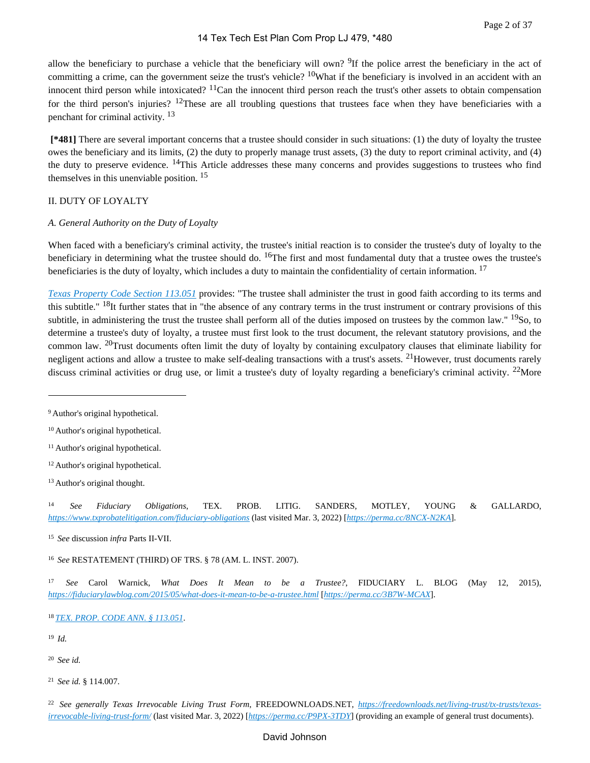allow the beneficiary to purchase a vehicle that the beneficiary will own? [9]If the police arrest the beneficiary in the act of committing a crime, can the government seize the trust's vehicle? [10]What if the beneficiary is involved in an accident with an innocent third person while intoxicated? [11]Can the innocent third person reach the trust's other assets to obtain compensation for the third person's injuries? [12]These are all troubling questions that trustees face when they have beneficiaries with a penchant for criminal activity. [13]

**[*481]** There are several important concerns that a trustee should consider in such situations: (1) the duty of loyalty the trustee owes the beneficiary and its limits, (2) the duty to properly manage trust assets, (3) the duty to report criminal activity, and (4) the duty to preserve evidence. [14]This Article addresses these many concerns and provides suggestions to trustees who find themselves in this unenviable position. [15]

## II. DUTY OF LOYALTY

### *A. General Authority on the Duty of Loyalty*

When faced with a beneficiary's criminal activity, the trustee's initial reaction is to consider the trustee's duty of loyalty to the beneficiary in determining what the trustee should do. [16]The first and most fundamental duty that a trustee owes the trustee's beneficiaries is the duty of loyalty, which includes a duty to maintain the confidentiality of certain information. [17]

*Texas Property Code Section 113.051* provides: "The trustee shall administer the trust in good faith according to its terms and this subtitle." [18]It further states that in "the absence of any contrary terms in the trust instrument or contrary provisions of this subtitle, in administering the trust the trustee shall perform all of the duties imposed on trustees by the common law." [19]So, to determine a trustee's duty of loyalty, a trustee must first look to the trust document, the relevant statutory provisions, and the common law. [20]Trust documents often limit the duty of loyalty by containing exculpatory clauses that eliminate liability for negligent actions and allow a trustee to make self-dealing transactions with a trust's assets. [21]However, trust documents rarely discuss criminal activities or drug use, or limit a trustee's duty of loyalty regarding a beneficiary's criminal activity. [22]More

---

[9] Author's original hypothetical.

[10] Author's original hypothetical.

[11] Author's original hypothetical.

[12] Author's original hypothetical.

[13] Author's original thought.

[14] *See Fiduciary Obligations*, TEX. PROB. LITIG. SANDERS, MOTLEY, YOUNG & GALLARDO, *https://www.txprobatelitigation.com/fiduciary-obligations* (last visited Mar. 3, 2022) [*https://perma.cc/8NCX-N2KA*].

[15] *See* discussion *infra* Parts II-VII.

[16] *See* RESTATEMENT (THIRD) OF TRS. § 78 (AM. L. INST. 2007).

[17] *See* Carol Warnick, *What Does It Mean to be a Trustee?*, FIDUCIARY L. BLOG (May 12, 2015), *https://fiduciarylawblog.com/2015/05/what-does-it-mean-to-be-a-trustee.html* [*https://perma.cc/3B7W-MCAX*].

[18] *TEX. PROP. CODE ANN. § 113.051*.

[19] *Id.*

[20] *See id.*

[21] *See id.* § 114.007.

[22] *See generally Texas Irrevocable Living Trust Form*, FREEDOWNLOADS.NET, *https://freedownloads.net/living-trust/tx-trusts/texas-irrevocable-living-trust-form/* (last visited Mar. 3, 2022) [*https://perma.cc/P9PX-3TDY*] (providing an example of general trust documents).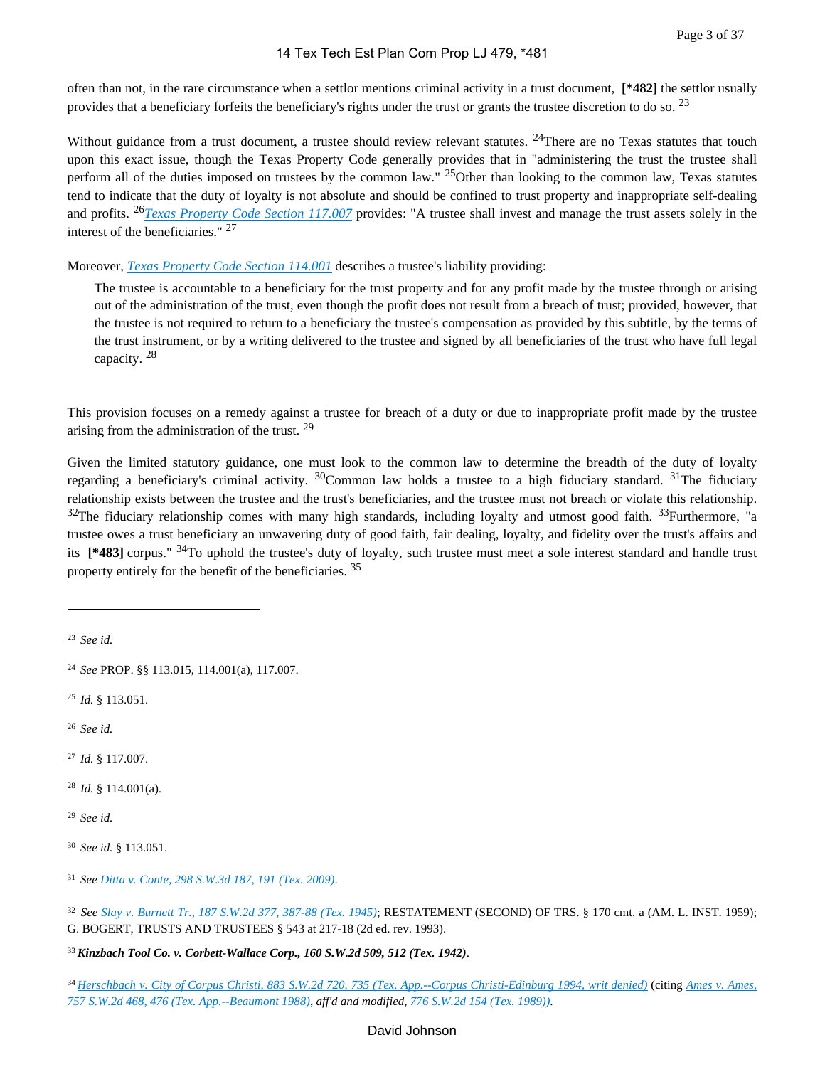often than not, in the rare circumstance when a settlor mentions criminal activity in a trust document, **[*482]** the settlor usually provides that a beneficiary forfeits the beneficiary's rights under the trust or grants the trustee discretion to do so. [23]

Without guidance from a trust document, a trustee should review relevant statutes. [24] There are no Texas statutes that touch upon this exact issue, though the Texas Property Code generally provides that in "administering the trust the trustee shall perform all of the duties imposed on trustees by the common law." [25] Other than looking to the common law, Texas statutes tend to indicate that the duty of loyalty is not absolute and should be confined to trust property and inappropriate self-dealing and profits. [26] *Texas Property Code Section 117.007* provides: "A trustee shall invest and manage the trust assets solely in the interest of the beneficiaries." [27]

Moreover, *Texas Property Code Section 114.001* describes a trustee's liability providing:

> The trustee is accountable to a beneficiary for the trust property and for any profit made by the trustee through or arising out of the administration of the trust, even though the profit does not result from a breach of trust; provided, however, that the trustee is not required to return to a beneficiary the trustee's compensation as provided by this subtitle, by the terms of the trust instrument, or by a writing delivered to the trustee and signed by all beneficiaries of the trust who have full legal capacity. [28]

This provision focuses on a remedy against a trustee for breach of a duty or due to inappropriate profit made by the trustee arising from the administration of the trust. [29]

Given the limited statutory guidance, one must look to the common law to determine the breadth of the duty of loyalty regarding a beneficiary's criminal activity. [30] Common law holds a trustee to a high fiduciary standard. [31] The fiduciary relationship exists between the trustee and the trust's beneficiaries, and the trustee must not breach or violate this relationship. [32] The fiduciary relationship comes with many high standards, including loyalty and utmost good faith. [33] Furthermore, "a trustee owes a trust beneficiary an unwavering duty of good faith, fair dealing, loyalty, and fidelity over the trust's affairs and its **[*483]** corpus." [34] To uphold the trustee's duty of loyalty, such trustee must meet a sole interest standard and handle trust property entirely for the benefit of the beneficiaries. [35]

---

[23] *See id.*

[24] *See* PROP. §§ 113.015, 114.001(a), 117.007.

[25] *Id.* § 113.051.

[26] *See id.*

[27] *Id.* § 117.007.

[28] *Id.* § 114.001(a).

[29] *See id.*

[30] *See id.* § 113.051.

[31] *See Ditta v. Conte, 298 S.W.3d 187, 191 (Tex. 2009).*

[32] *See Slay v. Burnett Tr., 187 S.W.2d 377, 387-88 (Tex. 1945)*; RESTATEMENT (SECOND) OF TRS. § 170 cmt. a (AM. L. INST. 1959); G. BOGERT, TRUSTS AND TRUSTEES § 543 at 217-18 (2d ed. rev. 1993).

[33] ***Kinzbach Tool Co. v. Corbett-Wallace Corp., 160 S.W.2d 509, 512 (Tex. 1942)***.

[34] *Herschbach v. City of Corpus Christi, 883 S.W.2d 720, 735 (Tex. App.--Corpus Christi-Edinburg 1994, writ denied)* (citing *Ames v. Ames, 757 S.W.2d 468, 476 (Tex. App.--Beaumont 1988), aff'd and modified, 776 S.W.2d 154 (Tex. 1989)).*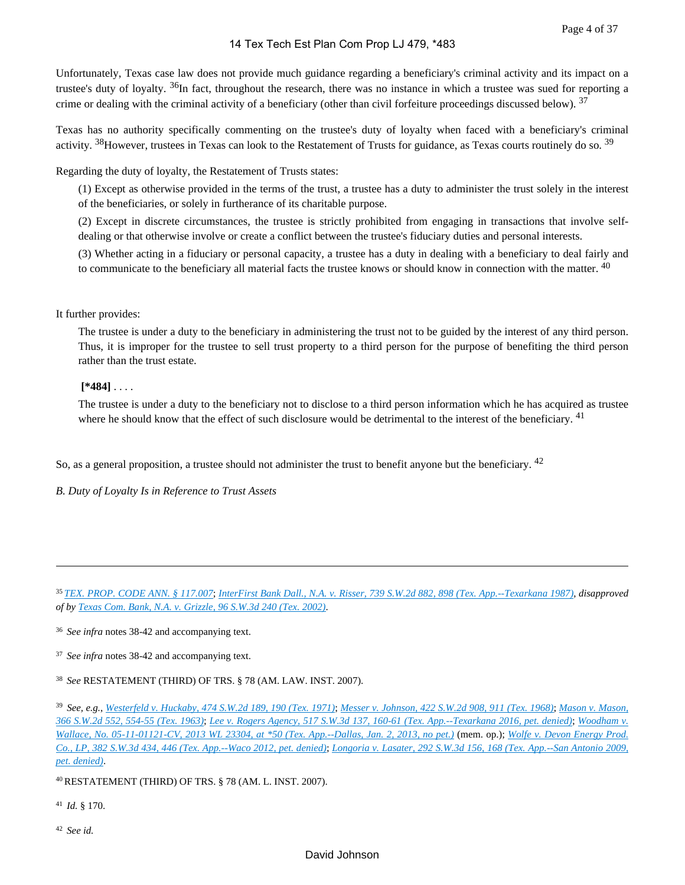Unfortunately, Texas case law does not provide much guidance regarding a beneficiary's criminal activity and its impact on a trustee's duty of loyalty. [36] In fact, throughout the research, there was no instance in which a trustee was sued for reporting a crime or dealing with the criminal activity of a beneficiary (other than civil forfeiture proceedings discussed below). [37]

Texas has no authority specifically commenting on the trustee's duty of loyalty when faced with a beneficiary's criminal activity. [38] However, trustees in Texas can look to the Restatement of Trusts for guidance, as Texas courts routinely do so. [39]

Regarding the duty of loyalty, the Restatement of Trusts states:

> (1) Except as otherwise provided in the terms of the trust, a trustee has a duty to administer the trust solely in the interest of the beneficiaries, or solely in furtherance of its charitable purpose.
>
> (2) Except in discrete circumstances, the trustee is strictly prohibited from engaging in transactions that involve self-dealing or that otherwise involve or create a conflict between the trustee's fiduciary duties and personal interests.
>
> (3) Whether acting in a fiduciary or personal capacity, a trustee has a duty in dealing with a beneficiary to deal fairly and to communicate to the beneficiary all material facts the trustee knows or should know in connection with the matter. [40]

It further provides:

> The trustee is under a duty to the beneficiary in administering the trust not to be guided by the interest of any third person. Thus, it is improper for the trustee to sell trust property to a third person for the purpose of benefiting the third person rather than the trust estate.
>
> **[*484]** . . . .
>
> The trustee is under a duty to the beneficiary not to disclose to a third person information which he has acquired as trustee where he should know that the effect of such disclosure would be detrimental to the interest of the beneficiary. [41]

So, as a general proposition, a trustee should not administer the trust to benefit anyone but the beneficiary. [42]

*B. Duty of Loyalty Is in Reference to Trust Assets*

---

[35] *TEX. PROP. CODE ANN. § 117.007*; *InterFirst Bank Dall., N.A. v. Risser, 739 S.W.2d 882, 898 (Tex. App.--Texarkana 1987)*, *disapproved of by* *Texas Com. Bank, N.A. v. Grizzle, 96 S.W.3d 240 (Tex. 2002)*.

[36] *See infra* notes 38-42 and accompanying text.

[37] *See infra* notes 38-42 and accompanying text.

[38] *See* RESTATEMENT (THIRD) OF TRS. § 78 (AM. LAW. INST. 2007).

[39] *See, e.g.*, *Westerfeld v. Huckaby, 474 S.W.2d 189, 190 (Tex. 1971)*; *Messer v. Johnson, 422 S.W.2d 908, 911 (Tex. 1968)*; *Mason v. Mason, 366 S.W.2d 552, 554-55 (Tex. 1963)*; *Lee v. Rogers Agency, 517 S.W.3d 137, 160-61 (Tex. App.--Texarkana 2016, pet. denied)*; *Woodham v. Wallace, No. 05-11-01121-CV, 2013 WL 23304, at *50 (Tex. App.--Dallas, Jan. 2, 2013, no pet.)* (mem. op.); *Wolfe v. Devon Energy Prod. Co., LP, 382 S.W.3d 434, 446 (Tex. App.--Waco 2012, pet. denied)*; *Longoria v. Lasater, 292 S.W.3d 156, 168 (Tex. App.--San Antonio 2009, pet. denied)*.

[40] RESTATEMENT (THIRD) OF TRS. § 78 (AM. L. INST. 2007).

[41] *Id.* § 170.

[42] *See id.*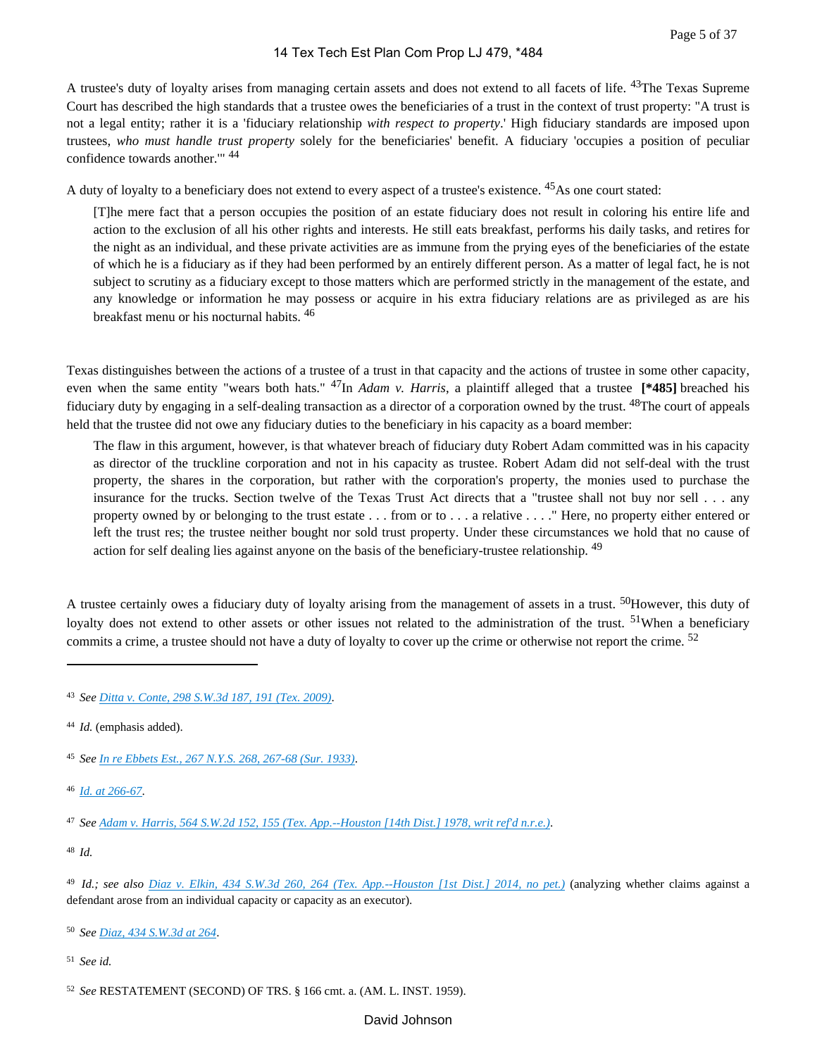A trustee's duty of loyalty arises from managing certain assets and does not extend to all facets of life. [43] The Texas Supreme Court has described the high standards that a trustee owes the beneficiaries of a trust in the context of trust property: "A trust is not a legal entity; rather it is a 'fiduciary relationship *with respect to property*.' High fiduciary standards are imposed upon trustees, *who must handle trust property* solely for the beneficiaries' benefit. A fiduciary 'occupies a position of peculiar confidence towards another.'" [44]

A duty of loyalty to a beneficiary does not extend to every aspect of a trustee's existence. [45] As one court stated:

> [T]he mere fact that a person occupies the position of an estate fiduciary does not result in coloring his entire life and action to the exclusion of all his other rights and interests. He still eats breakfast, performs his daily tasks, and retires for the night as an individual, and these private activities are as immune from the prying eyes of the beneficiaries of the estate of which he is a fiduciary as if they had been performed by an entirely different person. As a matter of legal fact, he is not subject to scrutiny as a fiduciary except to those matters which are performed strictly in the management of the estate, and any knowledge or information he may possess or acquire in his extra fiduciary relations are as privileged as are his breakfast menu or his nocturnal habits. [46]

Texas distinguishes between the actions of a trustee of a trust in that capacity and the actions of trustee in some other capacity, even when the same entity "wears both hats." [47] In *Adam v. Harris*, a plaintiff alleged that a trustee **[*485]** breached his fiduciary duty by engaging in a self-dealing transaction as a director of a corporation owned by the trust. [48] The court of appeals held that the trustee did not owe any fiduciary duties to the beneficiary in his capacity as a board member:

> The flaw in this argument, however, is that whatever breach of fiduciary duty Robert Adam committed was in his capacity as director of the truckline corporation and not in his capacity as trustee. Robert Adam did not self-deal with the trust property, the shares in the corporation, but rather with the corporation's property, the monies used to purchase the insurance for the trucks. Section twelve of the Texas Trust Act directs that a "trustee shall not buy nor sell . . . any property owned by or belonging to the trust estate . . . from or to . . . a relative . . . ." Here, no property either entered or left the trust res; the trustee neither bought nor sold trust property. Under these circumstances we hold that no cause of action for self dealing lies against anyone on the basis of the beneficiary-trustee relationship. [49]

A trustee certainly owes a fiduciary duty of loyalty arising from the management of assets in a trust. [50] However, this duty of loyalty does not extend to other assets or other issues not related to the administration of the trust. [51] When a beneficiary commits a crime, a trustee should not have a duty of loyalty to cover up the crime or otherwise not report the crime. [52]

---

[43] *See* Ditta v. Conte, 298 S.W.3d 187, 191 (Tex. 2009).

[44] *Id.* (emphasis added).

[45] *See* In re Ebbets Est., 267 N.Y.S. 268, 267-68 (Sur. 1933).

[46] *Id.* at 266-67.

[47] *See* Adam v. Harris, 564 S.W.2d 152, 155 (Tex. App.--Houston [14th Dist.] 1978, writ ref'd n.r.e.).

[48] *Id.*

[49] *Id.; see also* Diaz v. Elkin, 434 S.W.3d 260, 264 (Tex. App.--Houston [1st Dist.] 2014, no pet.) (analyzing whether claims against a defendant arose from an individual capacity or capacity as an executor).

[50] *See* Diaz, 434 S.W.3d at 264.

[51] *See id.*

[52] *See* RESTATEMENT (SECOND) OF TRS. § 166 cmt. a. (AM. L. INST. 1959).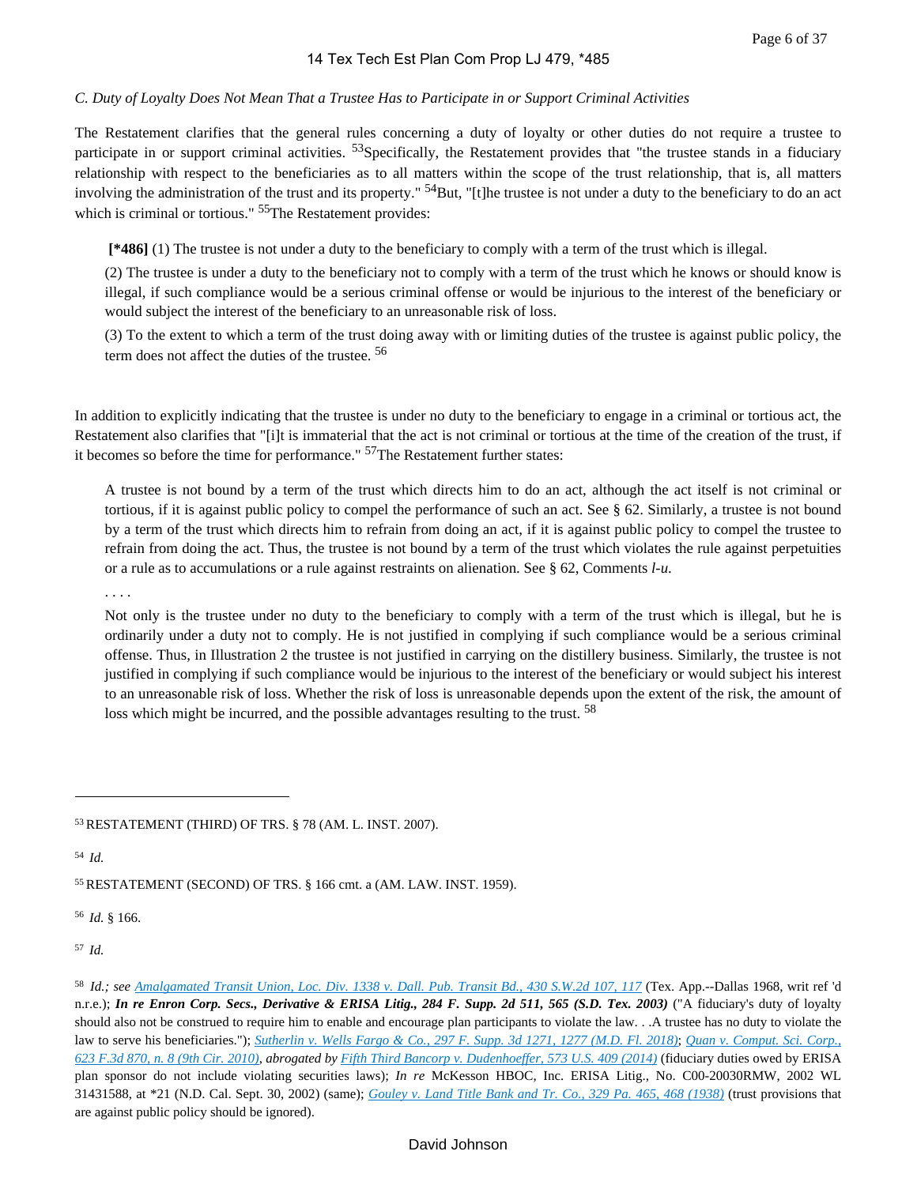*C. Duty of Loyalty Does Not Mean That a Trustee Has to Participate in or Support Criminal Activities*

The Restatement clarifies that the general rules concerning a duty of loyalty or other duties do not require a trustee to participate in or support criminal activities. [53]Specifically, the Restatement provides that "the trustee stands in a fiduciary relationship with respect to the beneficiaries as to all matters within the scope of the trust relationship, that is, all matters involving the administration of the trust and its property." [54]But, "[t]he trustee is not under a duty to the beneficiary to do an act which is criminal or tortious." [55]The Restatement provides:

> **[*486]** (1) The trustee is not under a duty to the beneficiary to comply with a term of the trust which is illegal.
>
> (2) The trustee is under a duty to the beneficiary not to comply with a term of the trust which he knows or should know is illegal, if such compliance would be a serious criminal offense or would be injurious to the interest of the beneficiary or would subject the interest of the beneficiary to an unreasonable risk of loss.
>
> (3) To the extent to which a term of the trust doing away with or limiting duties of the trustee is against public policy, the term does not affect the duties of the trustee. [56]

In addition to explicitly indicating that the trustee is under no duty to the beneficiary to engage in a criminal or tortious act, the Restatement also clarifies that "[i]t is immaterial that the act is not criminal or tortious at the time of the creation of the trust, if it becomes so before the time for performance." [57]The Restatement further states:

> A trustee is not bound by a term of the trust which directs him to do an act, although the act itself is not criminal or tortious, if it is against public policy to compel the performance of such an act. See § 62. Similarly, a trustee is not bound by a term of the trust which directs him to refrain from doing an act, if it is against public policy to compel the trustee to refrain from doing the act. Thus, the trustee is not bound by a term of the trust which violates the rule against perpetuities or a rule as to accumulations or a rule against restraints on alienation. See § 62, Comments *l-u.*
>
> . . . .
>
> Not only is the trustee under no duty to the beneficiary to comply with a term of the trust which is illegal, but he is ordinarily under a duty not to comply. He is not justified in complying if such compliance would be a serious criminal offense. Thus, in Illustration 2 the trustee is not justified in carrying on the distillery business. Similarly, the trustee is not justified in complying if such compliance would be injurious to the interest of the beneficiary or would subject his interest to an unreasonable risk of loss. Whether the risk of loss is unreasonable depends upon the extent of the risk, the amount of loss which might be incurred, and the possible advantages resulting to the trust. [58]

---

[53] RESTATEMENT (THIRD) OF TRS. § 78 (AM. L. INST. 2007).

[54] *Id.*

[55] RESTATEMENT (SECOND) OF TRS. § 166 cmt. a (AM. LAW. INST. 1959).

[56] *Id.* § 166.

[57] *Id.*

[58] *Id.; see Amalgamated Transit Union, Loc. Div. 1338 v. Dall. Pub. Transit Bd., 430 S.W.2d 107, 117* (Tex. App.--Dallas 1968, writ ref 'd n.r.e.); ***In re Enron Corp. Secs., Derivative & ERISA Litig., 284 F. Supp. 2d 511, 565 (S.D. Tex. 2003)*** ("A fiduciary's duty of loyalty should also not be construed to require him to enable and encourage plan participants to violate the law. . .A trustee has no duty to violate the law to serve his beneficiaries."); *Sutherlin v. Wells Fargo & Co., 297 F. Supp. 3d 1271, 1277 (M.D. Fl. 2018)*; *Quan v. Comput. Sci. Corp., 623 F.3d 870, n. 8 (9th Cir. 2010)*, *abrogated by Fifth Third Bancorp v. Dudenhoeffer, 573 U.S. 409 (2014)* (fiduciary duties owed by ERISA plan sponsor do not include violating securities laws); *In re* McKesson HBOC, Inc. ERISA Litig., No. C00-20030RMW, 2002 WL 31431588, at *21 (N.D. Cal. Sept. 30, 2002) (same); *Gouley v. Land Title Bank and Tr. Co., 329 Pa. 465, 468 (1938)* (trust provisions that are against public policy should be ignored).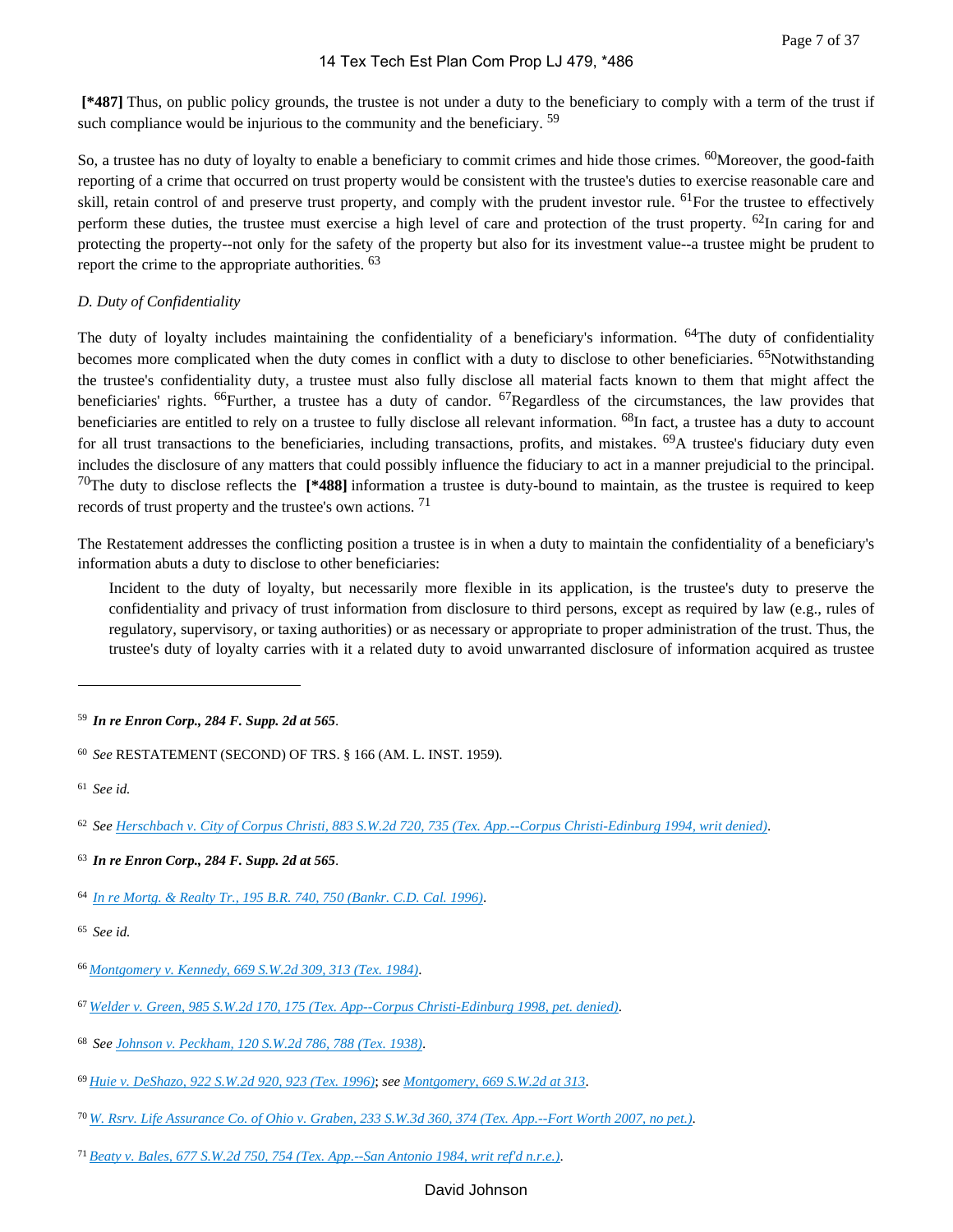**[*487]** Thus, on public policy grounds, the trustee is not under a duty to the beneficiary to comply with a term of the trust if such compliance would be injurious to the community and the beneficiary. [59]

So, a trustee has no duty of loyalty to enable a beneficiary to commit crimes and hide those crimes. [60]Moreover, the good-faith reporting of a crime that occurred on trust property would be consistent with the trustee's duties to exercise reasonable care and skill, retain control of and preserve trust property, and comply with the prudent investor rule. [61]For the trustee to effectively perform these duties, the trustee must exercise a high level of care and protection of the trust property. [62]In caring for and protecting the property--not only for the safety of the property but also for its investment value--a trustee might be prudent to report the crime to the appropriate authorities. [63]

*D. Duty of Confidentiality*

The duty of loyalty includes maintaining the confidentiality of a beneficiary's information. [64]The duty of confidentiality becomes more complicated when the duty comes in conflict with a duty to disclose to other beneficiaries. [65]Notwithstanding the trustee's confidentiality duty, a trustee must also fully disclose all material facts known to them that might affect the beneficiaries' rights. [66]Further, a trustee has a duty of candor. [67]Regardless of the circumstances, the law provides that beneficiaries are entitled to rely on a trustee to fully disclose all relevant information. [68]In fact, a trustee has a duty to account for all trust transactions to the beneficiaries, including transactions, profits, and mistakes. [69]A trustee's fiduciary duty even includes the disclosure of any matters that could possibly influence the fiduciary to act in a manner prejudicial to the principal. [70]The duty to disclose reflects the **[*488]** information a trustee is duty-bound to maintain, as the trustee is required to keep records of trust property and the trustee's own actions. [71]

The Restatement addresses the conflicting position a trustee is in when a duty to maintain the confidentiality of a beneficiary's information abuts a duty to disclose to other beneficiaries:

> Incident to the duty of loyalty, but necessarily more flexible in its application, is the trustee's duty to preserve the confidentiality and privacy of trust information from disclosure to third persons, except as required by law (e.g., rules of regulatory, supervisory, or taxing authorities) or as necessary or appropriate to proper administration of the trust. Thus, the trustee's duty of loyalty carries with it a related duty to avoid unwarranted disclosure of information acquired as trustee

---

[59] ***In re Enron Corp., 284 F. Supp. 2d at 565***.

[60] *See* RESTATEMENT (SECOND) OF TRS. § 166 (AM. L. INST. 1959).

[61] *See id.*

[62] *See Herschbach v. City of Corpus Christi, 883 S.W.2d 720, 735 (Tex. App.--Corpus Christi-Edinburg 1994, writ denied)*.

[63] ***In re Enron Corp., 284 F. Supp. 2d at 565***.

[64] *In re Mortg. & Realty Tr., 195 B.R. 740, 750 (Bankr. C.D. Cal. 1996)*.

[65] *See id.*

[66] *Montgomery v. Kennedy, 669 S.W.2d 309, 313 (Tex. 1984)*.

[67] *Welder v. Green, 985 S.W.2d 170, 175 (Tex. App--Corpus Christi-Edinburg 1998, pet. denied)*.

[68] *See Johnson v. Peckham, 120 S.W.2d 786, 788 (Tex. 1938)*.

[69] *Huie v. DeShazo, 922 S.W.2d 920, 923 (Tex. 1996); see Montgomery, 669 S.W.2d at 313*.

[70] *W. Rsrv. Life Assurance Co. of Ohio v. Graben, 233 S.W.3d 360, 374 (Tex. App.--Fort Worth 2007, no pet.)*.

[71] *Beaty v. Bales, 677 S.W.2d 750, 754 (Tex. App.--San Antonio 1984, writ ref'd n.r.e.)*.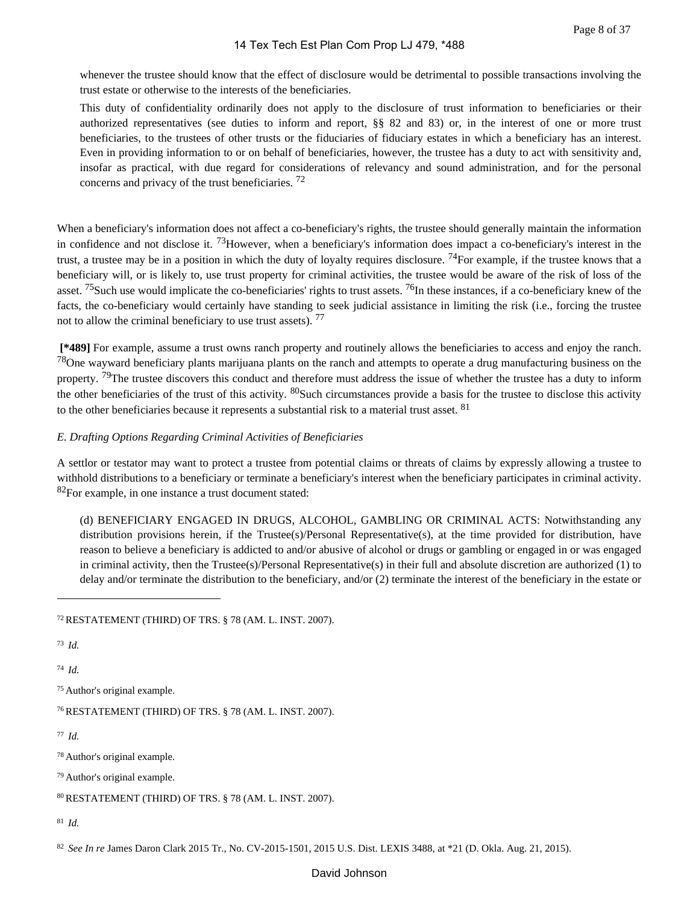whenever the trustee should know that the effect of disclosure would be detrimental to possible transactions involving the trust estate or otherwise to the interests of the beneficiaries.

This duty of confidentiality ordinarily does not apply to the disclosure of trust information to beneficiaries or their authorized representatives (see duties to inform and report, §§ 82 and 83) or, in the interest of one or more trust beneficiaries, to the trustees of other trusts or the fiduciaries of fiduciary estates in which a beneficiary has an interest. Even in providing information to or on behalf of beneficiaries, however, the trustee has a duty to act with sensitivity and, insofar as practical, with due regard for considerations of relevancy and sound administration, and for the personal concerns and privacy of the trust beneficiaries. [72]

When a beneficiary's information does not affect a co-beneficiary's rights, the trustee should generally maintain the information in confidence and not disclose it. [73] However, when a beneficiary's information does impact a co-beneficiary's interest in the trust, a trustee may be in a position in which the duty of loyalty requires disclosure. [74] For example, if the trustee knows that a beneficiary will, or is likely to, use trust property for criminal activities, the trustee would be aware of the risk of loss of the asset. [75] Such use would implicate the co-beneficiaries' rights to trust assets. [76] In these instances, if a co-beneficiary knew of the facts, the co-beneficiary would certainly have standing to seek judicial assistance in limiting the risk (i.e., forcing the trustee not to allow the criminal beneficiary to use trust assets). [77]

**[*489]** For example, assume a trust owns ranch property and routinely allows the beneficiaries to access and enjoy the ranch. [78] One wayward beneficiary plants marijuana plants on the ranch and attempts to operate a drug manufacturing business on the property. [79] The trustee discovers this conduct and therefore must address the issue of whether the trustee has a duty to inform the other beneficiaries of the trust of this activity. [80] Such circumstances provide a basis for the trustee to disclose this activity to the other beneficiaries because it represents a substantial risk to a material trust asset. [81]

*E. Drafting Options Regarding Criminal Activities of Beneficiaries*

A settlor or testator may want to protect a trustee from potential claims or threats of claims by expressly allowing a trustee to withhold distributions to a beneficiary or terminate a beneficiary's interest when the beneficiary participates in criminal activity. [82] For example, in one instance a trust document stated:

(d) BENEFICIARY ENGAGED IN DRUGS, ALCOHOL, GAMBLING OR CRIMINAL ACTS: Notwithstanding any distribution provisions herein, if the Trustee(s)/Personal Representative(s), at the time provided for distribution, have reason to believe a beneficiary is addicted to and/or abusive of alcohol or drugs or gambling or engaged in or was engaged in criminal activity, then the Trustee(s)/Personal Representative(s) in their full and absolute discretion are authorized (1) to delay and/or terminate the distribution to the beneficiary, and/or (2) terminate the interest of the beneficiary in the estate or

---

[72] RESTATEMENT (THIRD) OF TRS. § 78 (AM. L. INST. 2007).

[73] *Id.*

[74] *Id.*

[75] Author's original example.

[76] RESTATEMENT (THIRD) OF TRS. § 78 (AM. L. INST. 2007).

[77] *Id.*

[78] Author's original example.

[79] Author's original example.

[80] RESTATEMENT (THIRD) OF TRS. § 78 (AM. L. INST. 2007).

[81] *Id.*

[82] *See In re* James Daron Clark 2015 Tr., No. CV-2015-1501, 2015 U.S. Dist. LEXIS 3488, at *21 (D. Okla. Aug. 21, 2015).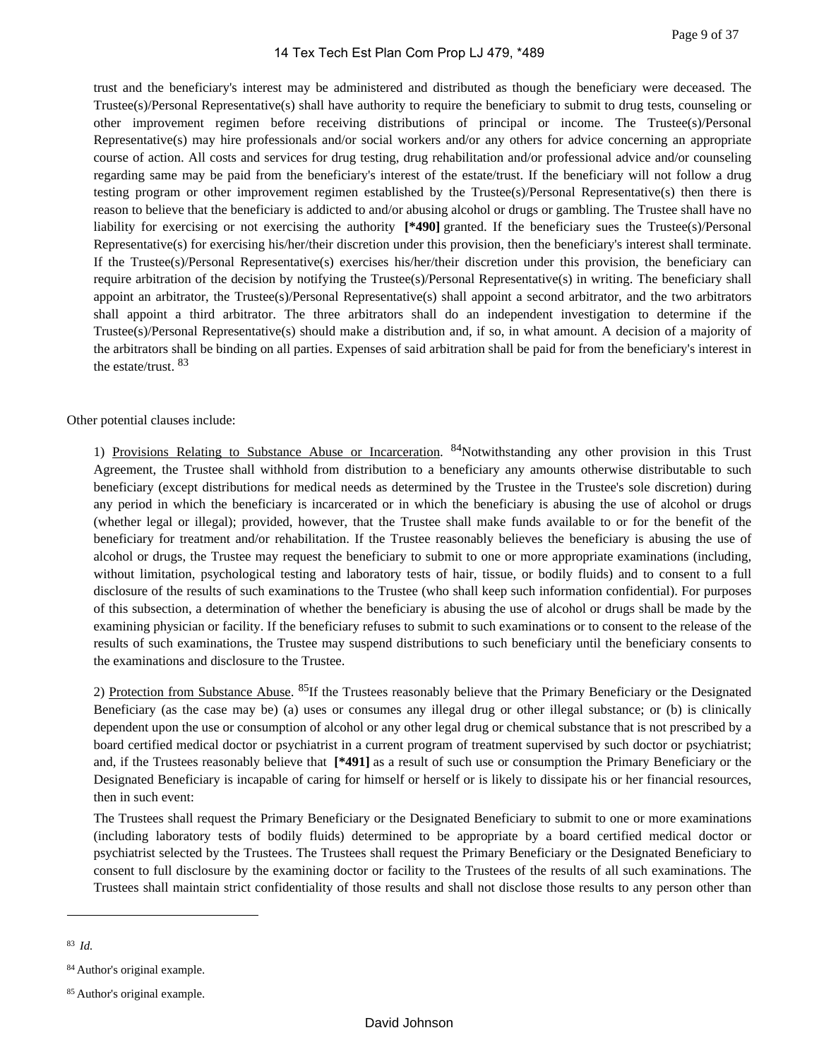trust and the beneficiary's interest may be administered and distributed as though the beneficiary were deceased. The Trustee(s)/Personal Representative(s) shall have authority to require the beneficiary to submit to drug tests, counseling or other improvement regimen before receiving distributions of principal or income. The Trustee(s)/Personal Representative(s) may hire professionals and/or social workers and/or any others for advice concerning an appropriate course of action. All costs and services for drug testing, drug rehabilitation and/or professional advice and/or counseling regarding same may be paid from the beneficiary's interest of the estate/trust. If the beneficiary will not follow a drug testing program or other improvement regimen established by the Trustee(s)/Personal Representative(s) then there is reason to believe that the beneficiary is addicted to and/or abusing alcohol or drugs or gambling. The Trustee shall have no liability for exercising or not exercising the authority **[*490]** granted. If the beneficiary sues the Trustee(s)/Personal Representative(s) for exercising his/her/their discretion under this provision, then the beneficiary's interest shall terminate. If the Trustee(s)/Personal Representative(s) exercises his/her/their discretion under this provision, the beneficiary can require arbitration of the decision by notifying the Trustee(s)/Personal Representative(s) in writing. The beneficiary shall appoint an arbitrator, the Trustee(s)/Personal Representative(s) shall appoint a second arbitrator, and the two arbitrators shall appoint a third arbitrator. The three arbitrators shall do an independent investigation to determine if the Trustee(s)/Personal Representative(s) should make a distribution and, if so, in what amount. A decision of a majority of the arbitrators shall be binding on all parties. Expenses of said arbitration shall be paid for from the beneficiary's interest in the estate/trust. [83]

Other potential clauses include:

1) Provisions Relating to Substance Abuse or Incarceration. [84]Notwithstanding any other provision in this Trust Agreement, the Trustee shall withhold from distribution to a beneficiary any amounts otherwise distributable to such beneficiary (except distributions for medical needs as determined by the Trustee in the Trustee's sole discretion) during any period in which the beneficiary is incarcerated or in which the beneficiary is abusing the use of alcohol or drugs (whether legal or illegal); provided, however, that the Trustee shall make funds available to or for the benefit of the beneficiary for treatment and/or rehabilitation. If the Trustee reasonably believes the beneficiary is abusing the use of alcohol or drugs, the Trustee may request the beneficiary to submit to one or more appropriate examinations (including, without limitation, psychological testing and laboratory tests of hair, tissue, or bodily fluids) and to consent to a full disclosure of the results of such examinations to the Trustee (who shall keep such information confidential). For purposes of this subsection, a determination of whether the beneficiary is abusing the use of alcohol or drugs shall be made by the examining physician or facility. If the beneficiary refuses to submit to such examinations or to consent to the release of the results of such examinations, the Trustee may suspend distributions to such beneficiary until the beneficiary consents to the examinations and disclosure to the Trustee.

2) Protection from Substance Abuse. [85]If the Trustees reasonably believe that the Primary Beneficiary or the Designated Beneficiary (as the case may be) (a) uses or consumes any illegal drug or other illegal substance; or (b) is clinically dependent upon the use or consumption of alcohol or any other legal drug or chemical substance that is not prescribed by a board certified medical doctor or psychiatrist in a current program of treatment supervised by such doctor or psychiatrist; and, if the Trustees reasonably believe that **[*491]** as a result of such use or consumption the Primary Beneficiary or the Designated Beneficiary is incapable of caring for himself or herself or is likely to dissipate his or her financial resources, then in such event:

The Trustees shall request the Primary Beneficiary or the Designated Beneficiary to submit to one or more examinations (including laboratory tests of bodily fluids) determined to be appropriate by a board certified medical doctor or psychiatrist selected by the Trustees. The Trustees shall request the Primary Beneficiary or the Designated Beneficiary to consent to full disclosure by the examining doctor or facility to the Trustees of the results of all such examinations. The Trustees shall maintain strict confidentiality of those results and shall not disclose those results to any person other than

---

[83] *Id.*

[84] Author's original example.

[85] Author's original example.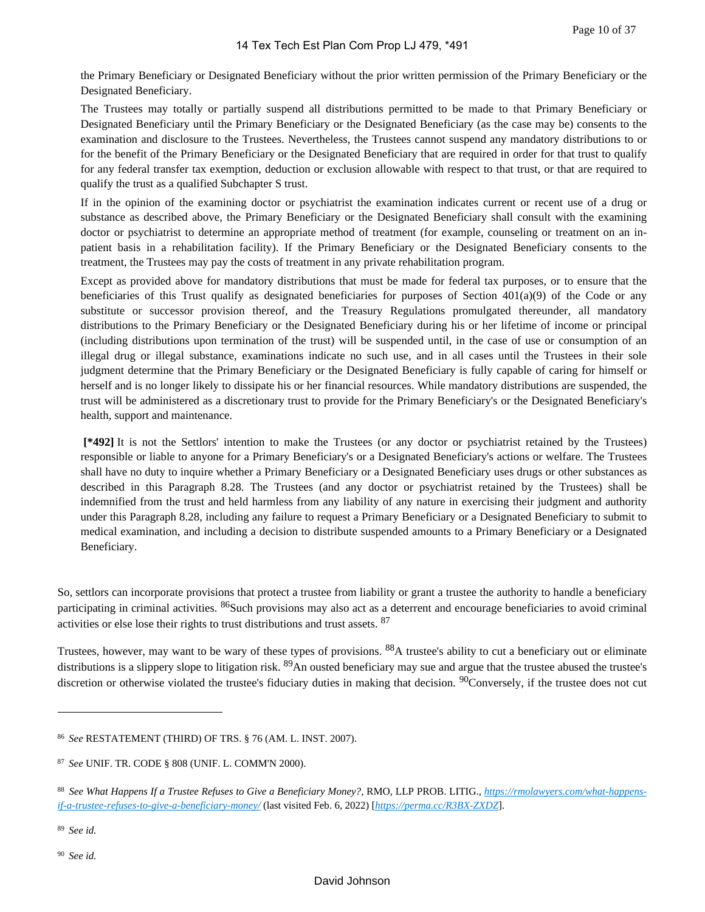the Primary Beneficiary or Designated Beneficiary without the prior written permission of the Primary Beneficiary or the Designated Beneficiary.

The Trustees may totally or partially suspend all distributions permitted to be made to that Primary Beneficiary or Designated Beneficiary until the Primary Beneficiary or the Designated Beneficiary (as the case may be) consents to the examination and disclosure to the Trustees. Nevertheless, the Trustees cannot suspend any mandatory distributions to or for the benefit of the Primary Beneficiary or the Designated Beneficiary that are required in order for that trust to qualify for any federal transfer tax exemption, deduction or exclusion allowable with respect to that trust, or that are required to qualify the trust as a qualified Subchapter S trust.

If in the opinion of the examining doctor or psychiatrist the examination indicates current or recent use of a drug or substance as described above, the Primary Beneficiary or the Designated Beneficiary shall consult with the examining doctor or psychiatrist to determine an appropriate method of treatment (for example, counseling or treatment on an in-patient basis in a rehabilitation facility). If the Primary Beneficiary or the Designated Beneficiary consents to the treatment, the Trustees may pay the costs of treatment in any private rehabilitation program.

Except as provided above for mandatory distributions that must be made for federal tax purposes, or to ensure that the beneficiaries of this Trust qualify as designated beneficiaries for purposes of Section 401(a)(9) of the Code or any substitute or successor provision thereof, and the Treasury Regulations promulgated thereunder, all mandatory distributions to the Primary Beneficiary or the Designated Beneficiary during his or her lifetime of income or principal (including distributions upon termination of the trust) will be suspended until, in the case of use or consumption of an illegal drug or illegal substance, examinations indicate no such use, and in all cases until the Trustees in their sole judgment determine that the Primary Beneficiary or the Designated Beneficiary is fully capable of caring for himself or herself and is no longer likely to dissipate his or her financial resources. While mandatory distributions are suspended, the trust will be administered as a discretionary trust to provide for the Primary Beneficiary's or the Designated Beneficiary's health, support and maintenance.

**[*492]** It is not the Settlors' intention to make the Trustees (or any doctor or psychiatrist retained by the Trustees) responsible or liable to anyone for a Primary Beneficiary's or a Designated Beneficiary's actions or welfare. The Trustees shall have no duty to inquire whether a Primary Beneficiary or a Designated Beneficiary uses drugs or other substances as described in this Paragraph 8.28. The Trustees (and any doctor or psychiatrist retained by the Trustees) shall be indemnified from the trust and held harmless from any liability of any nature in exercising their judgment and authority under this Paragraph 8.28, including any failure to request a Primary Beneficiary or a Designated Beneficiary to submit to medical examination, and including a decision to distribute suspended amounts to a Primary Beneficiary or a Designated Beneficiary.

So, settlors can incorporate provisions that protect a trustee from liability or grant a trustee the authority to handle a beneficiary participating in criminal activities. [86]Such provisions may also act as a deterrent and encourage beneficiaries to avoid criminal activities or else lose their rights to trust distributions and trust assets. [87]

Trustees, however, may want to be wary of these types of provisions. [88]A trustee's ability to cut a beneficiary out or eliminate distributions is a slippery slope to litigation risk. [89]An ousted beneficiary may sue and argue that the trustee abused the trustee's discretion or otherwise violated the trustee's fiduciary duties in making that decision. [90]Conversely, if the trustee does not cut

---

[86] *See* RESTATEMENT (THIRD) OF TRS. § 76 (AM. L. INST. 2007).

[87] *See* UNIF. TR. CODE § 808 (UNIF. L. COMM'N 2000).

[88] *See What Happens If a Trustee Refuses to Give a Beneficiary Money?*, RMO, LLP PROB. LITIG., *https://rmolawyers.com/what-happens-if-a-trustee-refuses-to-give-a-beneficiary-money/* (last visited Feb. 6, 2022) [*https://perma.cc/R3BX-ZXDZ*].

[89] *See id.*

[90] *See id.*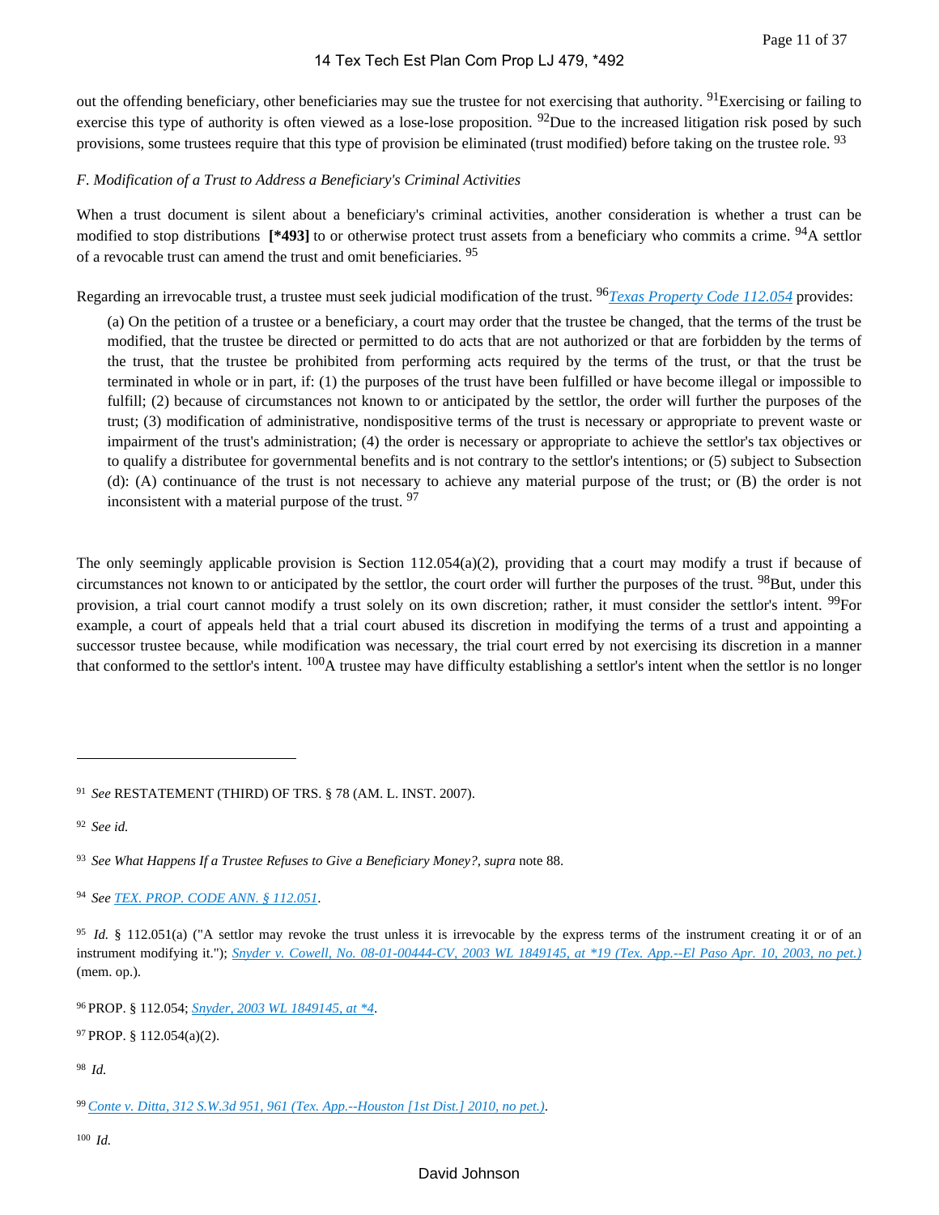out the offending beneficiary, other beneficiaries may sue the trustee for not exercising that authority. [91]Exercising or failing to exercise this type of authority is often viewed as a lose-lose proposition. [92]Due to the increased litigation risk posed by such provisions, some trustees require that this type of provision be eliminated (trust modified) before taking on the trustee role. [93]

*F. Modification of a Trust to Address a Beneficiary's Criminal Activities*

When a trust document is silent about a beneficiary's criminal activities, another consideration is whether a trust can be modified to stop distributions **[*493]** to or otherwise protect trust assets from a beneficiary who commits a crime. [94]A settlor of a revocable trust can amend the trust and omit beneficiaries. [95]

Regarding an irrevocable trust, a trustee must seek judicial modification of the trust. [96]*Texas Property Code 112.054* provides:

> (a) On the petition of a trustee or a beneficiary, a court may order that the trustee be changed, that the terms of the trust be modified, that the trustee be directed or permitted to do acts that are not authorized or that are forbidden by the terms of the trust, that the trustee be prohibited from performing acts required by the terms of the trust, or that the trust be terminated in whole or in part, if: (1) the purposes of the trust have been fulfilled or have become illegal or impossible to fulfill; (2) because of circumstances not known to or anticipated by the settlor, the order will further the purposes of the trust; (3) modification of administrative, nondispositive terms of the trust is necessary or appropriate to prevent waste or impairment of the trust's administration; (4) the order is necessary or appropriate to achieve the settlor's tax objectives or to qualify a distributee for governmental benefits and is not contrary to the settlor's intentions; or (5) subject to Subsection (d): (A) continuance of the trust is not necessary to achieve any material purpose of the trust; or (B) the order is not inconsistent with a material purpose of the trust. [97]

The only seemingly applicable provision is Section 112.054(a)(2), providing that a court may modify a trust if because of circumstances not known to or anticipated by the settlor, the court order will further the purposes of the trust. [98]But, under this provision, a trial court cannot modify a trust solely on its own discretion; rather, it must consider the settlor's intent. [99]For example, a court of appeals held that a trial court abused its discretion in modifying the terms of a trust and appointing a successor trustee because, while modification was necessary, the trial court erred by not exercising its discretion in a manner that conformed to the settlor's intent. [100]A trustee may have difficulty establishing a settlor's intent when the settlor is no longer

---

[91] *See* RESTATEMENT (THIRD) OF TRS. § 78 (AM. L. INST. 2007).

[92] *See id.*

[93] *See What Happens If a Trustee Refuses to Give a Beneficiary Money?, supra* note 88.

[94] *See* TEX. PROP. CODE ANN. § 112.051.

[95] *Id.* § 112.051(a) ("A settlor may revoke the trust unless it is irrevocable by the express terms of the instrument creating it or of an instrument modifying it."); *Snyder v. Cowell, No. 08-01-00444-CV, 2003 WL 1849145, at *19 (Tex. App.--El Paso Apr. 10, 2003, no pet.)* (mem. op.).

[96] PROP. § 112.054; *Snyder, 2003 WL 1849145, at *4*.

[97] PROP. § 112.054(a)(2).

[98] *Id.*

[99] *Conte v. Ditta, 312 S.W.3d 951, 961 (Tex. App.--Houston [1st Dist.] 2010, no pet.)*.

[100] *Id.*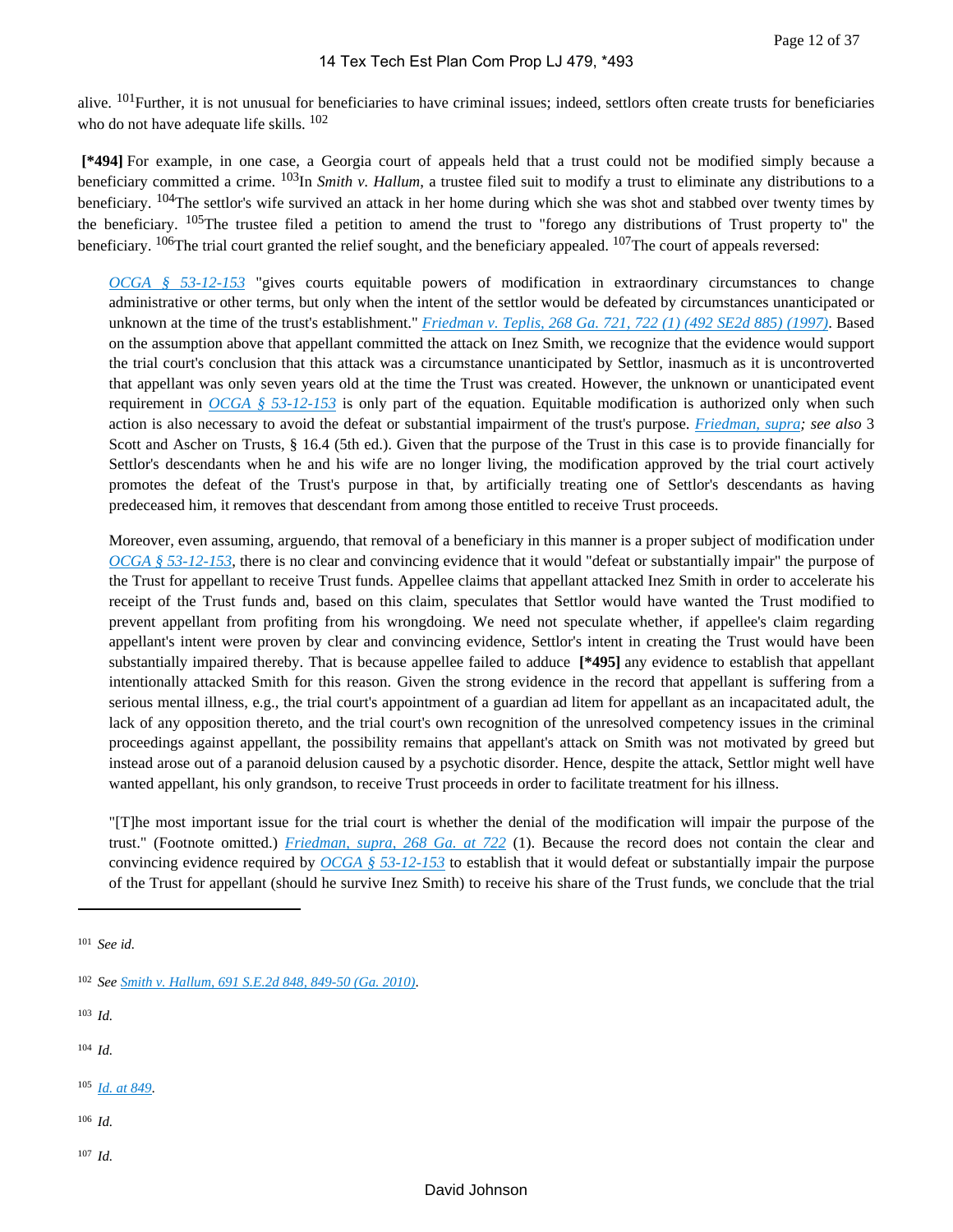alive. [101] Further, it is not unusual for beneficiaries to have criminal issues; indeed, settlors often create trusts for beneficiaries who do not have adequate life skills. [102]

**[*494]** For example, in one case, a Georgia court of appeals held that a trust could not be modified simply because a beneficiary committed a crime. [103] In *Smith v. Hallum*, a trustee filed suit to modify a trust to eliminate any distributions to a beneficiary. [104] The settlor's wife survived an attack in her home during which she was shot and stabbed over twenty times by the beneficiary. [105] The trustee filed a petition to amend the trust to "forego any distributions of Trust property to" the beneficiary. [106] The trial court granted the relief sought, and the beneficiary appealed. [107] The court of appeals reversed:

> OCGA § 53-12-153 "gives courts equitable powers of modification in extraordinary circumstances to change administrative or other terms, but only when the intent of the settlor would be defeated by circumstances unanticipated or unknown at the time of the trust's establishment." *Friedman v. Teplis, 268 Ga. 721, 722 (1) (492 SE2d 885) (1997)*. Based on the assumption above that appellant committed the attack on Inez Smith, we recognize that the evidence would support the trial court's conclusion that this attack was a circumstance unanticipated by Settlor, inasmuch as it is uncontroverted that appellant was only seven years old at the time the Trust was created. However, the unknown or unanticipated event requirement in OCGA § 53-12-153 is only part of the equation. Equitable modification is authorized only when such action is also necessary to avoid the defeat or substantial impairment of the trust's purpose. *Friedman, supra; see also* 3 Scott and Ascher on Trusts, § 16.4 (5th ed.). Given that the purpose of the Trust in this case is to provide financially for Settlor's descendants when he and his wife are no longer living, the modification approved by the trial court actively promotes the defeat of the Trust's purpose in that, by artificially treating one of Settlor's descendants as having predeceased him, it removes that descendant from among those entitled to receive Trust proceeds.
>
> Moreover, even assuming, arguendo, that removal of a beneficiary in this manner is a proper subject of modification under OCGA § 53-12-153, there is no clear and convincing evidence that it would "defeat or substantially impair" the purpose of the Trust for appellant to receive Trust funds. Appellee claims that appellant attacked Inez Smith in order to accelerate his receipt of the Trust funds and, based on this claim, speculates that Settlor would have wanted the Trust modified to prevent appellant from profiting from his wrongdoing. We need not speculate whether, if appellee's claim regarding appellant's intent were proven by clear and convincing evidence, Settlor's intent in creating the Trust would have been substantially impaired thereby. That is because appellee failed to adduce **[*495]** any evidence to establish that appellant intentionally attacked Smith for this reason. Given the strong evidence in the record that appellant is suffering from a serious mental illness, e.g., the trial court's appointment of a guardian ad litem for appellant as an incapacitated adult, the lack of any opposition thereto, and the trial court's own recognition of the unresolved competency issues in the criminal proceedings against appellant, the possibility remains that appellant's attack on Smith was not motivated by greed but instead arose out of a paranoid delusion caused by a psychotic disorder. Hence, despite the attack, Settlor might well have wanted appellant, his only grandson, to receive Trust proceeds in order to facilitate treatment for his illness.
>
> "[T]he most important issue for the trial court is whether the denial of the modification will impair the purpose of the trust." (Footnote omitted.) *Friedman, supra, 268 Ga. at 722* (1). Because the record does not contain the clear and convincing evidence required by OCGA § 53-12-153 to establish that it would defeat or substantially impair the purpose of the Trust for appellant (should he survive Inez Smith) to receive his share of the Trust funds, we conclude that the trial

---

[101] *See id.*

[102] *See Smith v. Hallum, 691 S.E.2d 848, 849-50 (Ga. 2010).*

[103] *Id.*

[104] *Id.*

[105] *Id. at 849.*

[106] *Id.*

[107] *Id.*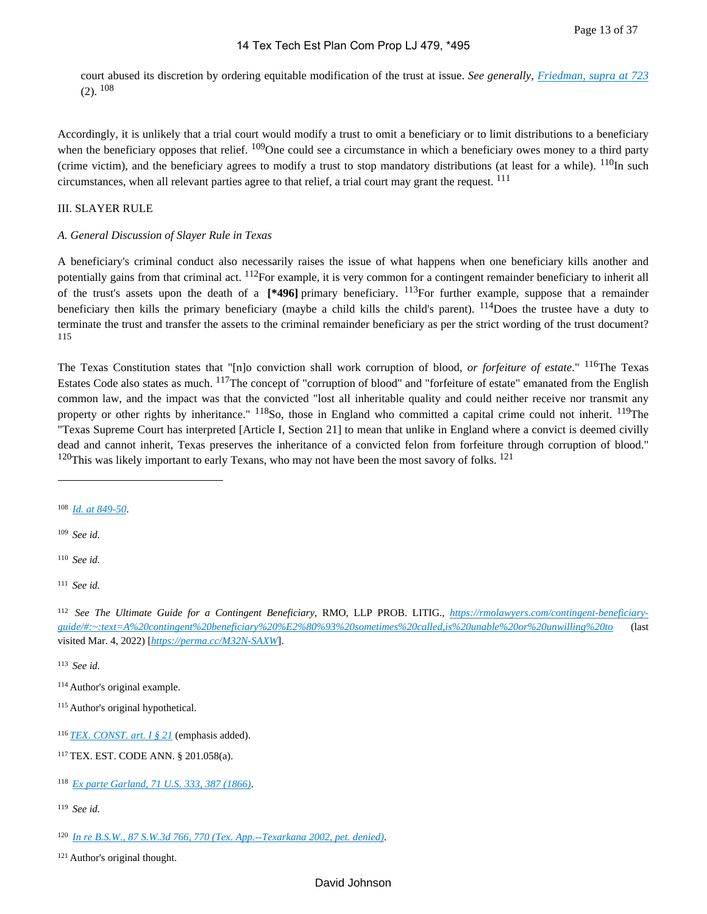court abused its discretion by ordering equitable modification of the trust at issue. *See generally, Friedman, supra at 723* (2). [108]

Accordingly, it is unlikely that a trial court would modify a trust to omit a beneficiary or to limit distributions to a beneficiary when the beneficiary opposes that relief. [109]One could see a circumstance in which a beneficiary owes money to a third party (crime victim), and the beneficiary agrees to modify a trust to stop mandatory distributions (at least for a while). [110]In such circumstances, when all relevant parties agree to that relief, a trial court may grant the request. [111]

## III. SLAYER RULE

### *A. General Discussion of Slayer Rule in Texas*

A beneficiary's criminal conduct also necessarily raises the issue of what happens when one beneficiary kills another and potentially gains from that criminal act. [112]For example, it is very common for a contingent remainder beneficiary to inherit all of the trust's assets upon the death of a **[*496]** primary beneficiary. [113]For further example, suppose that a remainder beneficiary then kills the primary beneficiary (maybe a child kills the child's parent). [114]Does the trustee have a duty to terminate the trust and transfer the assets to the criminal remainder beneficiary as per the strict wording of the trust document? [115]

The Texas Constitution states that "[n]o conviction shall work corruption of blood, *or forfeiture of estate*." [116]The Texas Estates Code also states as much. [117]The concept of "corruption of blood" and "forfeiture of estate" emanated from the English common law, and the impact was that the convicted "lost all inheritable quality and could neither receive nor transmit any property or other rights by inheritance." [118]So, those in England who committed a capital crime could not inherit. [119]The "Texas Supreme Court has interpreted [Article I, Section 21] to mean that unlike in England where a convict is deemed civilly dead and cannot inherit, Texas preserves the inheritance of a convicted felon from forfeiture through corruption of blood." [120]This was likely important to early Texans, who may not have been the most savory of folks. [121]

---

[108] *Id. at 849-50.*

[109] *See id.*

[110] *See id.*

[111] *See id.*

[112] *See The Ultimate Guide for a Contingent Beneficiary*, RMO, LLP PROB. LITIG., *https://rmolawyers.com/contingent-beneficiary-guide/#:~:text=A%20contingent%20beneficiary%20%E2%80%93%20sometimes%20called,is%20unable%20or%20unwilling%20to* (last visited Mar. 4, 2022) [*https://perma.cc/M32N-SAXW*].

[113] *See id.*

[114] Author's original example.

[115] Author's original hypothetical.

[116] *TEX. CONST. art. I § 21* (emphasis added).

[117] TEX. EST. CODE ANN. § 201.058(a).

[118] *Ex parte Garland, 71 U.S. 333, 387 (1866).*

[119] *See id.*

[120] *In re B.S.W., 87 S.W.3d 766, 770 (Tex. App.--Texarkana 2002, pet. denied).*

[121] Author's original thought.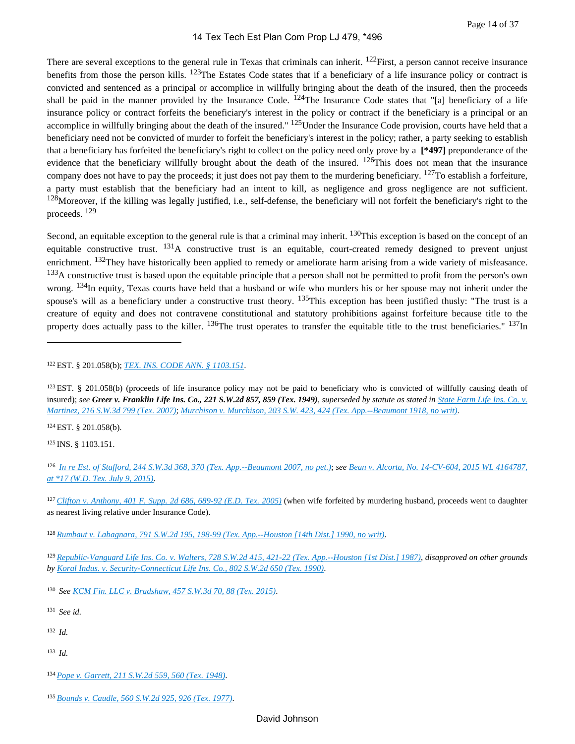There are several exceptions to the general rule in Texas that criminals can inherit. [122] First, a person cannot receive insurance benefits from those the person kills. [123] The Estates Code states that if a beneficiary of a life insurance policy or contract is convicted and sentenced as a principal or accomplice in willfully bringing about the death of the insured, then the proceeds shall be paid in the manner provided by the Insurance Code. [124] The Insurance Code states that "[a] beneficiary of a life insurance policy or contract forfeits the beneficiary's interest in the policy or contract if the beneficiary is a principal or an accomplice in willfully bringing about the death of the insured." [125] Under the Insurance Code provision, courts have held that a beneficiary need not be convicted of murder to forfeit the beneficiary's interest in the policy; rather, a party seeking to establish that a beneficiary has forfeited the beneficiary's right to collect on the policy need only prove by a **[*497]** preponderance of the evidence that the beneficiary willfully brought about the death of the insured. [126] This does not mean that the insurance company does not have to pay the proceeds; it just does not pay them to the murdering beneficiary. [127] To establish a forfeiture, a party must establish that the beneficiary had an intent to kill, as negligence and gross negligence are not sufficient. [128] Moreover, if the killing was legally justified, i.e., self-defense, the beneficiary will not forfeit the beneficiary's right to the proceeds. [129]

Second, an equitable exception to the general rule is that a criminal may inherit. [130] This exception is based on the concept of an equitable constructive trust. [131] A constructive trust is an equitable, court-created remedy designed to prevent unjust enrichment. [132] They have historically been applied to remedy or ameliorate harm arising from a wide variety of misfeasance. [133] A constructive trust is based upon the equitable principle that a person shall not be permitted to profit from the person's own wrong. [134] In equity, Texas courts have held that a husband or wife who murders his or her spouse may not inherit under the spouse's will as a beneficiary under a constructive trust theory. [135] This exception has been justified thusly: "The trust is a creature of equity and does not contravene constitutional and statutory prohibitions against forfeiture because title to the property does actually pass to the killer. [136] The trust operates to transfer the equitable title to the trust beneficiaries." [137] In

---

[122] EST. § 201.058(b); *TEX. INS. CODE ANN. § 1103.151*.

[123] EST. § 201.058(b) (proceeds of life insurance policy may not be paid to beneficiary who is convicted of willfully causing death of insured); *see* ***Greer v. Franklin Life Ins. Co., 221 S.W.2d 857, 859 (Tex. 1949)****, superseded by statute as stated in* *State Farm Life Ins. Co. v. Martinez, 216 S.W.3d 799 (Tex. 2007)*; *Murchison v. Murchison, 203 S.W. 423, 424 (Tex. App.--Beaumont 1918, no writ)*.

[124] EST. § 201.058(b).

[125] INS. § 1103.151.

[126] *In re Est. of Stafford, 244 S.W.3d 368, 370 (Tex. App.--Beaumont 2007, no pet.)*; *see* *Bean v. Alcorta, No. 14-CV-604, 2015 WL 4164787, at *17 (W.D. Tex. July 9, 2015)*.

[127] *Clifton v. Anthony, 401 F. Supp. 2d 686, 689-92 (E.D. Tex. 2005)* (when wife forfeited by murdering husband, proceeds went to daughter as nearest living relative under Insurance Code).

[128] *Rumbaut v. Labagnara, 791 S.W.2d 195, 198-99 (Tex. App.--Houston [14th Dist.] 1990, no writ)*.

[129] *Republic-Vanguard Life Ins. Co. v. Walters, 728 S.W.2d 415, 421-22 (Tex. App.--Houston [1st Dist.] 1987)*, *disapproved on other grounds by* *Koral Indus. v. Security-Connecticut Life Ins. Co., 802 S.W.2d 650 (Tex. 1990)*.

[130] *See* *KCM Fin. LLC v. Bradshaw, 457 S.W.3d 70, 88 (Tex. 2015)*.

[131] *See id.*

[132] *Id.*

[133] *Id.*

[134] *Pope v. Garrett, 211 S.W.2d 559, 560 (Tex. 1948)*.

[135] *Bounds v. Caudle, 560 S.W.2d 925, 926 (Tex. 1977)*.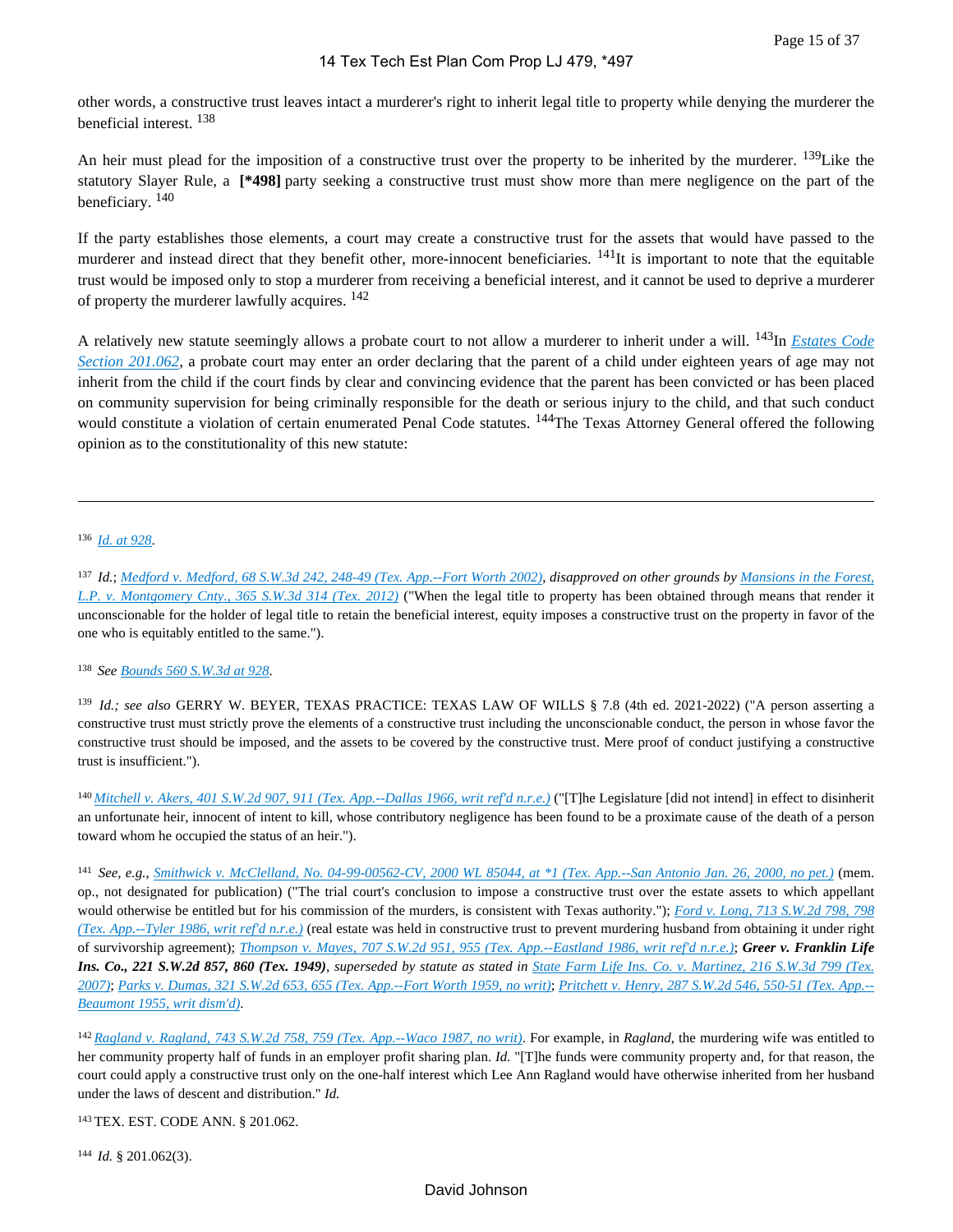other words, a constructive trust leaves intact a murderer's right to inherit legal title to property while denying the murderer the beneficial interest. [138]

An heir must plead for the imposition of a constructive trust over the property to be inherited by the murderer. [139] Like the statutory Slayer Rule, a **[*498]** party seeking a constructive trust must show more than mere negligence on the part of the beneficiary. [140]

If the party establishes those elements, a court may create a constructive trust for the assets that would have passed to the murderer and instead direct that they benefit other, more-innocent beneficiaries. [141] It is important to note that the equitable trust would be imposed only to stop a murderer from receiving a beneficial interest, and it cannot be used to deprive a murderer of property the murderer lawfully acquires. [142]

A relatively new statute seemingly allows a probate court to not allow a murderer to inherit under a will. [143] In *Estates Code Section 201.062*, a probate court may enter an order declaring that the parent of a child under eighteen years of age may not inherit from the child if the court finds by clear and convincing evidence that the parent has been convicted or has been placed on community supervision for being criminally responsible for the death or serious injury to the child, and that such conduct would constitute a violation of certain enumerated Penal Code statutes. [144] The Texas Attorney General offered the following opinion as to the constitutionality of this new statute:

---

[136] *Id. at 928*.

[137] *Id.*; *Medford v. Medford, 68 S.W.3d 242, 248-49 (Tex. App.--Fort Worth 2002), disapproved on other grounds by Mansions in the Forest, L.P. v. Montgomery Cnty., 365 S.W.3d 314 (Tex. 2012)* ("When the legal title to property has been obtained through means that render it unconscionable for the holder of legal title to retain the beneficial interest, equity imposes a constructive trust on the property in favor of the one who is equitably entitled to the same.").

[138] *See Bounds 560 S.W.3d at 928*.

[139] *Id.; see also* GERRY W. BEYER, TEXAS PRACTICE: TEXAS LAW OF WILLS § 7.8 (4th ed. 2021-2022) ("A person asserting a constructive trust must strictly prove the elements of a constructive trust including the unconscionable conduct, the person in whose favor the constructive trust should be imposed, and the assets to be covered by the constructive trust. Mere proof of conduct justifying a constructive trust is insufficient.").

[140] *Mitchell v. Akers, 401 S.W.2d 907, 911 (Tex. App.--Dallas 1966, writ ref'd n.r.e.)* ("[T]he Legislature [did not intend] in effect to disinherit an unfortunate heir, innocent of intent to kill, whose contributory negligence has been found to be a proximate cause of the death of a person toward whom he occupied the status of an heir.").

[141] *See, e.g., Smithwick v. McClelland, No. 04-99-00562-CV, 2000 WL 85044, at *1 (Tex. App.--San Antonio Jan. 26, 2000, no pet.)* (mem. op., not designated for publication) ("The trial court's conclusion to impose a constructive trust over the estate assets to which appellant would otherwise be entitled but for his commission of the murders, is consistent with Texas authority."); *Ford v. Long, 713 S.W.2d 798, 798 (Tex. App.--Tyler 1986, writ ref'd n.r.e.)* (real estate was held in constructive trust to prevent murdering husband from obtaining it under right of survivorship agreement); *Thompson v. Mayes, 707 S.W.2d 951, 955 (Tex. App.--Eastland 1986, writ ref'd n.r.e.)*; ***Greer v. Franklin Life Ins. Co., 221 S.W.2d 857, 860 (Tex. 1949)****, superseded by statute as stated in State Farm Life Ins. Co. v. Martinez, 216 S.W.3d 799 (Tex. 2007)*; *Parks v. Dumas, 321 S.W.2d 653, 655 (Tex. App.--Fort Worth 1959, no writ)*; *Pritchett v. Henry, 287 S.W.2d 546, 550-51 (Tex. App.--Beaumont 1955, writ dism'd)*.

[142] *Ragland v. Ragland, 743 S.W.2d 758, 759 (Tex. App.--Waco 1987, no writ)*. For example, in *Ragland*, the murdering wife was entitled to her community property half of funds in an employer profit sharing plan. *Id.* "[T]he funds were community property and, for that reason, the court could apply a constructive trust only on the one-half interest which Lee Ann Ragland would have otherwise inherited from her husband under the laws of descent and distribution." *Id.*

[143] TEX. EST. CODE ANN. § 201.062.

[144] *Id.* § 201.062(3).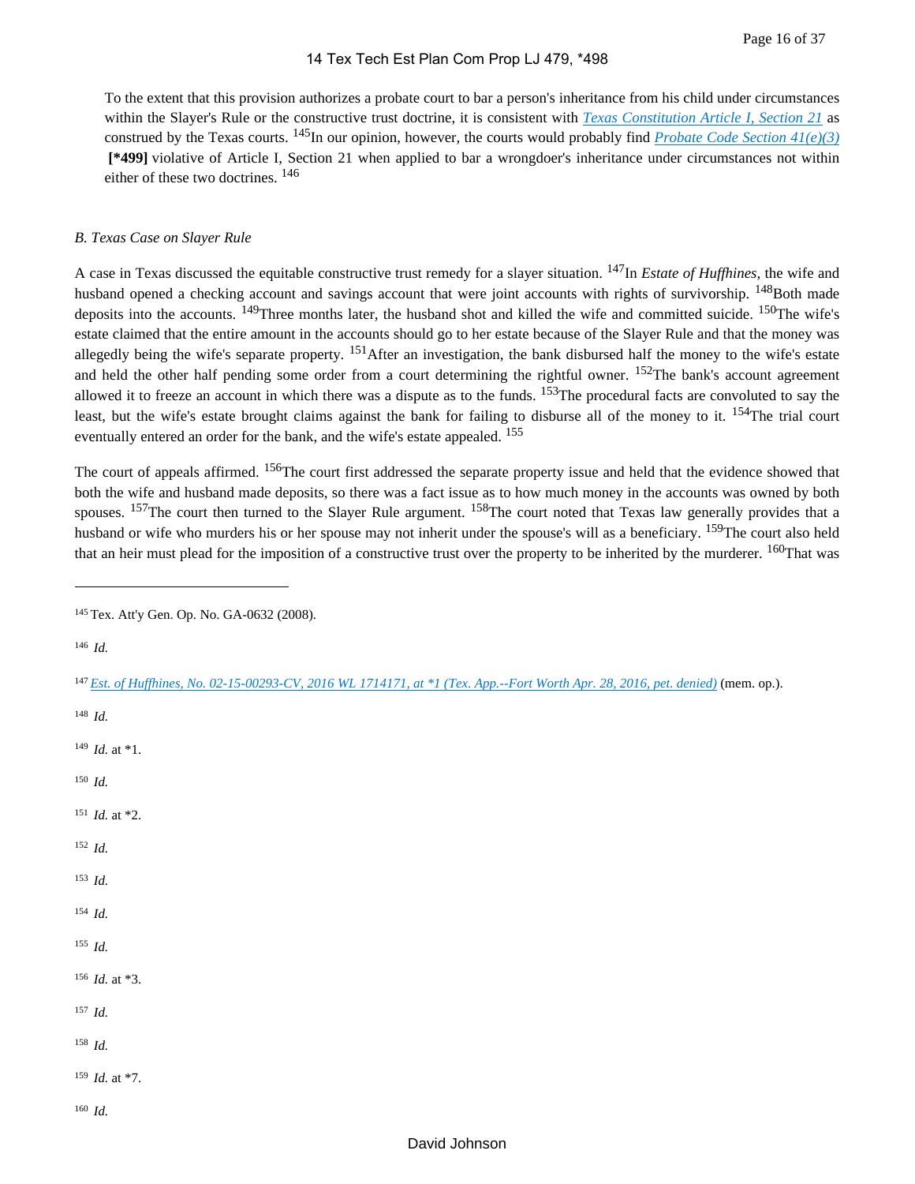To the extent that this provision authorizes a probate court to bar a person's inheritance from his child under circumstances within the Slayer's Rule or the constructive trust doctrine, it is consistent with *Texas Constitution Article I, Section 21* as construed by the Texas courts. [145] In our opinion, however, the courts would probably find *Probate Code Section 41(e)(3)* **[*499]** violative of Article I, Section 21 when applied to bar a wrongdoer's inheritance under circumstances not within either of these two doctrines. [146]

### *B. Texas Case on Slayer Rule*

A case in Texas discussed the equitable constructive trust remedy for a slayer situation. [147] In *Estate of Huffhines*, the wife and husband opened a checking account and savings account that were joint accounts with rights of survivorship. [148] Both made deposits into the accounts. [149] Three months later, the husband shot and killed the wife and committed suicide. [150] The wife's estate claimed that the entire amount in the accounts should go to her estate because of the Slayer Rule and that the money was allegedly being the wife's separate property. [151] After an investigation, the bank disbursed half the money to the wife's estate and held the other half pending some order from a court determining the rightful owner. [152] The bank's account agreement allowed it to freeze an account in which there was a dispute as to the funds. [153] The procedural facts are convoluted to say the least, but the wife's estate brought claims against the bank for failing to disburse all of the money to it. [154] The trial court eventually entered an order for the bank, and the wife's estate appealed. [155]

The court of appeals affirmed. [156] The court first addressed the separate property issue and held that the evidence showed that both the wife and husband made deposits, so there was a fact issue as to how much money in the accounts was owned by both spouses. [157] The court then turned to the Slayer Rule argument. [158] The court noted that Texas law generally provides that a husband or wife who murders his or her spouse may not inherit under the spouse's will as a beneficiary. [159] The court also held that an heir must plead for the imposition of a constructive trust over the property to be inherited by the murderer. [160] That was

---

[145] Tex. Att'y Gen. Op. No. GA-0632 (2008).

[146] *Id.*

[147] *Est. of Huffhines, No. 02-15-00293-CV, 2016 WL 1714171, at *1 (Tex. App.--Fort Worth Apr. 28, 2016, pet. denied)* (mem. op.).

[148] *Id.*

[149] *Id.* at *1.

[150] *Id.*

[151] *Id.* at *2.

[152] *Id.*

[153] *Id.*

[154] *Id.*

[155] *Id.*

[156] *Id.* at *3.

[157] *Id.*

[158] *Id.*

[159] *Id.* at *7.

[160] *Id.*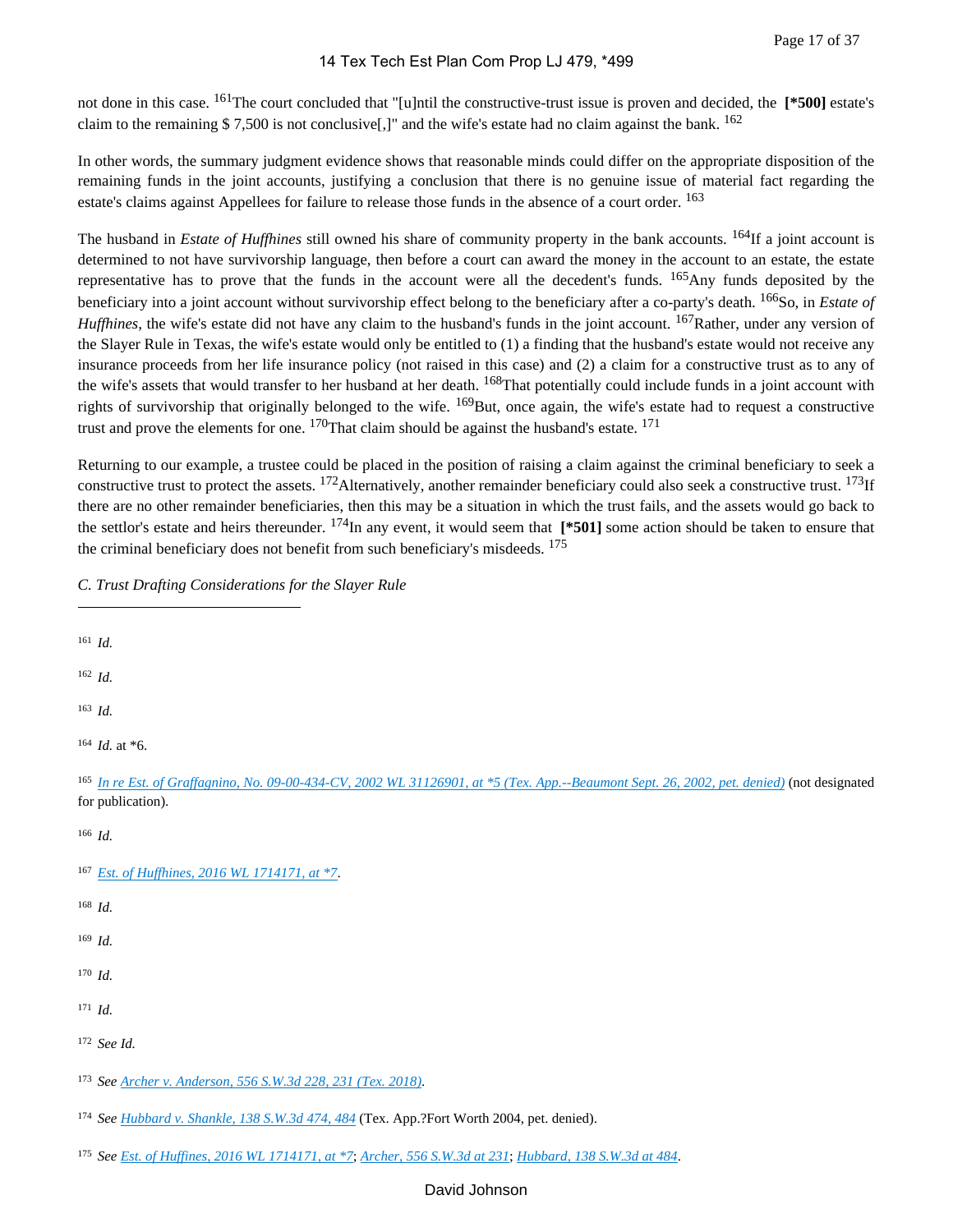not done in this case. [161] The court concluded that "[u]ntil the constructive-trust issue is proven and decided, the **[*500]** estate's claim to the remaining $ 7,500 is not conclusive[,]" and the wife's estate had no claim against the bank. [162]

In other words, the summary judgment evidence shows that reasonable minds could differ on the appropriate disposition of the remaining funds in the joint accounts, justifying a conclusion that there is no genuine issue of material fact regarding the estate's claims against Appellees for failure to release those funds in the absence of a court order. [163]

The husband in *Estate of Huffhines* still owned his share of community property in the bank accounts. [164] If a joint account is determined to not have survivorship language, then before a court can award the money in the account to an estate, the estate representative has to prove that the funds in the account were all the decedent's funds. [165] Any funds deposited by the beneficiary into a joint account without survivorship effect belong to the beneficiary after a co-party's death. [166] So, in *Estate of Huffhines*, the wife's estate did not have any claim to the husband's funds in the joint account. [167] Rather, under any version of the Slayer Rule in Texas, the wife's estate would only be entitled to (1) a finding that the husband's estate would not receive any insurance proceeds from her life insurance policy (not raised in this case) and (2) a claim for a constructive trust as to any of the wife's assets that would transfer to her husband at her death. [168] That potentially could include funds in a joint account with rights of survivorship that originally belonged to the wife. [169] But, once again, the wife's estate had to request a constructive trust and prove the elements for one. [170] That claim should be against the husband's estate. [171]

Returning to our example, a trustee could be placed in the position of raising a claim against the criminal beneficiary to seek a constructive trust to protect the assets. [172] Alternatively, another remainder beneficiary could also seek a constructive trust. [173] If there are no other remainder beneficiaries, then this may be a situation in which the trust fails, and the assets would go back to the settlor's estate and heirs thereunder. [174] In any event, it would seem that **[*501]** some action should be taken to ensure that the criminal beneficiary does not benefit from such beneficiary's misdeeds. [175]

*C. Trust Drafting Considerations for the Slayer Rule*

---

[161] *Id.*

[162] *Id.*

[163] *Id.*

[164] *Id.* at *6.

[165] *In re Est. of Graffagnino, No. 09-00-434-CV, 2002 WL 31126901, at *5 (Tex. App.--Beaumont Sept. 26, 2002, pet. denied)* (not designated for publication).

[166] *Id.*

[167] *Est. of Huffhines, 2016 WL 1714171, at *7*.

[168] *Id.*

[169] *Id.*

[170] *Id.*

[171] *Id.*

[172] *See Id.*

[173] *See* *Archer v. Anderson, 556 S.W.3d 228, 231 (Tex. 2018)*.

[174] *See* *Hubbard v. Shankle, 138 S.W.3d 474, 484* (Tex. App.?Fort Worth 2004, pet. denied).

[175] *See* *Est. of Huffines, 2016 WL 1714171, at *7*; *Archer, 556 S.W.3d at 231*; *Hubbard, 138 S.W.3d at 484*.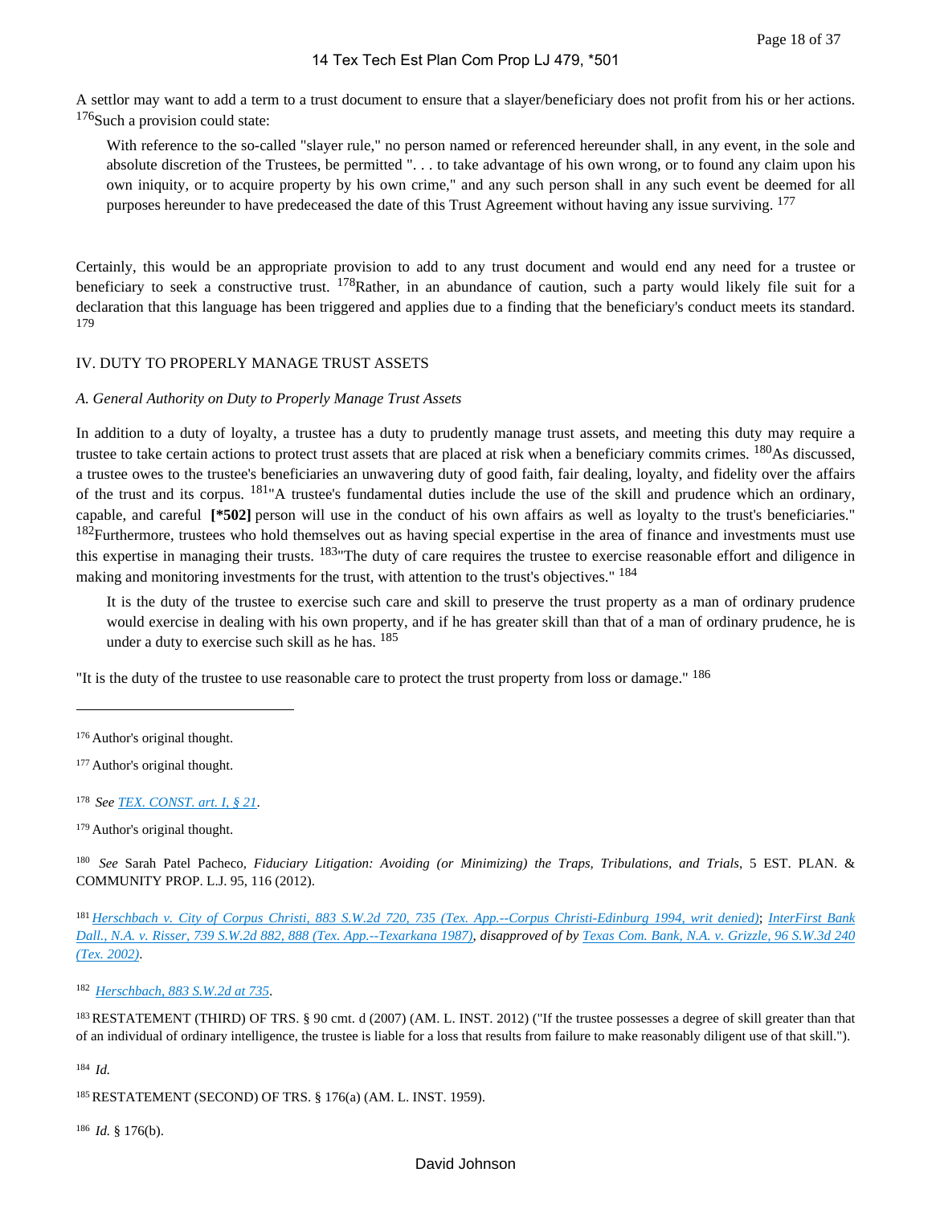A settlor may want to add a term to a trust document to ensure that a slayer/beneficiary does not profit from his or her actions. [176] Such a provision could state:

> With reference to the so-called "slayer rule," no person named or referenced hereunder shall, in any event, in the sole and absolute discretion of the Trustees, be permitted ". . . to take advantage of his own wrong, or to found any claim upon his own iniquity, or to acquire property by his own crime," and any such person shall in any such event be deemed for all purposes hereunder to have predeceased the date of this Trust Agreement without having any issue surviving. [177]

Certainly, this would be an appropriate provision to add to any trust document and would end any need for a trustee or beneficiary to seek a constructive trust. [178] Rather, in an abundance of caution, such a party would likely file suit for a declaration that this language has been triggered and applies due to a finding that the beneficiary's conduct meets its standard. [179]

## IV. DUTY TO PROPERLY MANAGE TRUST ASSETS

### *A. General Authority on Duty to Properly Manage Trust Assets*

In addition to a duty of loyalty, a trustee has a duty to prudently manage trust assets, and meeting this duty may require a trustee to take certain actions to protect trust assets that are placed at risk when a beneficiary commits crimes. [180] As discussed, a trustee owes to the trustee's beneficiaries an unwavering duty of good faith, fair dealing, loyalty, and fidelity over the affairs of the trust and its corpus. [181] "A trustee's fundamental duties include the use of the skill and prudence which an ordinary, capable, and careful **[*502]** person will use in the conduct of his own affairs as well as loyalty to the trust's beneficiaries." [182] Furthermore, trustees who hold themselves out as having special expertise in the area of finance and investments must use this expertise in managing their trusts. [183] "The duty of care requires the trustee to exercise reasonable effort and diligence in making and monitoring investments for the trust, with attention to the trust's objectives." [184]

> It is the duty of the trustee to exercise such care and skill to preserve the trust property as a man of ordinary prudence would exercise in dealing with his own property, and if he has greater skill than that of a man of ordinary prudence, he is under a duty to exercise such skill as he has. [185]

"It is the duty of the trustee to use reasonable care to protect the trust property from loss or damage." [186]

---

[176] Author's original thought.

[177] Author's original thought.

[178] *See* TEX. CONST. art. I, § 21.

[179] Author's original thought.

[180] *See* Sarah Patel Pacheco, *Fiduciary Litigation: Avoiding (or Minimizing) the Traps, Tribulations, and Trials*, 5 EST. PLAN. & COMMUNITY PROP. L.J. 95, 116 (2012).

[181] *Herschbach v. City of Corpus Christi, 883 S.W.2d 720, 735 (Tex. App.--Corpus Christi-Edinburg 1994, writ denied)*; *InterFirst Bank Dall., N.A. v. Risser, 739 S.W.2d 882, 888 (Tex. App.--Texarkana 1987), disapproved of by* *Texas Com. Bank, N.A. v. Grizzle, 96 S.W.3d 240 (Tex. 2002)*.

[182] *Herschbach, 883 S.W.2d at 735*.

[183] RESTATEMENT (THIRD) OF TRS. § 90 cmt. d (2007) (AM. L. INST. 2012) ("If the trustee possesses a degree of skill greater than that of an individual of ordinary intelligence, the trustee is liable for a loss that results from failure to make reasonably diligent use of that skill.").

[184] *Id.*

[185] RESTATEMENT (SECOND) OF TRS. § 176(a) (AM. L. INST. 1959).

[186] *Id.* § 176(b).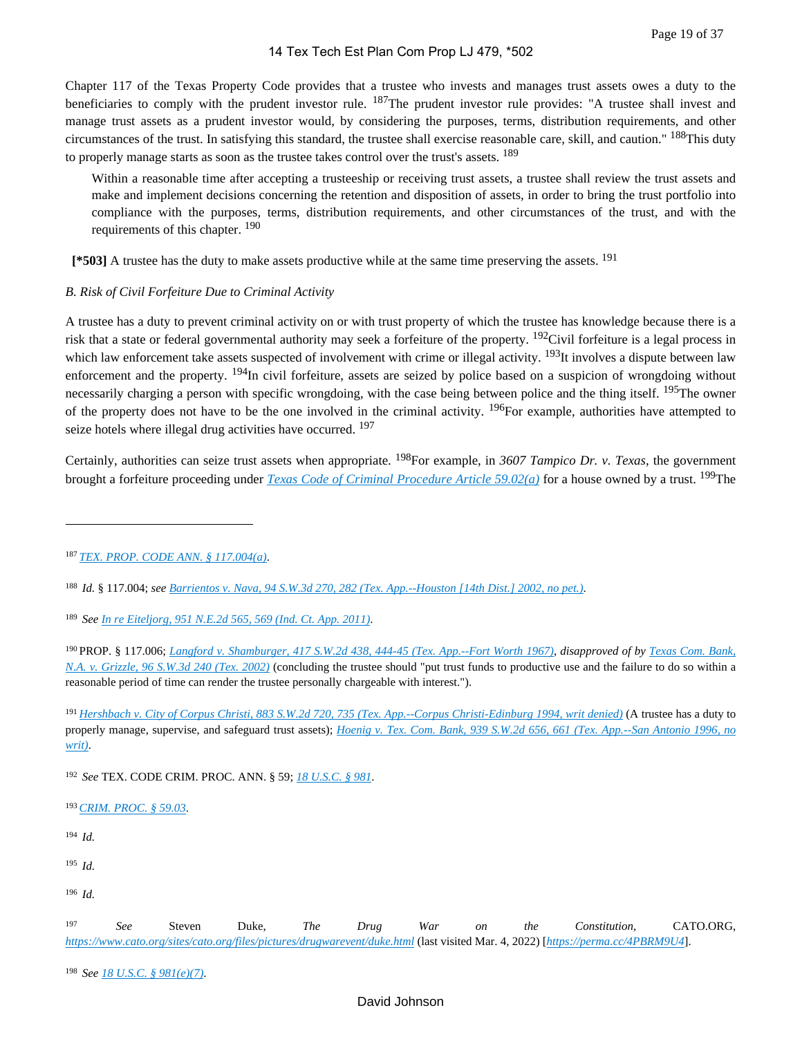Chapter 117 of the Texas Property Code provides that a trustee who invests and manages trust assets owes a duty to the beneficiaries to comply with the prudent investor rule. [187]The prudent investor rule provides: "A trustee shall invest and manage trust assets as a prudent investor would, by considering the purposes, terms, distribution requirements, and other circumstances of the trust. In satisfying this standard, the trustee shall exercise reasonable care, skill, and caution." [188]This duty to properly manage starts as soon as the trustee takes control over the trust's assets. [189]

> Within a reasonable time after accepting a trusteeship or receiving trust assets, a trustee shall review the trust assets and make and implement decisions concerning the retention and disposition of assets, in order to bring the trust portfolio into compliance with the purposes, terms, distribution requirements, and other circumstances of the trust, and with the requirements of this chapter. [190]

**[*503]** A trustee has the duty to make assets productive while at the same time preserving the assets. [191]

*B. Risk of Civil Forfeiture Due to Criminal Activity*

A trustee has a duty to prevent criminal activity on or with trust property of which the trustee has knowledge because there is a risk that a state or federal governmental authority may seek a forfeiture of the property. [192]Civil forfeiture is a legal process in which law enforcement take assets suspected of involvement with crime or illegal activity. [193]It involves a dispute between law enforcement and the property. [194]In civil forfeiture, assets are seized by police based on a suspicion of wrongdoing without necessarily charging a person with specific wrongdoing, with the case being between police and the thing itself. [195]The owner of the property does not have to be the one involved in the criminal activity. [196]For example, authorities have attempted to seize hotels where illegal drug activities have occurred. [197]

Certainly, authorities can seize trust assets when appropriate. [198]For example, in *3607 Tampico Dr. v. Texas*, the government brought a forfeiture proceeding under *Texas Code of Criminal Procedure Article 59.02(a)* for a house owned by a trust. [199]The

---

[187] *TEX. PROP. CODE ANN. § 117.004(a)*.

[188] *Id.* § 117.004; *see Barrientos v. Nava, 94 S.W.3d 270, 282 (Tex. App.--Houston [14th Dist.] 2002, no pet.)*.

[189] *See In re Eiteljorg, 951 N.E.2d 565, 569 (Ind. Ct. App. 2011)*.

[190] PROP. § 117.006; *Langford v. Shamburger, 417 S.W.2d 438, 444-45 (Tex. App.--Fort Worth 1967)*, *disapproved of by Texas Com. Bank, N.A. v. Grizzle, 96 S.W.3d 240 (Tex. 2002)* (concluding the trustee should "put trust funds to productive use and the failure to do so within a reasonable period of time can render the trustee personally chargeable with interest.").

[191] *Hershbach v. City of Corpus Christi, 883 S.W.2d 720, 735 (Tex. App.--Corpus Christi-Edinburg 1994, writ denied)* (A trustee has a duty to properly manage, supervise, and safeguard trust assets); *Hoenig v. Tex. Com. Bank, 939 S.W.2d 656, 661 (Tex. App.--San Antonio 1996, no writ)*.

[192] *See* TEX. CODE CRIM. PROC. ANN. § 59; *18 U.S.C. § 981*.

[193] *CRIM. PROC. § 59.03*.

[194] *Id.*

[195] *Id.*

[196] *Id.*

[197] *See* Steven Duke, *The Drug War on the Constitution*, CATO.ORG, *https://www.cato.org/sites/cato.org/files/pictures/drugwarevent/duke.html* (last visited Mar. 4, 2022) [*https://perma.cc/4PBRM9U4*].

[198] *See 18 U.S.C. § 981(e)(7)*.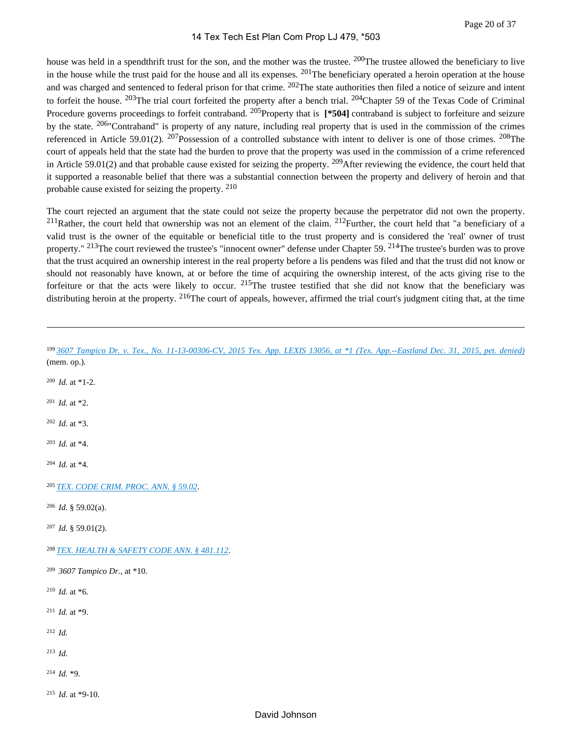house was held in a spendthrift trust for the son, and the mother was the trustee. [200]The trustee allowed the beneficiary to live in the house while the trust paid for the house and all its expenses. [201]The beneficiary operated a heroin operation at the house and was charged and sentenced to federal prison for that crime. [202]The state authorities then filed a notice of seizure and intent to forfeit the house. [203]The trial court forfeited the property after a bench trial. [204]Chapter 59 of the Texas Code of Criminal Procedure governs proceedings to forfeit contraband. [205]Property that is **[*504]** contraband is subject to forfeiture and seizure by the state. [206]"Contraband" is property of any nature, including real property that is used in the commission of the crimes referenced in Article 59.01(2). [207]Possession of a controlled substance with intent to deliver is one of those crimes. [208]The court of appeals held that the state had the burden to prove that the property was used in the commission of a crime referenced in Article 59.01(2) and that probable cause existed for seizing the property. [209]After reviewing the evidence, the court held that it supported a reasonable belief that there was a substantial connection between the property and delivery of heroin and that probable cause existed for seizing the property. [210]

The court rejected an argument that the state could not seize the property because the perpetrator did not own the property. [211]Rather, the court held that ownership was not an element of the claim. [212]Further, the court held that "a beneficiary of a valid trust is the owner of the equitable or beneficial title to the trust property and is considered the 'real' owner of trust property." [213]The court reviewed the trustee's "innocent owner" defense under Chapter 59. [214]The trustee's burden was to prove that the trust acquired an ownership interest in the real property before a lis pendens was filed and that the trust did not know or should not reasonably have known, at or before the time of acquiring the ownership interest, of the acts giving rise to the forfeiture or that the acts were likely to occur. [215]The trustee testified that she did not know that the beneficiary was distributing heroin at the property. [216]The court of appeals, however, affirmed the trial court's judgment citing that, at the time

---

[199] *3607 Tampico Dr. v. Tex., No. 11-13-00306-CV, 2015 Tex. App. LEXIS 13056, at *1 (Tex. App.--Eastland Dec. 31, 2015, pet. denied)* (mem. op.).

[200] *Id.* at *1-2.

[201] *Id.* at *2.

[202] *Id.* at *3.

[203] *Id.* at *4.

[204] *Id.* at *4.

[205] *TEX. CODE CRIM. PROC. ANN. § 59.02*.

[206] *Id.* § 59.02(a).

[207] *Id.* § 59.01(2).

[208] *TEX. HEALTH & SAFETY CODE ANN. § 481.112*.

[209] *3607 Tampico Dr.*, at *10.

[210] *Id.* at *6.

[211] *Id.* at *9.

[212] *Id.*

[213] *Id.*

[214] *Id.* *9.

[215] *Id.* at *9-10.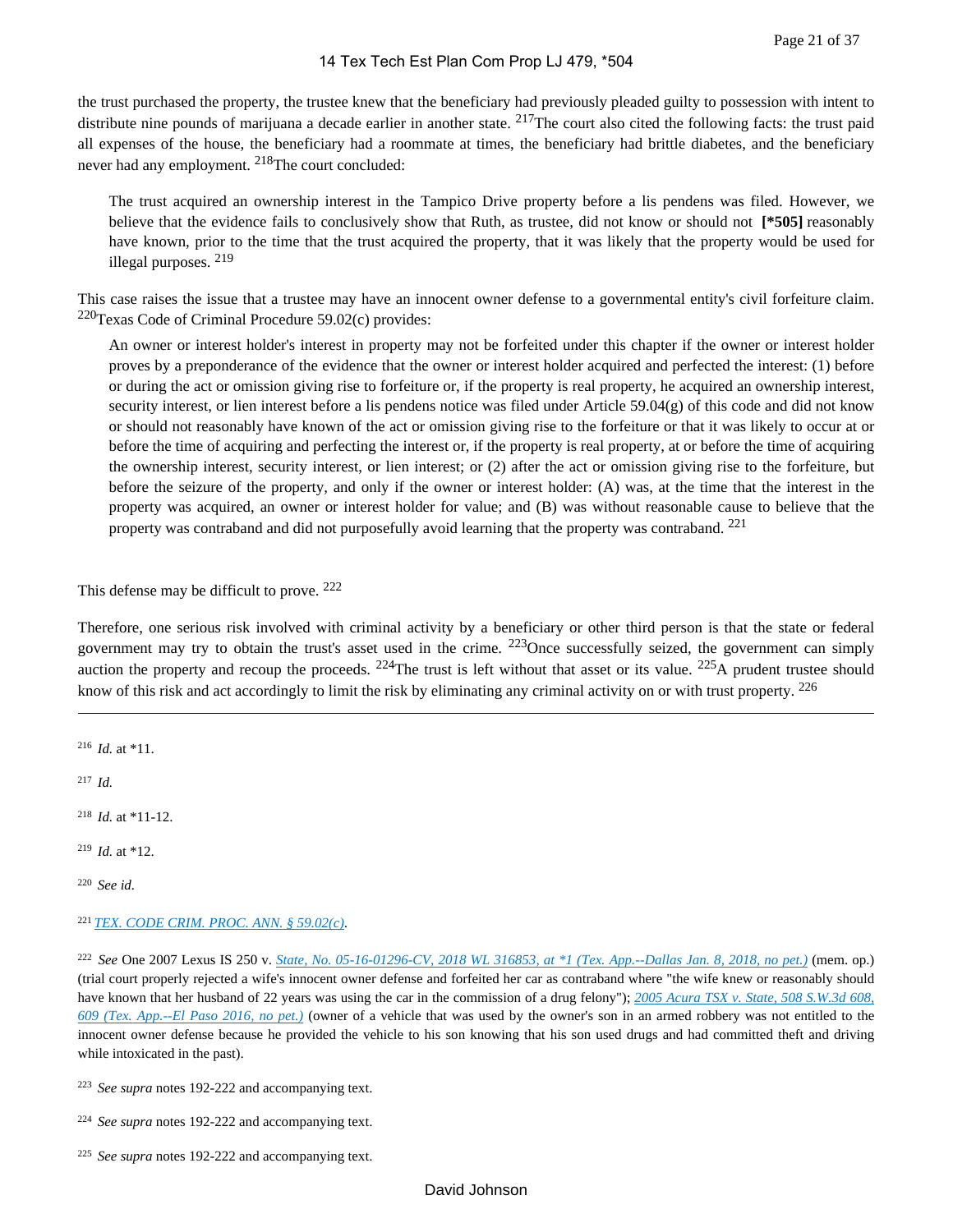the trust purchased the property, the trustee knew that the beneficiary had previously pleaded guilty to possession with intent to distribute nine pounds of marijuana a decade earlier in another state. [217] The court also cited the following facts: the trust paid all expenses of the house, the beneficiary had a roommate at times, the beneficiary had brittle diabetes, and the beneficiary never had any employment. [218] The court concluded:

> The trust acquired an ownership interest in the Tampico Drive property before a lis pendens was filed. However, we believe that the evidence fails to conclusively show that Ruth, as trustee, did not know or should not **[*505]** reasonably have known, prior to the time that the trust acquired the property, that it was likely that the property would be used for illegal purposes. [219]

This case raises the issue that a trustee may have an innocent owner defense to a governmental entity's civil forfeiture claim. [220] Texas Code of Criminal Procedure 59.02(c) provides:

> An owner or interest holder's interest in property may not be forfeited under this chapter if the owner or interest holder proves by a preponderance of the evidence that the owner or interest holder acquired and perfected the interest: (1) before or during the act or omission giving rise to forfeiture or, if the property is real property, he acquired an ownership interest, security interest, or lien interest before a lis pendens notice was filed under Article 59.04(g) of this code and did not know or should not reasonably have known of the act or omission giving rise to the forfeiture or that it was likely to occur at or before the time of acquiring and perfecting the interest or, if the property is real property, at or before the time of acquiring the ownership interest, security interest, or lien interest; or (2) after the act or omission giving rise to the forfeiture, but before the seizure of the property, and only if the owner or interest holder: (A) was, at the time that the interest in the property was acquired, an owner or interest holder for value; and (B) was without reasonable cause to believe that the property was contraband and did not purposefully avoid learning that the property was contraband. [221]

This defense may be difficult to prove. [222]

Therefore, one serious risk involved with criminal activity by a beneficiary or other third person is that the state or federal government may try to obtain the trust's asset used in the crime. [223] Once successfully seized, the government can simply auction the property and recoup the proceeds. [224] The trust is left without that asset or its value. [225] A prudent trustee should know of this risk and act accordingly to limit the risk by eliminating any criminal activity on or with trust property. [226]

---

[216] *Id.* at *11.

[217] *Id.*

[218] *Id.* at *11-12.

[219] *Id.* at *12.

[220] *See id.*

[221] *TEX. CODE CRIM. PROC. ANN. § 59.02(c).*

[222] *See* One 2007 Lexus IS 250 v. *State, No. 05-16-01296-CV, 2018 WL 316853, at *1 (Tex. App.--Dallas Jan. 8, 2018, no pet.)* (mem. op.) (trial court properly rejected a wife's innocent owner defense and forfeited her car as contraband where "the wife knew or reasonably should have known that her husband of 22 years was using the car in the commission of a drug felony"); *2005 Acura TSX v. State, 508 S.W.3d 608, 609 (Tex. App.--El Paso 2016, no pet.)* (owner of a vehicle that was used by the owner's son in an armed robbery was not entitled to the innocent owner defense because he provided the vehicle to his son knowing that his son used drugs and had committed theft and driving while intoxicated in the past).

[223] *See supra* notes 192-222 and accompanying text.

[224] *See supra* notes 192-222 and accompanying text.

[225] *See supra* notes 192-222 and accompanying text.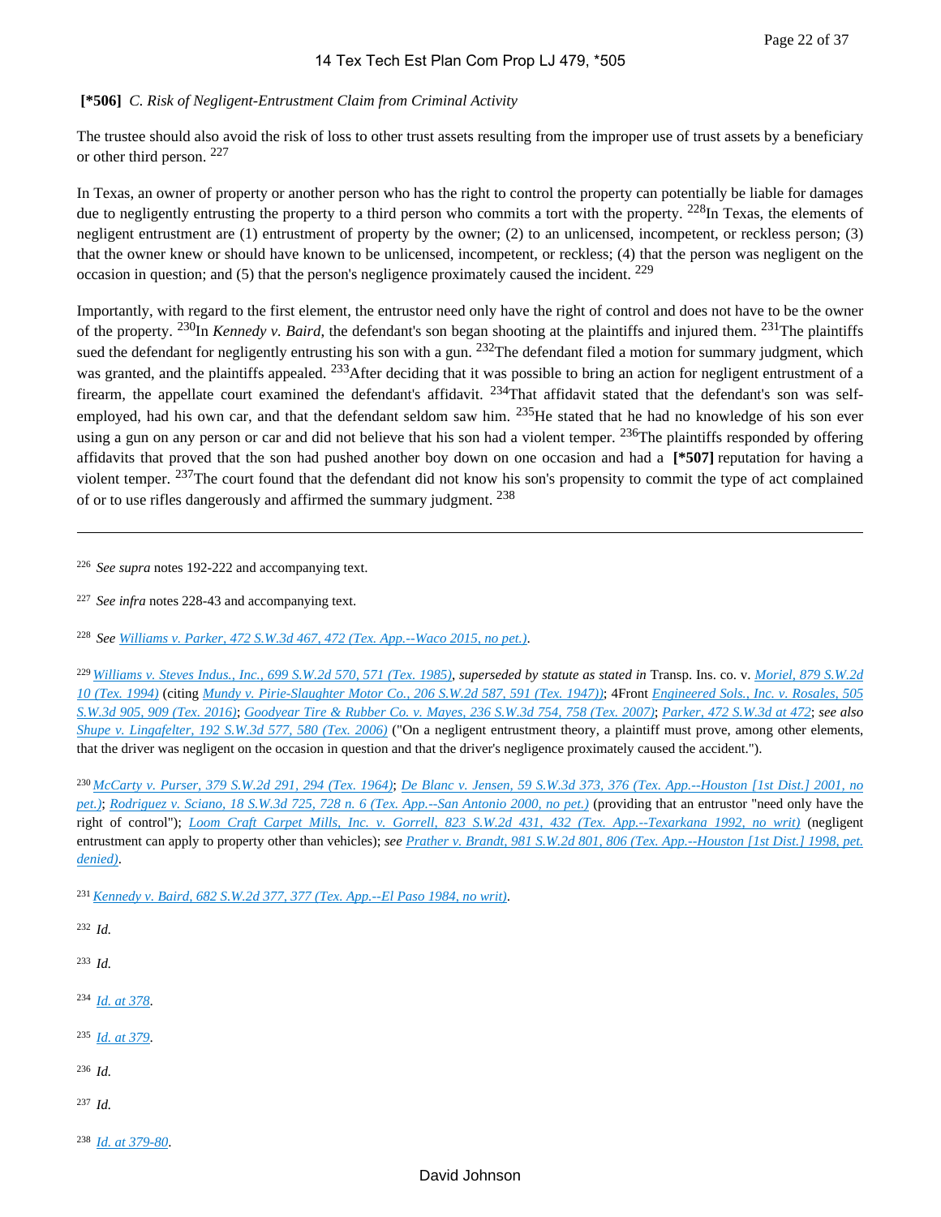**[*506]** *C. Risk of Negligent-Entrustment Claim from Criminal Activity*

The trustee should also avoid the risk of loss to other trust assets resulting from the improper use of trust assets by a beneficiary or other third person. [227]

In Texas, an owner of property or another person who has the right to control the property can potentially be liable for damages due to negligently entrusting the property to a third person who commits a tort with the property. [228]In Texas, the elements of negligent entrustment are (1) entrustment of property by the owner; (2) to an unlicensed, incompetent, or reckless person; (3) that the owner knew or should have known to be unlicensed, incompetent, or reckless; (4) that the person was negligent on the occasion in question; and (5) that the person's negligence proximately caused the incident. [229]

Importantly, with regard to the first element, the entrustor need only have the right of control and does not have to be the owner of the property. [230]In *Kennedy v. Baird*, the defendant's son began shooting at the plaintiffs and injured them. [231]The plaintiffs sued the defendant for negligently entrusting his son with a gun. [232]The defendant filed a motion for summary judgment, which was granted, and the plaintiffs appealed. [233]After deciding that it was possible to bring an action for negligent entrustment of a firearm, the appellate court examined the defendant's affidavit. [234]That affidavit stated that the defendant's son was self-employed, had his own car, and that the defendant seldom saw him. [235]He stated that he had no knowledge of his son ever using a gun on any person or car and did not believe that his son had a violent temper. [236]The plaintiffs responded by offering affidavits that proved that the son had pushed another boy down on one occasion and had a **[*507]** reputation for having a violent temper. [237]The court found that the defendant did not know his son's propensity to commit the type of act complained of or to use rifles dangerously and affirmed the summary judgment. [238]

---

[226] *See supra* notes 192-222 and accompanying text.

[227] *See infra* notes 228-43 and accompanying text.

[228] *See Williams v. Parker, 472 S.W.3d 467, 472 (Tex. App.--Waco 2015, no pet.).*

[229] *Williams v. Steves Indus., Inc., 699 S.W.2d 570, 571 (Tex. 1985), superseded by statute as stated in* Transp. Ins. co. v. *Moriel, 879 S.W.2d 10 (Tex. 1994)* (citing *Mundy v. Pirie-Slaughter Motor Co., 206 S.W.2d 587, 591 (Tex. 1947)*); 4Front *Engineered Sols., Inc. v. Rosales, 505 S.W.3d 905, 909 (Tex. 2016)*; *Goodyear Tire & Rubber Co. v. Mayes, 236 S.W.3d 754, 758 (Tex. 2007)*; *Parker, 472 S.W.3d at 472*; *see also Shupe v. Lingafelter, 192 S.W.3d 577, 580 (Tex. 2006)* ("On a negligent entrustment theory, a plaintiff must prove, among other elements, that the driver was negligent on the occasion in question and that the driver's negligence proximately caused the accident.").

[230] *McCarty v. Purser, 379 S.W.2d 291, 294 (Tex. 1964)*; *De Blanc v. Jensen, 59 S.W.3d 373, 376 (Tex. App.--Houston [1st Dist.] 2001, no pet.)*; *Rodriguez v. Sciano, 18 S.W.3d 725, 728 n. 6 (Tex. App.--San Antonio 2000, no pet.)* (providing that an entrustor "need only have the right of control"); *Loom Craft Carpet Mills, Inc. v. Gorrell, 823 S.W.2d 431, 432 (Tex. App.--Texarkana 1992, no writ)* (negligent entrustment can apply to property other than vehicles); *see Prather v. Brandt, 981 S.W.2d 801, 806 (Tex. App.--Houston [1st Dist.] 1998, pet. denied).*

[231] *Kennedy v. Baird, 682 S.W.2d 377, 377 (Tex. App.--El Paso 1984, no writ).*

[232] *Id.*

[233] *Id.*

[234] *Id. at 378.*

[235] *Id. at 379.*

[236] *Id.*

[237] *Id.*

[238] *Id. at 379-80.*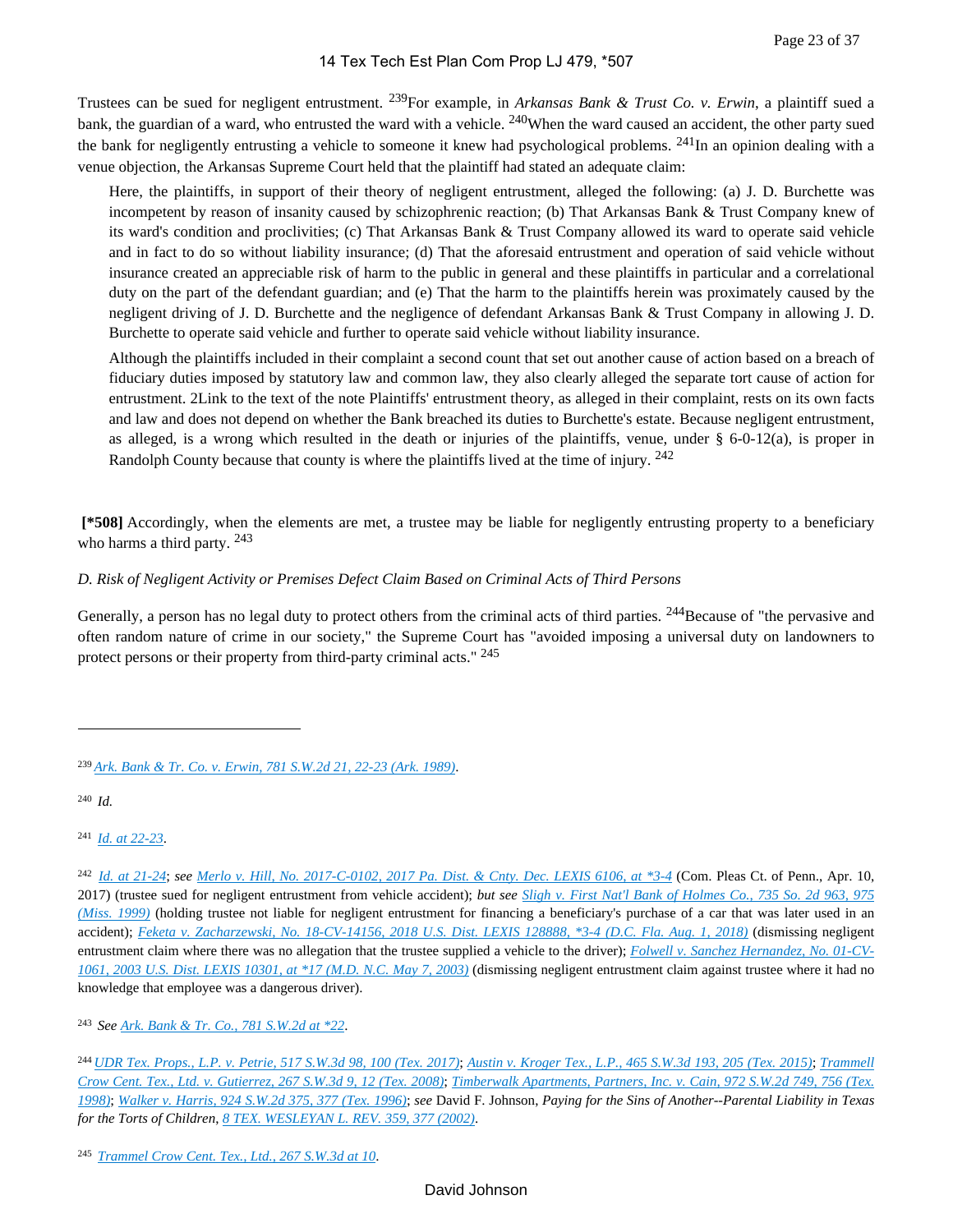Trustees can be sued for negligent entrustment. [239] For example, in *Arkansas Bank & Trust Co. v. Erwin*, a plaintiff sued a bank, the guardian of a ward, who entrusted the ward with a vehicle. [240] When the ward caused an accident, the other party sued the bank for negligently entrusting a vehicle to someone it knew had psychological problems. [241] In an opinion dealing with a venue objection, the Arkansas Supreme Court held that the plaintiff had stated an adequate claim:

> Here, the plaintiffs, in support of their theory of negligent entrustment, alleged the following: (a) J. D. Burchette was incompetent by reason of insanity caused by schizophrenic reaction; (b) That Arkansas Bank & Trust Company knew of its ward's condition and proclivities; (c) That Arkansas Bank & Trust Company allowed its ward to operate said vehicle and in fact to do so without liability insurance; (d) That the aforesaid entrustment and operation of said vehicle without insurance created an appreciable risk of harm to the public in general and these plaintiffs in particular and a correlational duty on the part of the defendant guardian; and (e) That the harm to the plaintiffs herein was proximately caused by the negligent driving of J. D. Burchette and the negligence of defendant Arkansas Bank & Trust Company in allowing J. D. Burchette to operate said vehicle and further to operate said vehicle without liability insurance.
>
> Although the plaintiffs included in their complaint a second count that set out another cause of action based on a breach of fiduciary duties imposed by statutory law and common law, they also clearly alleged the separate tort cause of action for entrustment. 2Link to the text of the note Plaintiffs' entrustment theory, as alleged in their complaint, rests on its own facts and law and does not depend on whether the Bank breached its duties to Burchette's estate. Because negligent entrustment, as alleged, is a wrong which resulted in the death or injuries of the plaintiffs, venue, under § 6-0-12(a), is proper in Randolph County because that county is where the plaintiffs lived at the time of injury. [242]

**[*508]** Accordingly, when the elements are met, a trustee may be liable for negligently entrusting property to a beneficiary who harms a third party. [243]

*D. Risk of Negligent Activity or Premises Defect Claim Based on Criminal Acts of Third Persons*

Generally, a person has no legal duty to protect others from the criminal acts of third parties. [244] Because of "the pervasive and often random nature of crime in our society," the Supreme Court has "avoided imposing a universal duty on landowners to protect persons or their property from third-party criminal acts." [245]

---

[239] *Ark. Bank & Tr. Co. v. Erwin, 781 S.W.2d 21, 22-23 (Ark. 1989)*.

[240] *Id.*

[241] *Id. at 22-23*.

[242] *Id. at 21-24*; *see* *Merlo v. Hill, No. 2017-C-0102, 2017 Pa. Dist. & Cnty. Dec. LEXIS 6106, at *3-4* (Com. Pleas Ct. of Penn., Apr. 10, 2017) (trustee sued for negligent entrustment from vehicle accident); *but see* *Sligh v. First Nat'l Bank of Holmes Co., 735 So. 2d 963, 975 (Miss. 1999)* (holding trustee not liable for negligent entrustment for financing a beneficiary's purchase of a car that was later used in an accident); *Feketa v. Zacharzewski, No. 18-CV-14156, 2018 U.S. Dist. LEXIS 128888, *3-4 (D.C. Fla. Aug. 1, 2018)* (dismissing negligent entrustment claim where there was no allegation that the trustee supplied a vehicle to the driver); *Folwell v. Sanchez Hernandez, No. 01-CV-1061, 2003 U.S. Dist. LEXIS 10301, at *17 (M.D. N.C. May 7, 2003)* (dismissing negligent entrustment claim against trustee where it had no knowledge that employee was a dangerous driver).

[243] *See* *Ark. Bank & Tr. Co., 781 S.W.2d at *22*.

[244] *UDR Tex. Props., L.P. v. Petrie, 517 S.W.3d 98, 100 (Tex. 2017)*; *Austin v. Kroger Tex., L.P., 465 S.W.3d 193, 205 (Tex. 2015)*; *Trammell Crow Cent. Tex., Ltd. v. Gutierrez, 267 S.W.3d 9, 12 (Tex. 2008)*; *Timberwalk Apartments, Partners, Inc. v. Cain, 972 S.W.2d 749, 756 (Tex. 1998)*; *Walker v. Harris, 924 S.W.2d 375, 377 (Tex. 1996)*; *see* David F. Johnson, *Paying for the Sins of Another--Parental Liability in Texas for the Torts of Children*, *8 TEX. WESLEYAN L. REV. 359, 377 (2002)*.

[245] *Trammel Crow Cent. Tex., Ltd., 267 S.W.3d at 10*.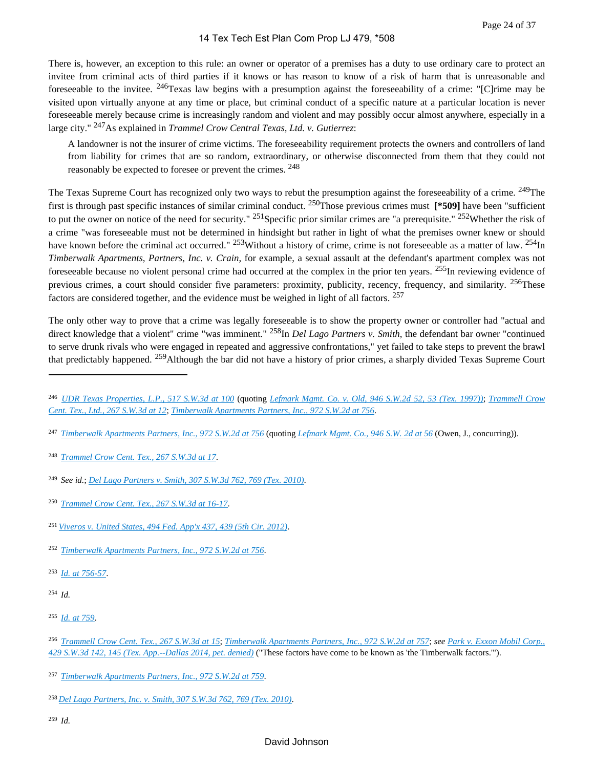There is, however, an exception to this rule: an owner or operator of a premises has a duty to use ordinary care to protect an invitee from criminal acts of third parties if it knows or has reason to know of a risk of harm that is unreasonable and foreseeable to the invitee. [246] Texas law begins with a presumption against the foreseeability of a crime: "[C]rime may be visited upon virtually anyone at any time or place, but criminal conduct of a specific nature at a particular location is never foreseeable merely because crime is increasingly random and violent and may possibly occur almost anywhere, especially in a large city." [247] As explained in *Trammel Crow Central Texas, Ltd. v. Gutierrez*:

> A landowner is not the insurer of crime victims. The foreseeability requirement protects the owners and controllers of land from liability for crimes that are so random, extraordinary, or otherwise disconnected from them that they could not reasonably be expected to foresee or prevent the crimes. [248]

The Texas Supreme Court has recognized only two ways to rebut the presumption against the foreseeability of a crime. [249] The first is through past specific instances of similar criminal conduct. [250] Those previous crimes must **[*509]** have been "sufficient to put the owner on notice of the need for security." [251] Specific prior similar crimes are "a prerequisite." [252] Whether the risk of a crime "was foreseeable must not be determined in hindsight but rather in light of what the premises owner knew or should have known before the criminal act occurred." [253] Without a history of crime, crime is not foreseeable as a matter of law. [254] In *Timberwalk Apartments, Partners, Inc. v. Crain*, for example, a sexual assault at the defendant's apartment complex was not foreseeable because no violent personal crime had occurred at the complex in the prior ten years. [255] In reviewing evidence of previous crimes, a court should consider five parameters: proximity, publicity, recency, frequency, and similarity. [256] These factors are considered together, and the evidence must be weighed in light of all factors. [257]

The only other way to prove that a crime was legally foreseeable is to show the property owner or controller had "actual and direct knowledge that a violent" crime "was imminent." [258] In *Del Lago Partners v. Smith*, the defendant bar owner "continued to serve drunk rivals who were engaged in repeated and aggressive confrontations," yet failed to take steps to prevent the brawl that predictably happened. [259] Although the bar did not have a history of prior crimes, a sharply divided Texas Supreme Court

---

[246] *UDR Texas Properties, L.P., 517 S.W.3d at 100* (quoting *Lefmark Mgmt. Co. v. Old, 946 S.W.2d 52, 53 (Tex. 1997)*); *Trammell Crow Cent. Tex., Ltd., 267 S.W.3d at 12*; *Timberwalk Apartments Partners, Inc., 972 S.W.2d at 756*.

[247] *Timberwalk Apartments Partners, Inc., 972 S.W.2d at 756* (quoting *Lefmark Mgmt. Co., 946 S.W. 2d at 56* (Owen, J., concurring)).

[248] *Trammel Crow Cent. Tex., 267 S.W.3d at 17*.

[249] *See id.*; *Del Lago Partners v. Smith, 307 S.W.3d 762, 769 (Tex. 2010)*.

[250] *Trammel Crow Cent. Tex., 267 S.W.3d at 16-17*.

[251] *Viveros v. United States, 494 Fed. App'x 437, 439 (5th Cir. 2012)*.

[252] *Timberwalk Apartments Partners, Inc., 972 S.W.2d at 756*.

[253] *Id. at 756-57*.

[254] *Id.*

[255] *Id. at 759*.

[256] *Trammell Crow Cent. Tex., 267 S.W.3d at 15*; *Timberwalk Apartments Partners, Inc., 972 S.W.2d at 757*; *see Park v. Exxon Mobil Corp., 429 S.W.3d 142, 145 (Tex. App.--Dallas 2014, pet. denied)* ("These factors have come to be known as 'the Timberwalk factors.'").

[257] *Timberwalk Apartments Partners, Inc., 972 S.W.2d at 759*.

[258] *Del Lago Partners, Inc. v. Smith, 307 S.W.3d 762, 769 (Tex. 2010)*.

[259] *Id.*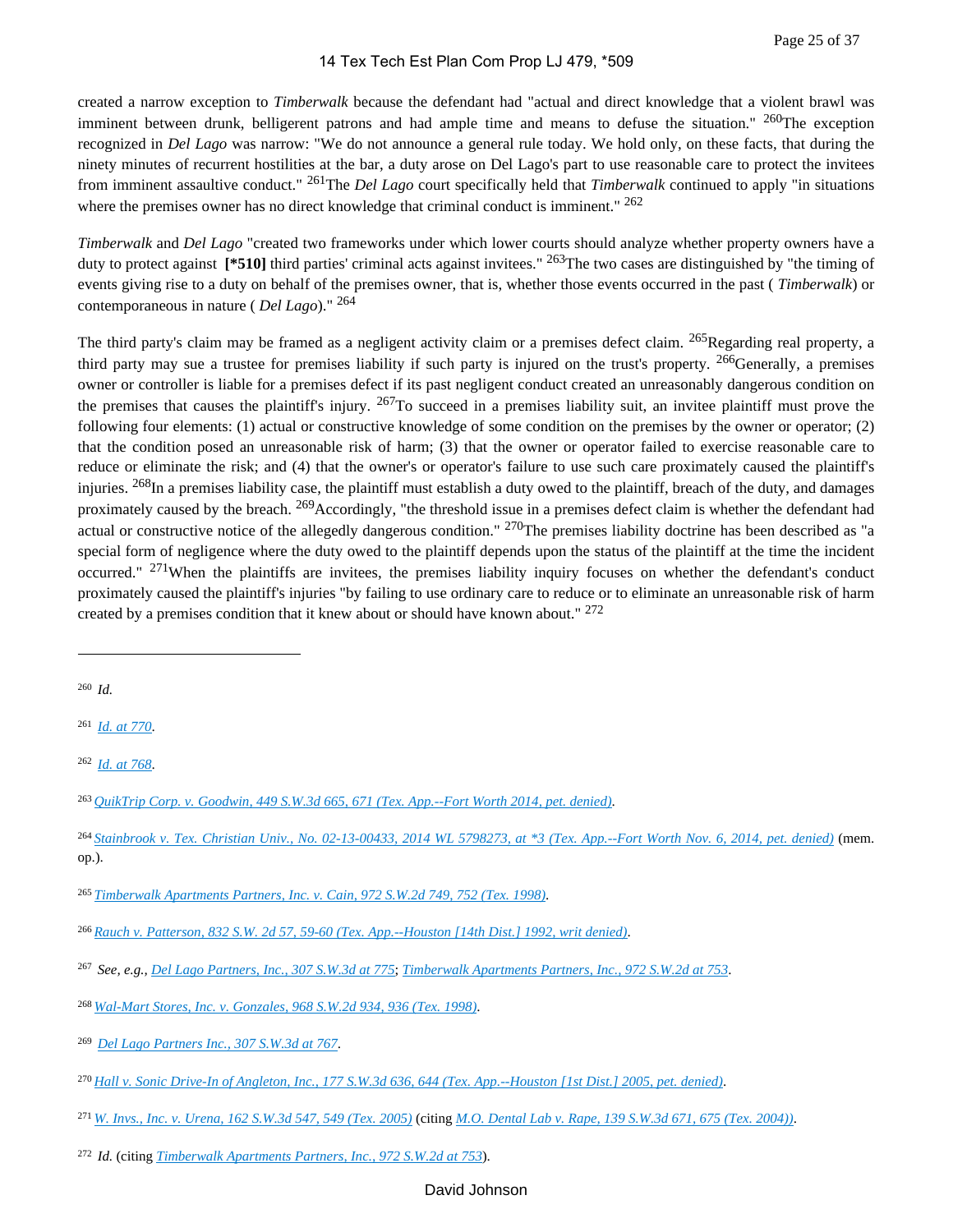created a narrow exception to *Timberwalk* because the defendant had "actual and direct knowledge that a violent brawl was imminent between drunk, belligerent patrons and had ample time and means to defuse the situation." [260] The exception recognized in *Del Lago* was narrow: "We do not announce a general rule today. We hold only, on these facts, that during the ninety minutes of recurrent hostilities at the bar, a duty arose on Del Lago's part to use reasonable care to protect the invitees from imminent assaultive conduct." [261] The *Del Lago* court specifically held that *Timberwalk* continued to apply "in situations where the premises owner has no direct knowledge that criminal conduct is imminent." [262]

*Timberwalk* and *Del Lago* "created two frameworks under which lower courts should analyze whether property owners have a duty to protect against **[*510]** third parties' criminal acts against invitees." [263] The two cases are distinguished by "the timing of events giving rise to a duty on behalf of the premises owner, that is, whether those events occurred in the past ( *Timberwalk*) or contemporaneous in nature ( *Del Lago*)." [264]

The third party's claim may be framed as a negligent activity claim or a premises defect claim. [265] Regarding real property, a third party may sue a trustee for premises liability if such party is injured on the trust's property. [266] Generally, a premises owner or controller is liable for a premises defect if its past negligent conduct created an unreasonably dangerous condition on the premises that causes the plaintiff's injury. [267] To succeed in a premises liability suit, an invitee plaintiff must prove the following four elements: (1) actual or constructive knowledge of some condition on the premises by the owner or operator; (2) that the condition posed an unreasonable risk of harm; (3) that the owner or operator failed to exercise reasonable care to reduce or eliminate the risk; and (4) that the owner's or operator's failure to use such care proximately caused the plaintiff's injuries. [268] In a premises liability case, the plaintiff must establish a duty owed to the plaintiff, breach of the duty, and damages proximately caused by the breach. [269] Accordingly, "the threshold issue in a premises defect claim is whether the defendant had actual or constructive notice of the allegedly dangerous condition." [270] The premises liability doctrine has been described as "a special form of negligence where the duty owed to the plaintiff depends upon the status of the plaintiff at the time the incident occurred." [271] When the plaintiffs are invitees, the premises liability inquiry focuses on whether the defendant's conduct proximately caused the plaintiff's injuries "by failing to use ordinary care to reduce or to eliminate an unreasonable risk of harm created by a premises condition that it knew about or should have known about." [272]

---

[260] *Id.*

[261] *Id. at 770*.

[262] *Id. at 768*.

[263] *QuikTrip Corp. v. Goodwin, 449 S.W.3d 665, 671 (Tex. App.--Fort Worth 2014, pet. denied)*.

[264] *Stainbrook v. Tex. Christian Univ., No. 02-13-00433, 2014 WL 5798273, at *3 (Tex. App.--Fort Worth Nov. 6, 2014, pet. denied)* (mem. op.).

[265] *Timberwalk Apartments Partners, Inc. v. Cain, 972 S.W.2d 749, 752 (Tex. 1998)*.

[266] *Rauch v. Patterson, 832 S.W. 2d 57, 59-60 (Tex. App.--Houston [14th Dist.] 1992, writ denied)*.

[267] *See, e.g., Del Lago Partners, Inc., 307 S.W.3d at 775*; *Timberwalk Apartments Partners, Inc., 972 S.W.2d at 753*.

[268] *Wal-Mart Stores, Inc. v. Gonzales, 968 S.W.2d 934, 936 (Tex. 1998)*.

[269] *Del Lago Partners Inc., 307 S.W.3d at 767*.

[270] *Hall v. Sonic Drive-In of Angleton, Inc., 177 S.W.3d 636, 644 (Tex. App.--Houston [1st Dist.] 2005, pet. denied)*.

[271] *W. Invs., Inc. v. Urena, 162 S.W.3d 547, 549 (Tex. 2005)* (citing *M.O. Dental Lab v. Rape, 139 S.W.3d 671, 675 (Tex. 2004))*.

[272] *Id.* (citing *Timberwalk Apartments Partners, Inc., 972 S.W.2d at 753*).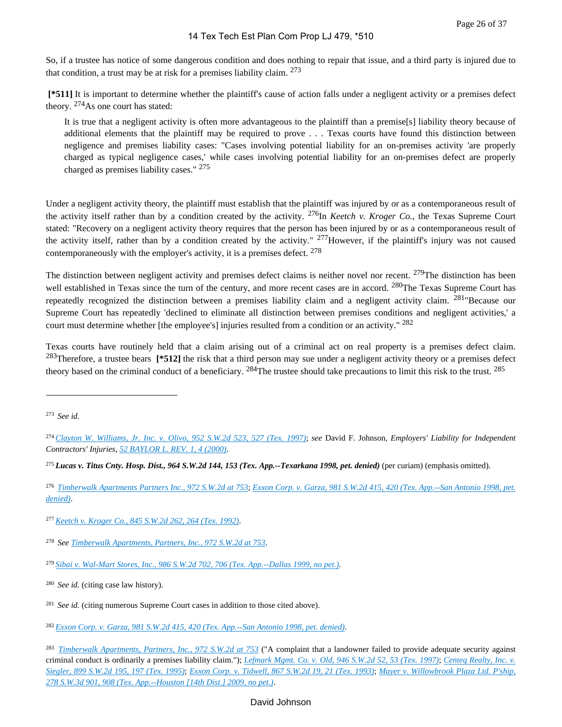So, if a trustee has notice of some dangerous condition and does nothing to repair that issue, and a third party is injured due to that condition, a trust may be at risk for a premises liability claim. [273]

**[*511]** It is important to determine whether the plaintiff's cause of action falls under a negligent activity or a premises defect theory. [274] As one court has stated:

> It is true that a negligent activity is often more advantageous to the plaintiff than a premise[s] liability theory because of additional elements that the plaintiff may be required to prove . . . Texas courts have found this distinction between negligence and premises liability cases: "Cases involving potential liability for an on-premises activity 'are properly charged as typical negligence cases,' while cases involving potential liability for an on-premises defect are properly charged as premises liability cases." [275]

Under a negligent activity theory, the plaintiff must establish that the plaintiff was injured by or as a contemporaneous result of the activity itself rather than by a condition created by the activity. [276] In *Keetch v. Kroger Co.*, the Texas Supreme Court stated: "Recovery on a negligent activity theory requires that the person has been injured by or as a contemporaneous result of the activity itself, rather than by a condition created by the activity." [277] However, if the plaintiff's injury was not caused contemporaneously with the employer's activity, it is a premises defect. [278]

The distinction between negligent activity and premises defect claims is neither novel nor recent. [279] The distinction has been well established in Texas since the turn of the century, and more recent cases are in accord. [280] The Texas Supreme Court has repeatedly recognized the distinction between a premises liability claim and a negligent activity claim. [281] "Because our Supreme Court has repeatedly 'declined to eliminate all distinction between premises conditions and negligent activities,' a court must determine whether [the employee's] injuries resulted from a condition or an activity." [282]

Texas courts have routinely held that a claim arising out of a criminal act on real property is a premises defect claim. [283] Therefore, a trustee bears **[*512]** the risk that a third person may sue under a negligent activity theory or a premises defect theory based on the criminal conduct of a beneficiary. [284] The trustee should take precautions to limit this risk to the trust. [285]

---

[273] *See id.*

[274] *Clayton W. Williams, Jr. Inc. v. Olivo, 952 S.W.2d 523, 527 (Tex. 1997)*; *see* David F. Johnson, *Employers' Liability for Independent Contractors' Injuries*, 52 BAYLOR L. REV. 1, 4 (2000).

[275] ***Lucas v. Titus Cnty. Hosp. Dist., 964 S.W.2d 144, 153 (Tex. App.--Texarkana 1998, pet. denied)*** (per curiam) (emphasis omitted).

[276] *Timberwalk Apartments Partners Inc., 972 S.W.2d at 753*; *Exxon Corp. v. Garza, 981 S.W.2d 415, 420 (Tex. App.--San Antonio 1998, pet. denied)*.

[277] *Keetch v. Kroger Co., 845 S.W.2d 262, 264 (Tex. 1992)*.

[278] *See Timberwalk Apartments, Partners, Inc., 972 S.W.2d at 753*.

[279] *Sibai v. Wal-Mart Stores, Inc., 986 S.W.2d 702, 706 (Tex. App.--Dallas 1999, no pet.)*.

[280] *See id.* (citing case law history).

[281] *See id.* (citing numerous Supreme Court cases in addition to those cited above).

[282] *Exxon Corp. v. Garza, 981 S.W.2d 415, 420 (Tex. App.--San Antonio 1998, pet. denied)*.

[283] *Timberwalk Apartments, Partners, Inc., 972 S.W.2d at 753* ("A complaint that a landowner failed to provide adequate security against criminal conduct is ordinarily a premises liability claim."); *Lefmark Mgmt. Co. v. Old, 946 S.W.2d 52, 53 (Tex. 1997)*; *Centeq Realty, Inc. v. Siegler, 899 S.W.2d 195, 197 (Tex. 1995)*; *Exxon Corp. v. Tidwell, 867 S.W.2d 19, 21 (Tex. 1993)*; *Mayer v. Willowbrook Plaza Ltd. P'ship, 278 S.W.3d 901, 908 (Tex. App.--Houston [14th Dist.] 2009, no pet.)*.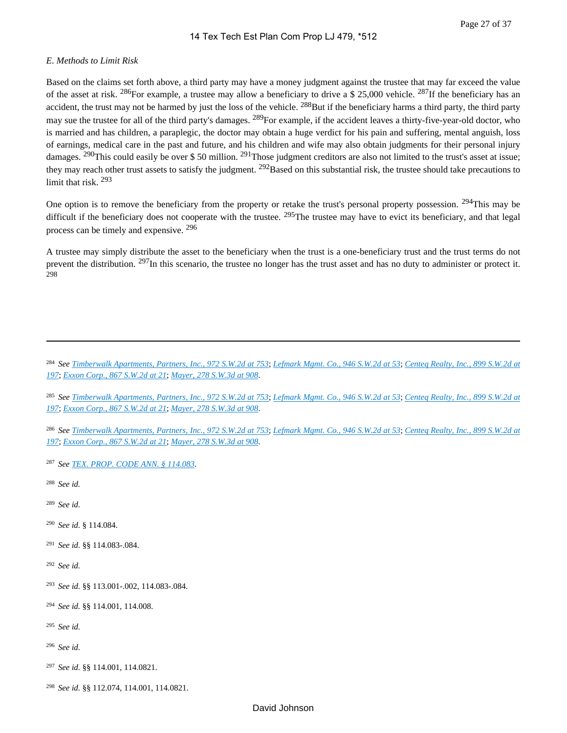*E. Methods to Limit Risk*

Based on the claims set forth above, a third party may have a money judgment against the trustee that may far exceed the value of the asset at risk. [286]For example, a trustee may allow a beneficiary to drive a $ 25,000 vehicle. [287]If the beneficiary has an accident, the trust may not be harmed by just the loss of the vehicle. [288]But if the beneficiary harms a third party, the third party may sue the trustee for all of the third party's damages. [289]For example, if the accident leaves a thirty-five-year-old doctor, who is married and has children, a paraplegic, the doctor may obtain a huge verdict for his pain and suffering, mental anguish, loss of earnings, medical care in the past and future, and his children and wife may also obtain judgments for their personal injury damages. [290]This could easily be over $ 50 million. [291]Those judgment creditors are also not limited to the trust's asset at issue; they may reach other trust assets to satisfy the judgment. [292]Based on this substantial risk, the trustee should take precautions to limit that risk. [293]

One option is to remove the beneficiary from the property or retake the trust's personal property possession. [294]This may be difficult if the beneficiary does not cooperate with the trustee. [295]The trustee may have to evict its beneficiary, and that legal process can be timely and expensive. [296]

A trustee may simply distribute the asset to the beneficiary when the trust is a one-beneficiary trust and the trust terms do not prevent the distribution. [297]In this scenario, the trustee no longer has the trust asset and has no duty to administer or protect it. [298]

---

[284] *See Timberwalk Apartments, Partners, Inc., 972 S.W.2d at 753*; *Lefmark Mgmt. Co., 946 S.W.2d at 53*; *Centeq Realty, Inc., 899 S.W.2d at 197*; *Exxon Corp., 867 S.W.2d at 21*; *Mayer, 278 S.W.3d at 908*.

[285] *See Timberwalk Apartments, Partners, Inc., 972 S.W.2d at 753*; *Lefmark Mgmt. Co., 946 S.W.2d at 53*; *Centeq Realty, Inc., 899 S.W.2d at 197*; *Exxon Corp., 867 S.W.2d at 21*; *Mayer, 278 S.W.3d at 908*.

[286] *See Timberwalk Apartments, Partners, Inc., 972 S.W.2d at 753*; *Lefmark Mgmt. Co., 946 S.W.2d at 53*; *Centeq Realty, Inc., 899 S.W.2d at 197*; *Exxon Corp., 867 S.W.2d at 21*; *Mayer, 278 S.W.3d at 908*.

[287] *See TEX. PROP. CODE ANN. § 114.083*.

[288] *See id.*

[289] *See id.*

[290] *See id.* § 114.084.

[291] *See id.* §§ 114.083-.084.

[292] *See id.*

[293] *See id.* §§ 113.001-.002, 114.083-.084.

[294] *See id.* §§ 114.001, 114.008.

[295] *See id.*

[296] *See id.*

[297] *See id.* §§ 114.001, 114.0821.

[298] *See id.* §§ 112.074, 114.001, 114.0821.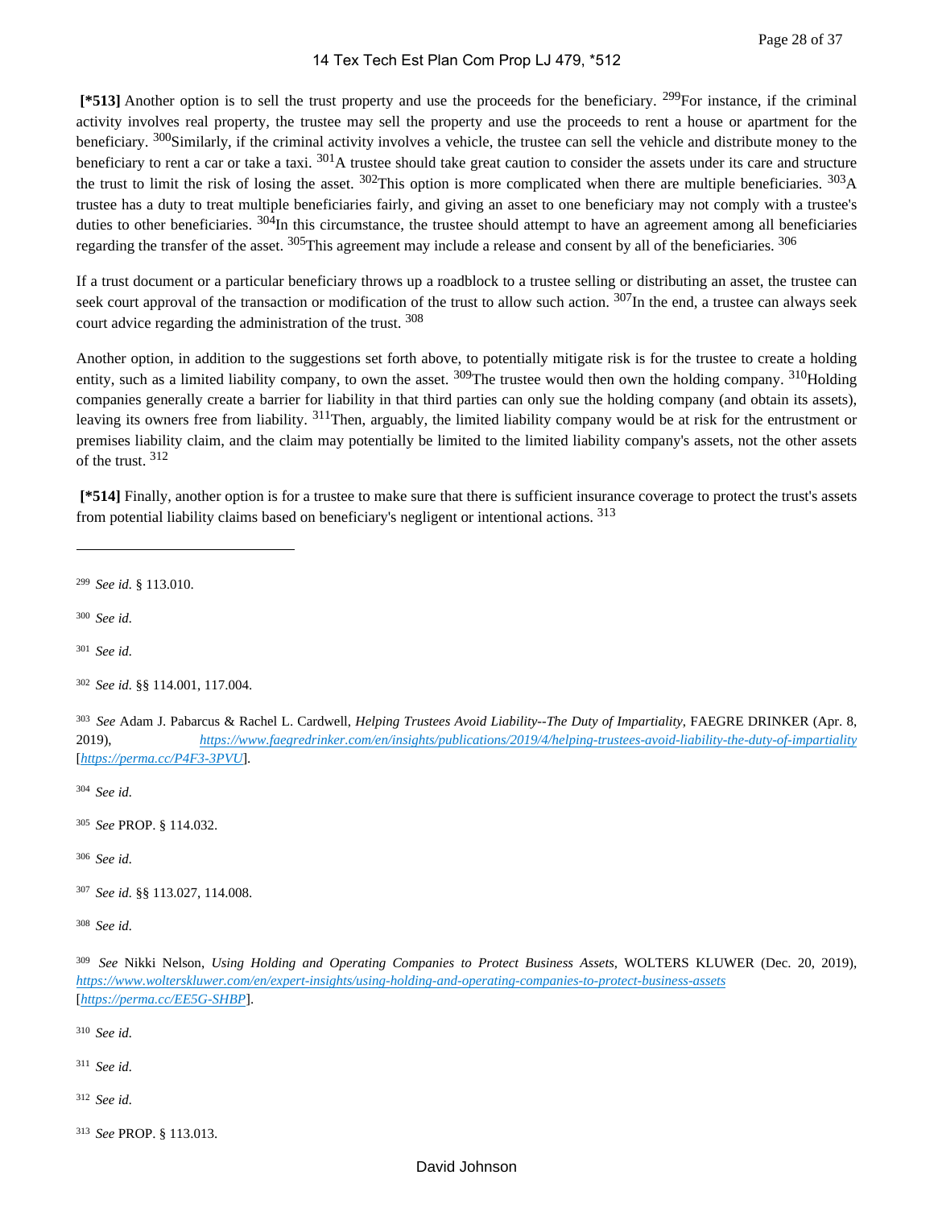**[*513]** Another option is to sell the trust property and use the proceeds for the beneficiary. [299] For instance, if the criminal activity involves real property, the trustee may sell the property and use the proceeds to rent a house or apartment for the beneficiary. [300] Similarly, if the criminal activity involves a vehicle, the trustee can sell the vehicle and distribute money to the beneficiary to rent a car or take a taxi. [301] A trustee should take great caution to consider the assets under its care and structure the trust to limit the risk of losing the asset. [302] This option is more complicated when there are multiple beneficiaries. [303] A trustee has a duty to treat multiple beneficiaries fairly, and giving an asset to one beneficiary may not comply with a trustee's duties to other beneficiaries. [304] In this circumstance, the trustee should attempt to have an agreement among all beneficiaries regarding the transfer of the asset. [305] This agreement may include a release and consent by all of the beneficiaries. [306]

If a trust document or a particular beneficiary throws up a roadblock to a trustee selling or distributing an asset, the trustee can seek court approval of the transaction or modification of the trust to allow such action. [307] In the end, a trustee can always seek court advice regarding the administration of the trust. [308]

Another option, in addition to the suggestions set forth above, to potentially mitigate risk is for the trustee to create a holding entity, such as a limited liability company, to own the asset. [309] The trustee would then own the holding company. [310] Holding companies generally create a barrier for liability in that third parties can only sue the holding company (and obtain its assets), leaving its owners free from liability. [311] Then, arguably, the limited liability company would be at risk for the entrustment or premises liability claim, and the claim may potentially be limited to the limited liability company's assets, not the other assets of the trust. [312]

**[*514]** Finally, another option is for a trustee to make sure that there is sufficient insurance coverage to protect the trust's assets from potential liability claims based on beneficiary's negligent or intentional actions. [313]

---

[299] *See id.* § 113.010.

[300] *See id.*

[301] *See id.*

[302] *See id.* §§ 114.001, 117.004.

[303] *See* Adam J. Pabarcus & Rachel L. Cardwell, *Helping Trustees Avoid Liability--The Duty of Impartiality*, FAEGRE DRINKER (Apr. 8, 2019), *https://www.faegredrinker.com/en/insights/publications/2019/4/helping-trustees-avoid-liability-the-duty-of-impartiality* [*https://perma.cc/P4F3-3PVU*].

[304] *See id.*

[305] *See* PROP. § 114.032.

[306] *See id.*

[307] *See id.* §§ 113.027, 114.008.

[308] *See id.*

[309] *See* Nikki Nelson, *Using Holding and Operating Companies to Protect Business Assets*, WOLTERS KLUWER (Dec. 20, 2019), *https://www.wolterskluwer.com/en/expert-insights/using-holding-and-operating-companies-to-protect-business-assets* [*https://perma.cc/EE5G-SHBP*].

[310] *See id.*

[311] *See id.*

[312] *See id.*

[313] *See* PROP. § 113.013.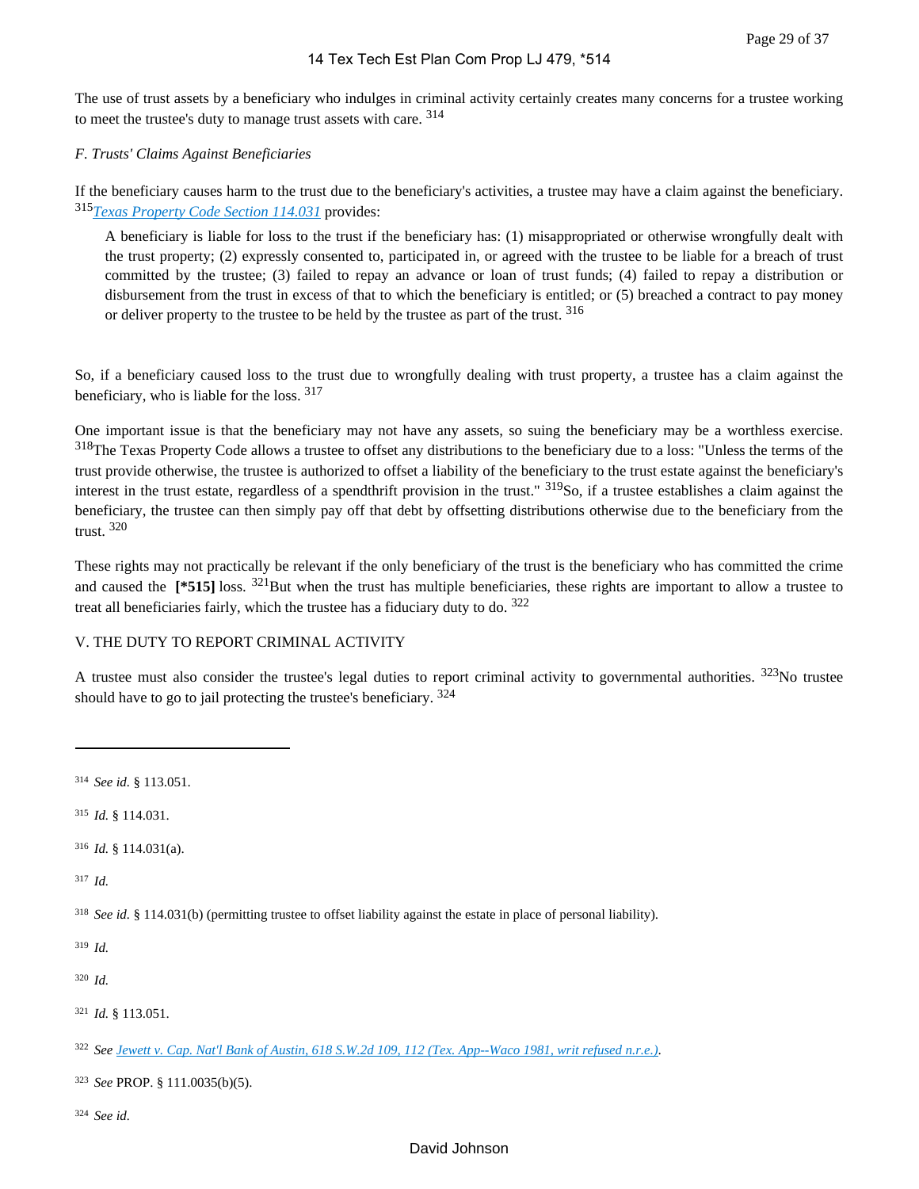The use of trust assets by a beneficiary who indulges in criminal activity certainly creates many concerns for a trustee working to meet the trustee's duty to manage trust assets with care. [314]

*F. Trusts' Claims Against Beneficiaries*

If the beneficiary causes harm to the trust due to the beneficiary's activities, a trustee may have a claim against the beneficiary. [315] *Texas Property Code Section 114.031* provides:

> A beneficiary is liable for loss to the trust if the beneficiary has: (1) misappropriated or otherwise wrongfully dealt with the trust property; (2) expressly consented to, participated in, or agreed with the trustee to be liable for a breach of trust committed by the trustee; (3) failed to repay an advance or loan of trust funds; (4) failed to repay a distribution or disbursement from the trust in excess of that to which the beneficiary is entitled; or (5) breached a contract to pay money or deliver property to the trustee to be held by the trustee as part of the trust. [316]

So, if a beneficiary caused loss to the trust due to wrongfully dealing with trust property, a trustee has a claim against the beneficiary, who is liable for the loss. [317]

One important issue is that the beneficiary may not have any assets, so suing the beneficiary may be a worthless exercise. [318] The Texas Property Code allows a trustee to offset any distributions to the beneficiary due to a loss: "Unless the terms of the trust provide otherwise, the trustee is authorized to offset a liability of the beneficiary to the trust estate against the beneficiary's interest in the trust estate, regardless of a spendthrift provision in the trust." [319] So, if a trustee establishes a claim against the beneficiary, the trustee can then simply pay off that debt by offsetting distributions otherwise due to the beneficiary from the trust. [320]

These rights may not practically be relevant if the only beneficiary of the trust is the beneficiary who has committed the crime and caused the **[*515]** loss. [321] But when the trust has multiple beneficiaries, these rights are important to allow a trustee to treat all beneficiaries fairly, which the trustee has a fiduciary duty to do. [322]

V. THE DUTY TO REPORT CRIMINAL ACTIVITY

A trustee must also consider the trustee's legal duties to report criminal activity to governmental authorities. [323] No trustee should have to go to jail protecting the trustee's beneficiary. [324]

---

[314] *See id.* § 113.051.

[315] *Id.* § 114.031.

[316] *Id.* § 114.031(a).

[317] *Id.*

[318] *See id.* § 114.031(b) (permitting trustee to offset liability against the estate in place of personal liability).

[319] *Id.*

[320] *Id.*

[321] *Id.* § 113.051.

[322] *See Jewett v. Cap. Nat'l Bank of Austin, 618 S.W.2d 109, 112 (Tex. App--Waco 1981, writ refused n.r.e.).*

[323] *See* PROP. § 111.0035(b)(5).

[324] *See id.*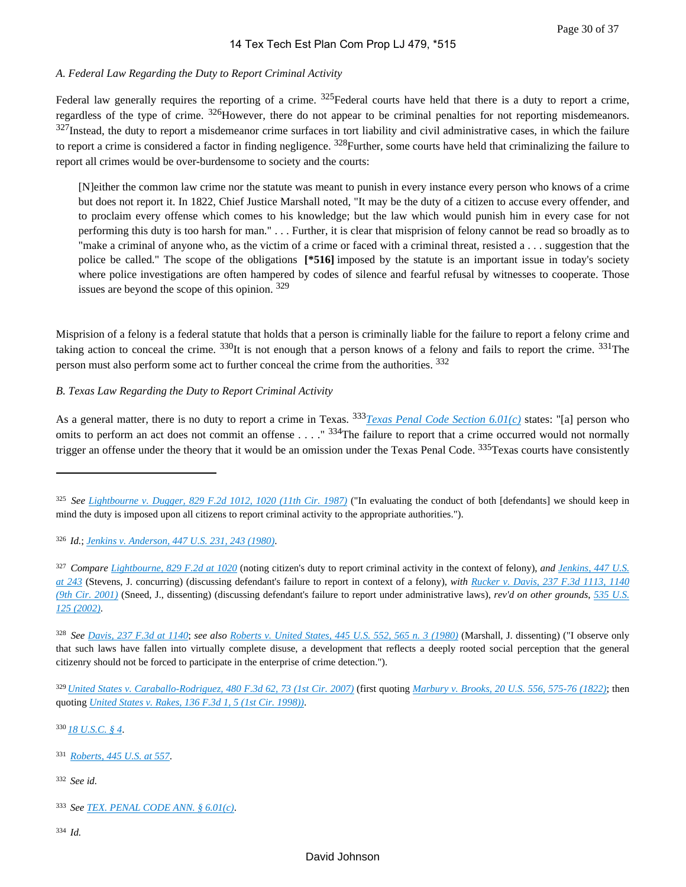### A. Federal Law Regarding the Duty to Report Criminal Activity

Federal law generally requires the reporting of a crime. [325] Federal courts have held that there is a duty to report a crime, regardless of the type of crime. [326] However, there do not appear to be criminal penalties for not reporting misdemeanors. [327] Instead, the duty to report a misdemeanor crime surfaces in tort liability and civil administrative cases, in which the failure to report a crime is considered a factor in finding negligence. [328] Further, some courts have held that criminalizing the failure to report all crimes would be over-burdensome to society and the courts:

> [N]either the common law crime nor the statute was meant to punish in every instance every person who knows of a crime but does not report it. In 1822, Chief Justice Marshall noted, "It may be the duty of a citizen to accuse every offender, and to proclaim every offense which comes to his knowledge; but the law which would punish him in every case for not performing this duty is too harsh for man." . . . Further, it is clear that misprision of felony cannot be read so broadly as to "make a criminal of anyone who, as the victim of a crime or faced with a criminal threat, resisted a . . . suggestion that the police be called." The scope of the obligations **[*516]** imposed by the statute is an important issue in today's society where police investigations are often hampered by codes of silence and fearful refusal by witnesses to cooperate. Those issues are beyond the scope of this opinion. [329]

Misprision of a felony is a federal statute that holds that a person is criminally liable for the failure to report a felony crime and taking action to conceal the crime. [330] It is not enough that a person knows of a felony and fails to report the crime. [331] The person must also perform some act to further conceal the crime from the authorities. [332]

### B. Texas Law Regarding the Duty to Report Criminal Activity

As a general matter, there is no duty to report a crime in Texas. [333] *Texas Penal Code Section 6.01(c)* states: "[a] person who omits to perform an act does not commit an offense . . . ." [334] The failure to report that a crime occurred would not normally trigger an offense under the theory that it would be an omission under the Texas Penal Code. [335] Texas courts have consistently

---

[325] *See* *Lightbourne v. Dugger, 829 F.2d 1012, 1020 (11th Cir. 1987)* ("In evaluating the conduct of both [defendants] we should keep in mind the duty is imposed upon all citizens to report criminal activity to the appropriate authorities.").

[326] *Id.*; *Jenkins v. Anderson, 447 U.S. 231, 243 (1980)*.

[327] *Compare* *Lightbourne, 829 F.2d at 1020* (noting citizen's duty to report criminal activity in the context of felony), *and* *Jenkins, 447 U.S. at 243* (Stevens, J. concurring) (discussing defendant's failure to report in context of a felony), *with* *Rucker v. Davis, 237 F.3d 1113, 1140 (9th Cir. 2001)* (Sneed, J., dissenting) (discussing defendant's failure to report under administrative laws), *rev'd on other grounds*, *535 U.S. 125 (2002)*.

[328] *See* *Davis, 237 F.3d at 1140*; *see also* *Roberts v. United States, 445 U.S. 552, 565 n. 3 (1980)* (Marshall, J. dissenting) ("I observe only that such laws have fallen into virtually complete disuse, a development that reflects a deeply rooted social perception that the general citizenry should not be forced to participate in the enterprise of crime detection.").

[329] *United States v. Caraballo-Rodriguez, 480 F.3d 62, 73 (1st Cir. 2007)* (first quoting *Marbury v. Brooks, 20 U.S. 556, 575-76 (1822)*; then quoting *United States v. Rakes, 136 F.3d 1, 5 (1st Cir. 1998))*.

[330] *18 U.S.C. § 4*.

[331] *Roberts, 445 U.S. at 557*.

[332] *See id.*

[333] *See* *TEX. PENAL CODE ANN. § 6.01(c)*.

[334] *Id.*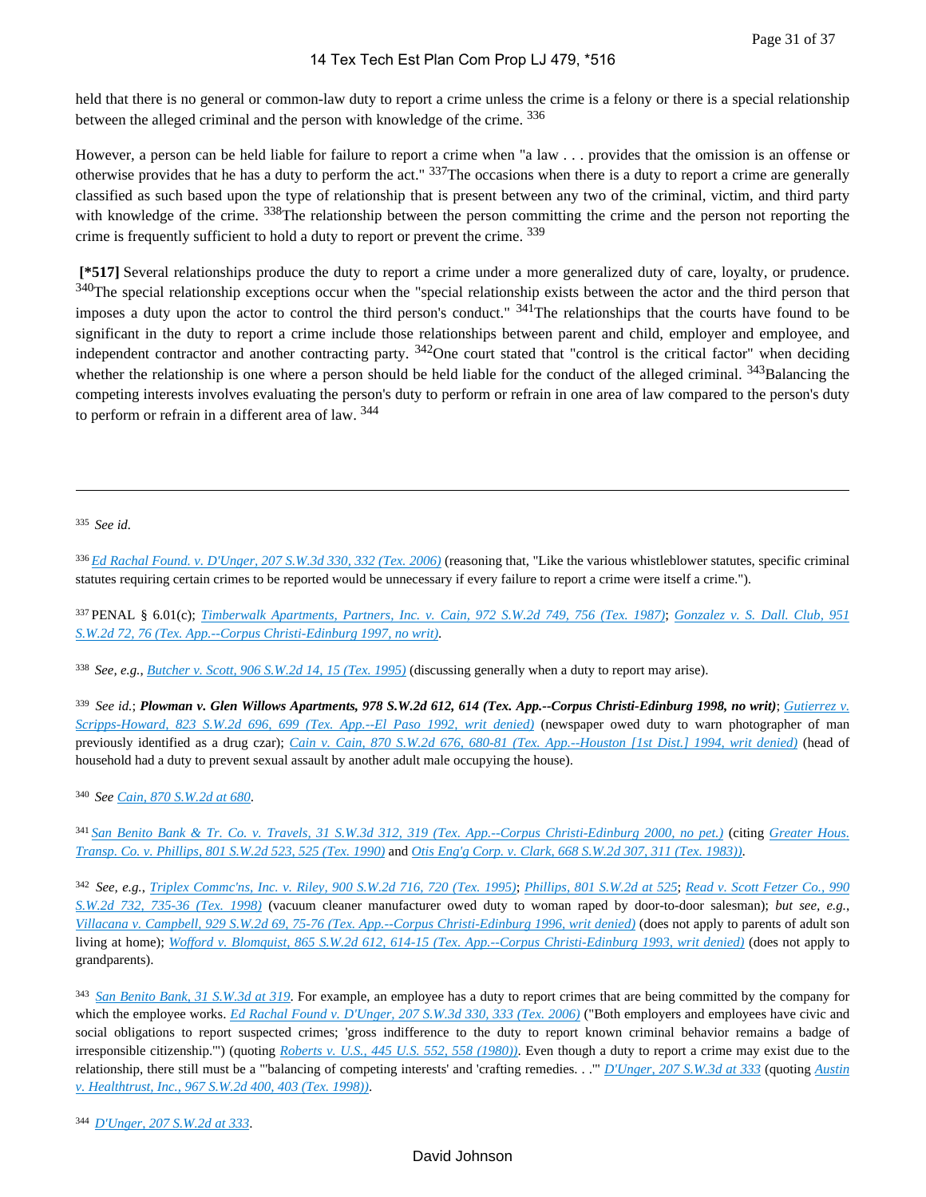held that there is no general or common-law duty to report a crime unless the crime is a felony or there is a special relationship between the alleged criminal and the person with knowledge of the crime. [336]

However, a person can be held liable for failure to report a crime when "a law . . . provides that the omission is an offense or otherwise provides that he has a duty to perform the act." [337]The occasions when there is a duty to report a crime are generally classified as such based upon the type of relationship that is present between any two of the criminal, victim, and third party with knowledge of the crime. [338]The relationship between the person committing the crime and the person not reporting the crime is frequently sufficient to hold a duty to report or prevent the crime. [339]

**[*517]** Several relationships produce the duty to report a crime under a more generalized duty of care, loyalty, or prudence. [340]The special relationship exceptions occur when the "special relationship exists between the actor and the third person that imposes a duty upon the actor to control the third person's conduct." [341]The relationships that the courts have found to be significant in the duty to report a crime include those relationships between parent and child, employer and employee, and independent contractor and another contracting party. [342]One court stated that "control is the critical factor" when deciding whether the relationship is one where a person should be held liable for the conduct of the alleged criminal. [343]Balancing the competing interests involves evaluating the person's duty to perform or refrain in one area of law compared to the person's duty to perform or refrain in a different area of law. [344]

---

[335] *See id.*

[336] *Ed Rachal Found. v. D'Unger, 207 S.W.3d 330, 332 (Tex. 2006)* (reasoning that, "Like the various whistleblower statutes, specific criminal statutes requiring certain crimes to be reported would be unnecessary if every failure to report a crime were itself a crime.").

[337] PENAL § 6.01(c); *Timberwalk Apartments, Partners, Inc. v. Cain, 972 S.W.2d 749, 756 (Tex. 1987)*; *Gonzalez v. S. Dall. Club, 951 S.W.2d 72, 76 (Tex. App.--Corpus Christi-Edinburg 1997, no writ)*.

[338] *See, e.g., Butcher v. Scott, 906 S.W.2d 14, 15 (Tex. 1995)* (discussing generally when a duty to report may arise).

[339] *See id.*; ***Plowman v. Glen Willows Apartments, 978 S.W.2d 612, 614 (Tex. App.--Corpus Christi-Edinburg 1998, no writ)***; *Gutierrez v. Scripps-Howard, 823 S.W.2d 696, 699 (Tex. App.--El Paso 1992, writ denied)* (newspaper owed duty to warn photographer of man previously identified as a drug czar); *Cain v. Cain, 870 S.W.2d 676, 680-81 (Tex. App.--Houston [1st Dist.] 1994, writ denied)* (head of household had a duty to prevent sexual assault by another adult male occupying the house).

[340] *See Cain, 870 S.W.2d at 680*.

[341] *San Benito Bank & Tr. Co. v. Travels, 31 S.W.3d 312, 319 (Tex. App.--Corpus Christi-Edinburg 2000, no pet.)* (citing *Greater Hous. Transp. Co. v. Phillips, 801 S.W.2d 523, 525 (Tex. 1990)* and *Otis Eng'g Corp. v. Clark, 668 S.W.2d 307, 311 (Tex. 1983))*.

[342] *See, e.g., Triplex Commc'ns, Inc. v. Riley, 900 S.W.2d 716, 720 (Tex. 1995)*; *Phillips, 801 S.W.2d at 525*; *Read v. Scott Fetzer Co., 990 S.W.2d 732, 735-36 (Tex. 1998)* (vacuum cleaner manufacturer owed duty to woman raped by door-to-door salesman); *but see, e.g., Villacana v. Campbell, 929 S.W.2d 69, 75-76 (Tex. App.--Corpus Christi-Edinburg 1996, writ denied)* (does not apply to parents of adult son living at home); *Wofford v. Blomquist, 865 S.W.2d 612, 614-15 (Tex. App.--Corpus Christi-Edinburg 1993, writ denied)* (does not apply to grandparents).

[343] *San Benito Bank, 31 S.W.3d at 319*. For example, an employee has a duty to report crimes that are being committed by the company for which the employee works. *Ed Rachal Found v. D'Unger, 207 S.W.3d 330, 333 (Tex. 2006)* ("Both employers and employees have civic and social obligations to report suspected crimes; 'gross indifference to the duty to report known criminal behavior remains a badge of irresponsible citizenship.'") (quoting *Roberts v. U.S., 445 U.S. 552, 558 (1980))*. Even though a duty to report a crime may exist due to the relationship, there still must be a "'balancing of competing interests' and 'crafting remedies. . .'" *D'Unger, 207 S.W.3d at 333* (quoting *Austin v. Healthtrust, Inc., 967 S.W.2d 400, 403 (Tex. 1998))*.

[344] *D'Unger, 207 S.W.2d at 333*.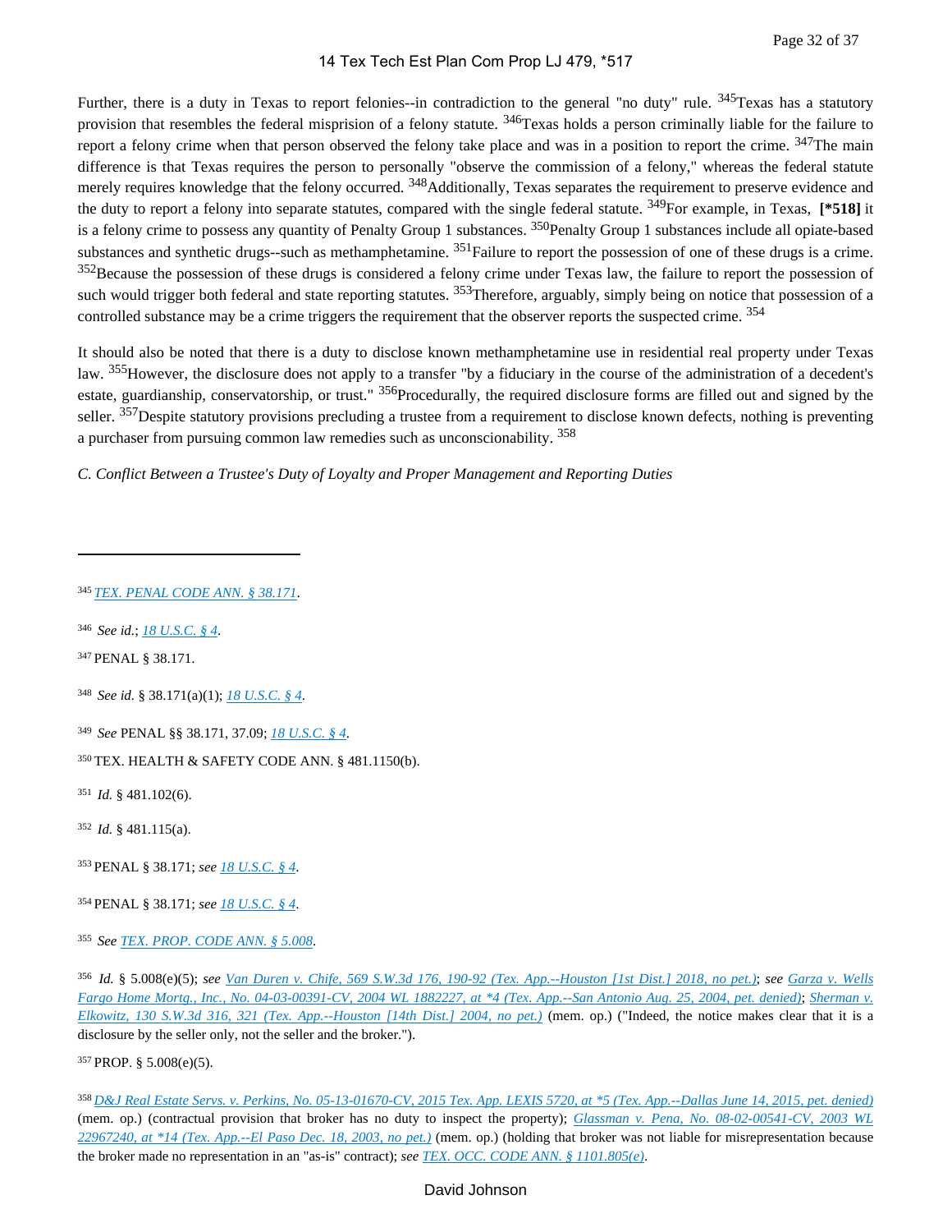Further, there is a duty in Texas to report felonies--in contradiction to the general "no duty" rule. [345]Texas has a statutory provision that resembles the federal misprision of a felony statute. [346]Texas holds a person criminally liable for the failure to report a felony crime when that person observed the felony take place and was in a position to report the crime. [347]The main difference is that Texas requires the person to personally "observe the commission of a felony," whereas the federal statute merely requires knowledge that the felony occurred. [348]Additionally, Texas separates the requirement to preserve evidence and the duty to report a felony into separate statutes, compared with the single federal statute. [349]For example, in Texas, **[*518]** it is a felony crime to possess any quantity of Penalty Group 1 substances. [350]Penalty Group 1 substances include all opiate-based substances and synthetic drugs--such as methamphetamine. [351]Failure to report the possession of one of these drugs is a crime. [352]Because the possession of these drugs is considered a felony crime under Texas law, the failure to report the possession of such would trigger both federal and state reporting statutes. [353]Therefore, arguably, simply being on notice that possession of a controlled substance may be a crime triggers the requirement that the observer reports the suspected crime. [354]

It should also be noted that there is a duty to disclose known methamphetamine use in residential real property under Texas law. [355]However, the disclosure does not apply to a transfer "by a fiduciary in the course of the administration of a decedent's estate, guardianship, conservatorship, or trust." [356]Procedurally, the required disclosure forms are filled out and signed by the seller. [357]Despite statutory provisions precluding a trustee from a requirement to disclose known defects, nothing is preventing a purchaser from pursuing common law remedies such as unconscionability. [358]

*C. Conflict Between a Trustee's Duty of Loyalty and Proper Management and Reporting Duties*

---

[345] *TEX. PENAL CODE ANN. § 38.171*.

[346] *See id.*; *18 U.S.C. § 4*.

[347] PENAL § 38.171.

[348] *See id.* § 38.171(a)(1); *18 U.S.C. § 4*.

[349] *See* PENAL §§ 38.171, 37.09; *18 U.S.C. § 4*.

[350] TEX. HEALTH & SAFETY CODE ANN. § 481.1150(b).

[351] *Id.* § 481.102(6).

[352] *Id.* § 481.115(a).

[353] PENAL § 38.171; *see 18 U.S.C. § 4*.

[354] PENAL § 38.171; *see 18 U.S.C. § 4*.

[355] *See TEX. PROP. CODE ANN. § 5.008*.

[356] *Id.* § 5.008(e)(5); *see Van Duren v. Chife, 569 S.W.3d 176, 190-92 (Tex. App.--Houston [1st Dist.] 2018, no pet.)*; *see Garza v. Wells Fargo Home Mortg., Inc., No. 04-03-00391-CV, 2004 WL 1882227, at *4 (Tex. App.--San Antonio Aug. 25, 2004, pet. denied)*; *Sherman v. Elkowitz, 130 S.W.3d 316, 321 (Tex. App.--Houston [14th Dist.] 2004, no pet.)* (mem. op.) ("Indeed, the notice makes clear that it is a disclosure by the seller only, not the seller and the broker.").

[357] PROP. § 5.008(e)(5).

[358] *D&J Real Estate Servs. v. Perkins, No. 05-13-01670-CV, 2015 Tex. App. LEXIS 5720, at *5 (Tex. App.--Dallas June 14, 2015, pet. denied)* (mem. op.) (contractual provision that broker has no duty to inspect the property); *Glassman v. Pena, No. 08-02-00541-CV, 2003 WL 22967240, at *14 (Tex. App.--El Paso Dec. 18, 2003, no pet.)* (mem. op.) (holding that broker was not liable for misrepresentation because the broker made no representation in an "as-is" contract); *see TEX. OCC. CODE ANN. § 1101.805(e)*.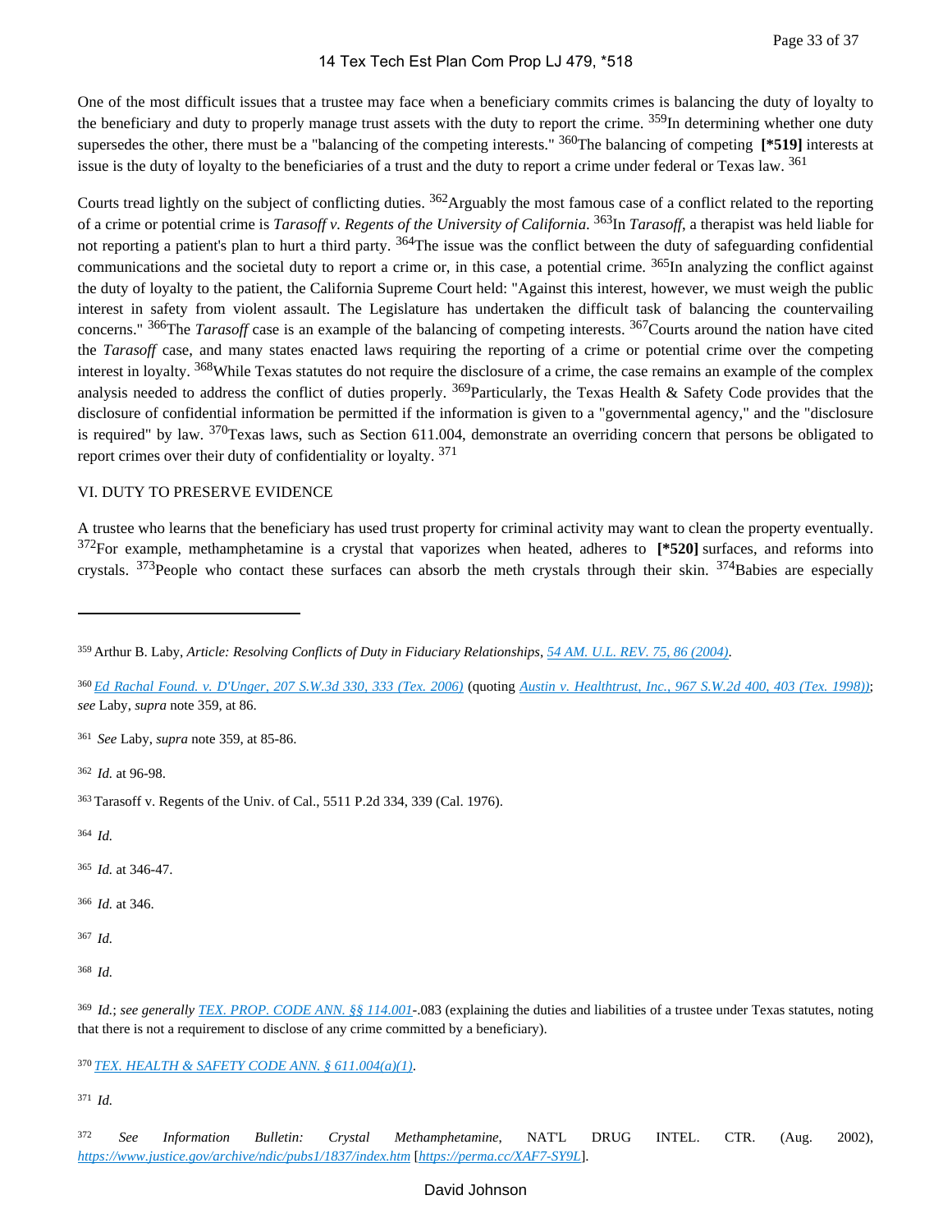One of the most difficult issues that a trustee may face when a beneficiary commits crimes is balancing the duty of loyalty to the beneficiary and duty to properly manage trust assets with the duty to report the crime. [359] In determining whether one duty supersedes the other, there must be a "balancing of the competing interests." [360] The balancing of competing **[*519]** interests at issue is the duty of loyalty to the beneficiaries of a trust and the duty to report a crime under federal or Texas law. [361]

Courts tread lightly on the subject of conflicting duties. [362] Arguably the most famous case of a conflict related to the reporting of a crime or potential crime is *Tarasoff v. Regents of the University of California*. [363] In *Tarasoff*, a therapist was held liable for not reporting a patient's plan to hurt a third party. [364] The issue was the conflict between the duty of safeguarding confidential communications and the societal duty to report a crime or, in this case, a potential crime. [365] In analyzing the conflict against the duty of loyalty to the patient, the California Supreme Court held: "Against this interest, however, we must weigh the public interest in safety from violent assault. The Legislature has undertaken the difficult task of balancing the countervailing concerns." [366] The *Tarasoff* case is an example of the balancing of competing interests. [367] Courts around the nation have cited the *Tarasoff* case, and many states enacted laws requiring the reporting of a crime or potential crime over the competing interest in loyalty. [368] While Texas statutes do not require the disclosure of a crime, the case remains an example of the complex analysis needed to address the conflict of duties properly. [369] Particularly, the Texas Health & Safety Code provides that the disclosure of confidential information be permitted if the information is given to a "governmental agency," and the "disclosure is required" by law. [370] Texas laws, such as Section 611.004, demonstrate an overriding concern that persons be obligated to report crimes over their duty of confidentiality or loyalty. [371]

## VI. DUTY TO PRESERVE EVIDENCE

A trustee who learns that the beneficiary has used trust property for criminal activity may want to clean the property eventually. [372] For example, methamphetamine is a crystal that vaporizes when heated, adheres to **[*520]** surfaces, and reforms into crystals. [373] People who contact these surfaces can absorb the meth crystals through their skin. [374] Babies are especially

---

[359] Arthur B. Laby, *Article: Resolving Conflicts of Duty in Fiduciary Relationships*, *54 AM. U.L. REV. 75, 86 (2004)*.

[360] *Ed Rachal Found. v. D'Unger, 207 S.W.3d 330, 333 (Tex. 2006)* (quoting *Austin v. Healthtrust, Inc., 967 S.W.2d 400, 403 (Tex. 1998)*); *see* Laby, *supra* note 359, at 86.

[361] *See* Laby, *supra* note 359, at 85-86.

[362] *Id.* at 96-98.

[363] Tarasoff v. Regents of the Univ. of Cal., 5511 P.2d 334, 339 (Cal. 1976).

[364] *Id.*

[365] *Id.* at 346-47.

[366] *Id.* at 346.

[367] *Id.*

[368] *Id.*

[369] *Id.*; *see generally* *TEX. PROP. CODE ANN. §§ 114.001*-.083 (explaining the duties and liabilities of a trustee under Texas statutes, noting that there is not a requirement to disclose of any crime committed by a beneficiary).

[370] *TEX. HEALTH & SAFETY CODE ANN. § 611.004(a)(1)*.

[371] *Id.*

[372] *See Information Bulletin: Crystal Methamphetamine*, NAT'L DRUG INTEL. CTR. (Aug. 2002), *https://www.justice.gov/archive/ndic/pubs1/1837/index.htm* [*https://perma.cc/XAF7-SY9L*].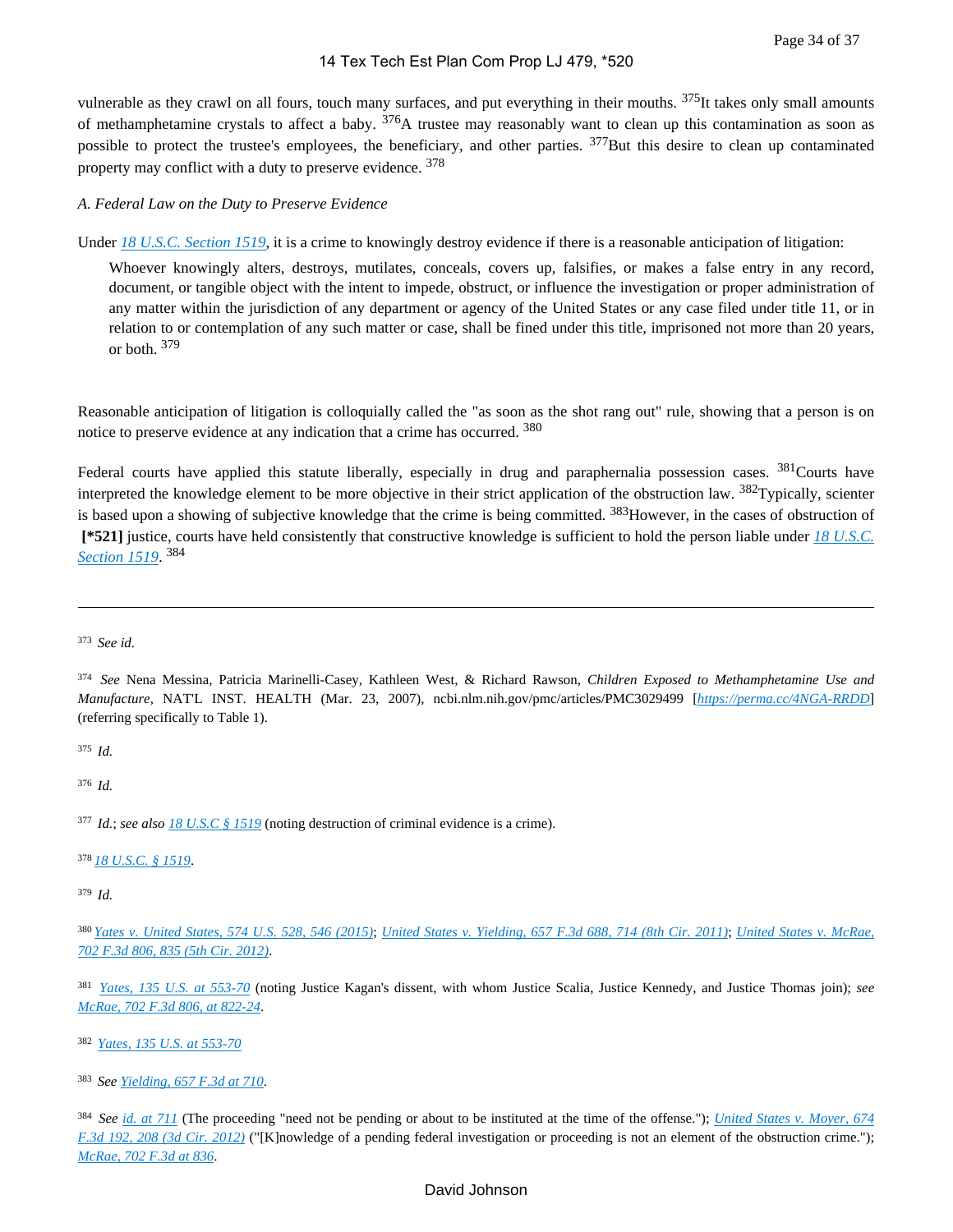vulnerable as they crawl on all fours, touch many surfaces, and put everything in their mouths. [375] It takes only small amounts of methamphetamine crystals to affect a baby. [376] A trustee may reasonably want to clean up this contamination as soon as possible to protect the trustee's employees, the beneficiary, and other parties. [377] But this desire to clean up contaminated property may conflict with a duty to preserve evidence. [378]

*A. Federal Law on the Duty to Preserve Evidence*

Under *18 U.S.C. Section 1519*, it is a crime to knowingly destroy evidence if there is a reasonable anticipation of litigation:

> Whoever knowingly alters, destroys, mutilates, conceals, covers up, falsifies, or makes a false entry in any record, document, or tangible object with the intent to impede, obstruct, or influence the investigation or proper administration of any matter within the jurisdiction of any department or agency of the United States or any case filed under title 11, or in relation to or contemplation of any such matter or case, shall be fined under this title, imprisoned not more than 20 years, or both. [379]

Reasonable anticipation of litigation is colloquially called the "as soon as the shot rang out" rule, showing that a person is on notice to preserve evidence at any indication that a crime has occurred. [380]

Federal courts have applied this statute liberally, especially in drug and paraphernalia possession cases. [381] Courts have interpreted the knowledge element to be more objective in their strict application of the obstruction law. [382] Typically, scienter is based upon a showing of subjective knowledge that the crime is being committed. [383] However, in the cases of obstruction of **[\*521]** justice, courts have held consistently that constructive knowledge is sufficient to hold the person liable under *18 U.S.C. Section 1519*. [384]

---

[373] *See id.*

[374] *See* Nena Messina, Patricia Marinelli-Casey, Kathleen West, & Richard Rawson, *Children Exposed to Methamphetamine Use and Manufacture*, NAT'L INST. HEALTH (Mar. 23, 2007), ncbi.nlm.nih.gov/pmc/articles/PMC3029499 [*https://perma.cc/4NGA-RRDD*] (referring specifically to Table 1).

[375] *Id.*

[376] *Id.*

[377] *Id.*; *see also* *18 U.S.C § 1519* (noting destruction of criminal evidence is a crime).

[378] *18 U.S.C. § 1519*.

[379] *Id.*

[380] *Yates v. United States, 574 U.S. 528, 546 (2015)*; *United States v. Yielding, 657 F.3d 688, 714 (8th Cir. 2011)*; *United States v. McRae, 702 F.3d 806, 835 (5th Cir. 2012)*.

[381] *Yates, 135 U.S. at 553-70* (noting Justice Kagan's dissent, with whom Justice Scalia, Justice Kennedy, and Justice Thomas join); *see McRae, 702 F.3d 806, at 822-24*.

[382] *Yates, 135 U.S. at 553-70*

[383] *See Yielding, 657 F.3d at 710*.

[384] *See id. at 711* (The proceeding "need not be pending or about to be instituted at the time of the offense."); *United States v. Moyer, 674 F.3d 192, 208 (3d Cir. 2012)* ("[K]nowledge of a pending federal investigation or proceeding is not an element of the obstruction crime."); *McRae, 702 F.3d at 836*.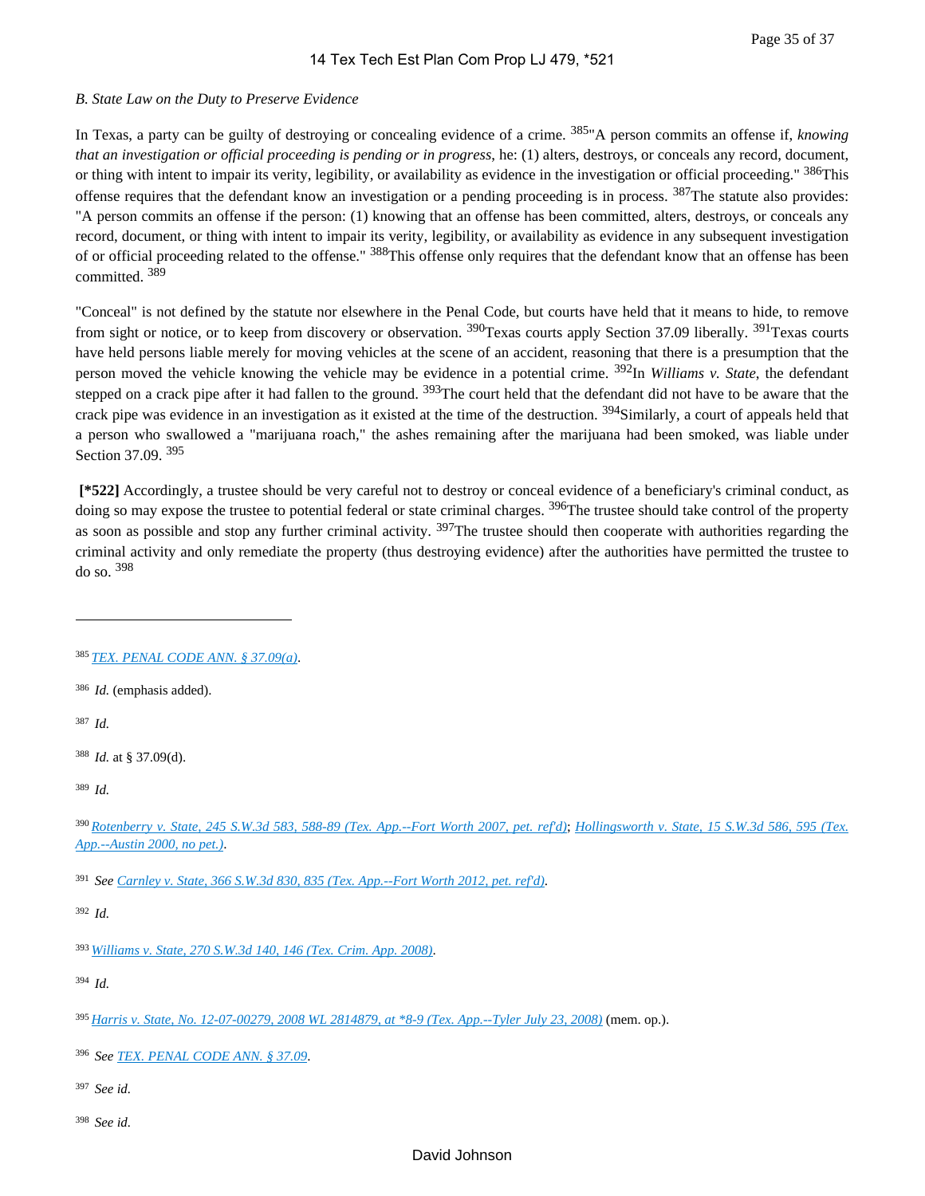*B. State Law on the Duty to Preserve Evidence*

In Texas, a party can be guilty of destroying or concealing evidence of a crime. [385] "A person commits an offense if, *knowing that an investigation or official proceeding is pending or in progress*, he: (1) alters, destroys, or conceals any record, document, or thing with intent to impair its verity, legibility, or availability as evidence in the investigation or official proceeding." [386] This offense requires that the defendant know an investigation or a pending proceeding is in process. [387] The statute also provides: "A person commits an offense if the person: (1) knowing that an offense has been committed, alters, destroys, or conceals any record, document, or thing with intent to impair its verity, legibility, or availability as evidence in any subsequent investigation of or official proceeding related to the offense." [388] This offense only requires that the defendant know that an offense has been committed. [389]

"Conceal" is not defined by the statute nor elsewhere in the Penal Code, but courts have held that it means to hide, to remove from sight or notice, or to keep from discovery or observation. [390] Texas courts apply Section 37.09 liberally. [391] Texas courts have held persons liable merely for moving vehicles at the scene of an accident, reasoning that there is a presumption that the person moved the vehicle knowing the vehicle may be evidence in a potential crime. [392] In *Williams v. State*, the defendant stepped on a crack pipe after it had fallen to the ground. [393] The court held that the defendant did not have to be aware that the crack pipe was evidence in an investigation as it existed at the time of the destruction. [394] Similarly, a court of appeals held that a person who swallowed a "marijuana roach," the ashes remaining after the marijuana had been smoked, was liable under Section 37.09. [395]

**[*522]** Accordingly, a trustee should be very careful not to destroy or conceal evidence of a beneficiary's criminal conduct, as doing so may expose the trustee to potential federal or state criminal charges. [396] The trustee should take control of the property as soon as possible and stop any further criminal activity. [397] The trustee should then cooperate with authorities regarding the criminal activity and only remediate the property (thus destroying evidence) after the authorities have permitted the trustee to do so. [398]

---

[385] *TEX. PENAL CODE ANN. § 37.09(a)*.

[386] *Id.* (emphasis added).

[387] *Id.*

[388] *Id.* at § 37.09(d).

[389] *Id.*

[390] *Rotenberry v. State, 245 S.W.3d 583, 588-89 (Tex. App.--Fort Worth 2007, pet. ref'd)*; *Hollingsworth v. State, 15 S.W.3d 586, 595 (Tex. App.--Austin 2000, no pet.)*.

[391] *See* Carnley v. State, 366 S.W.3d 830, 835 (Tex. App.--Fort Worth 2012, pet. ref'd).

[392] *Id.*

[393] *Williams v. State, 270 S.W.3d 140, 146 (Tex. Crim. App. 2008)*.

[394] *Id.*

[395] *Harris v. State, No. 12-07-00279, 2008 WL 2814879, at *8-9 (Tex. App.--Tyler July 23, 2008)* (mem. op.).

[396] *See* TEX. PENAL CODE ANN. § 37.09.

[397] *See id*.

[398] *See id*.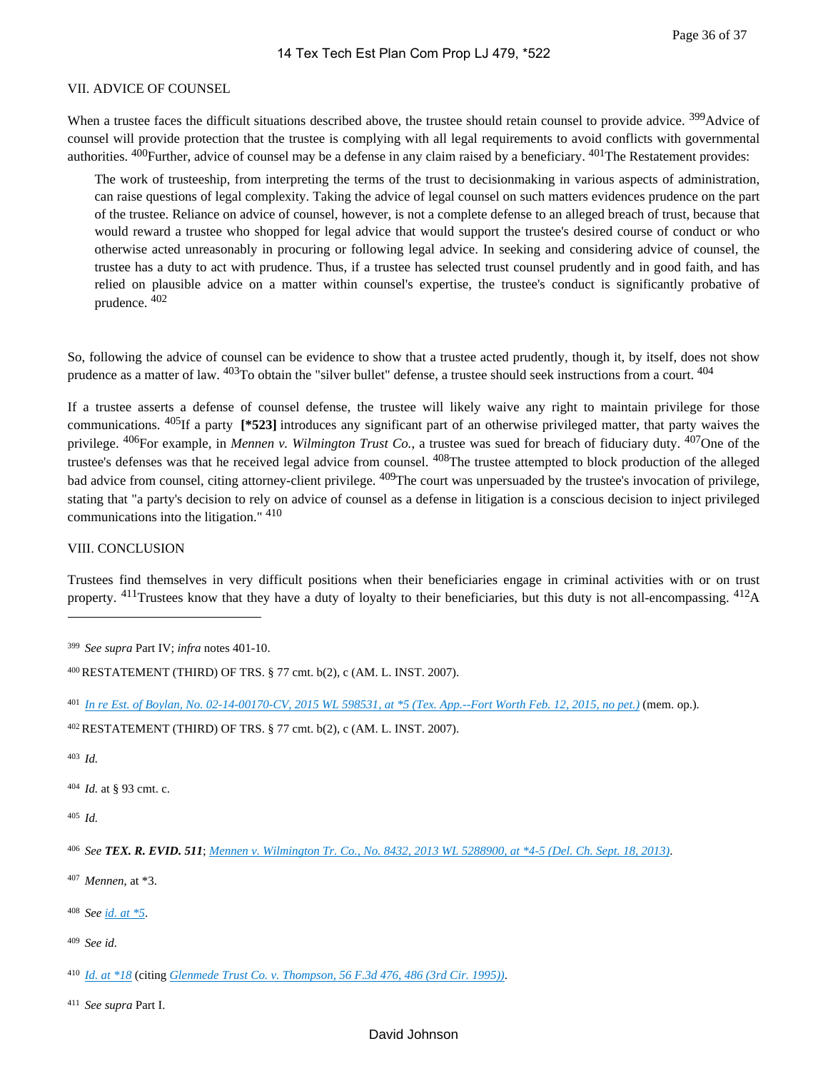## VII. ADVICE OF COUNSEL

When a trustee faces the difficult situations described above, the trustee should retain counsel to provide advice. [399] Advice of counsel will provide protection that the trustee is complying with all legal requirements to avoid conflicts with governmental authorities. [400] Further, advice of counsel may be a defense in any claim raised by a beneficiary. [401] The Restatement provides:

> The work of trusteeship, from interpreting the terms of the trust to decisionmaking in various aspects of administration, can raise questions of legal complexity. Taking the advice of legal counsel on such matters evidences prudence on the part of the trustee. Reliance on advice of counsel, however, is not a complete defense to an alleged breach of trust, because that would reward a trustee who shopped for legal advice that would support the trustee's desired course of conduct or who otherwise acted unreasonably in procuring or following legal advice. In seeking and considering advice of counsel, the trustee has a duty to act with prudence. Thus, if a trustee has selected trust counsel prudently and in good faith, and has relied on plausible advice on a matter within counsel's expertise, the trustee's conduct is significantly probative of prudence. [402]

So, following the advice of counsel can be evidence to show that a trustee acted prudently, though it, by itself, does not show prudence as a matter of law. [403] To obtain the "silver bullet" defense, a trustee should seek instructions from a court. [404]

If a trustee asserts a defense of counsel defense, the trustee will likely waive any right to maintain privilege for those communications. [405] If a party **[*523]** introduces any significant part of an otherwise privileged matter, that party waives the privilege. [406] For example, in *Mennen v. Wilmington Trust Co.*, a trustee was sued for breach of fiduciary duty. [407] One of the trustee's defenses was that he received legal advice from counsel. [408] The trustee attempted to block production of the alleged bad advice from counsel, citing attorney-client privilege. [409] The court was unpersuaded by the trustee's invocation of privilege, stating that "a party's decision to rely on advice of counsel as a defense in litigation is a conscious decision to inject privileged communications into the litigation." [410]

## VIII. CONCLUSION

Trustees find themselves in very difficult positions when their beneficiaries engage in criminal activities with or on trust property. [411] Trustees know that they have a duty of loyalty to their beneficiaries, but this duty is not all-encompassing. [412] A

---

[399] *See supra* Part IV; *infra* notes 401-10.

[400] RESTATEMENT (THIRD) OF TRS. § 77 cmt. b(2), c (AM. L. INST. 2007).

[401] *In re Est. of Boylan, No. 02-14-00170-CV, 2015 WL 598531, at *5 (Tex. App.--Fort Worth Feb. 12, 2015, no pet.)* (mem. op.).

[402] RESTATEMENT (THIRD) OF TRS. § 77 cmt. b(2), c (AM. L. INST. 2007).

[403] *Id.*

[404] *Id.* at § 93 cmt. c.

[405] *Id.*

[406] *See* ***TEX. R. EVID. 511***; *Mennen v. Wilmington Tr. Co., No. 8432, 2013 WL 5288900, at *4-5 (Del. Ch. Sept. 18, 2013)*.

[407] *Mennen*, at *3.

[408] *See id. at *5*.

[409] *See id*.

[410] *Id. at *18* (citing *Glenmede Trust Co. v. Thompson, 56 F.3d 476, 486 (3rd Cir. 1995))*.

[411] *See supra* Part I.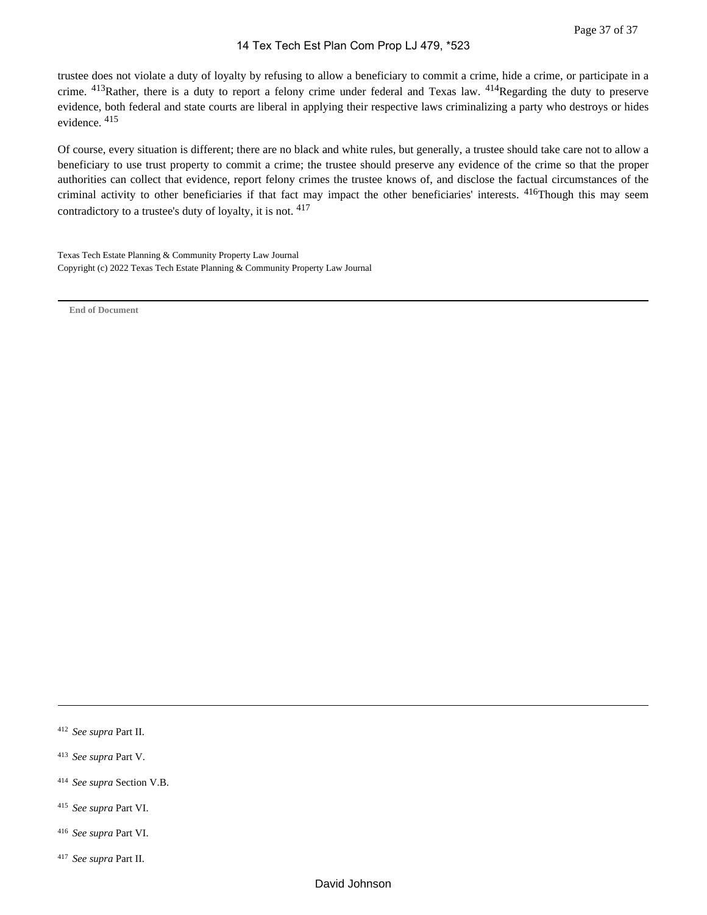trustee does not violate a duty of loyalty by refusing to allow a beneficiary to commit a crime, hide a crime, or participate in a crime. [413]Rather, there is a duty to report a felony crime under federal and Texas law. [414]Regarding the duty to preserve evidence, both federal and state courts are liberal in applying their respective laws criminalizing a party who destroys or hides evidence. [415]

Of course, every situation is different; there are no black and white rules, but generally, a trustee should take care not to allow a beneficiary to use trust property to commit a crime; the trustee should preserve any evidence of the crime so that the proper authorities can collect that evidence, report felony crimes the trustee knows of, and disclose the factual circumstances of the criminal activity to other beneficiaries if that fact may impact the other beneficiaries' interests. [416]Though this may seem contradictory to a trustee's duty of loyalty, it is not. [417]

Texas Tech Estate Planning & Community Property Law Journal
Copyright (c) 2022 Texas Tech Estate Planning & Community Property Law Journal

**End of Document**

---

[412] *See supra* Part II.

[413] *See supra* Part V.

[414] *See supra* Section V.B.

[415] *See supra* Part VI.

[416] *See supra* Part VI.

[417] *See supra* Part II.